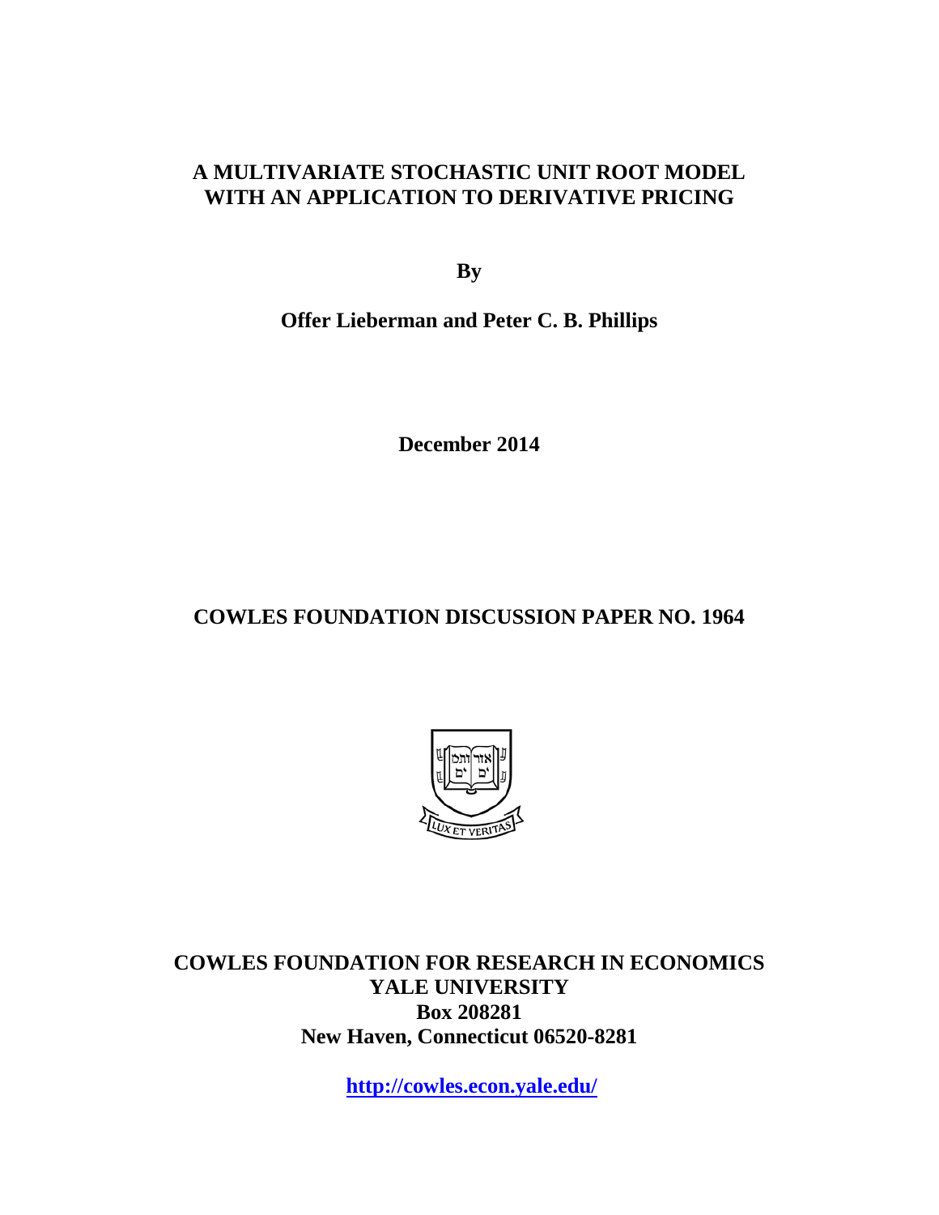# A MULTIVARIATE STOCHASTIC UNIT ROOT MODEL WITH AN APPLICATION TO DERIVATIVE PRICING

**By**

**Offer Lieberman and Peter C. B. Phillips**

**December 2014**

**COWLES FOUNDATION DISCUSSION PAPER NO. 1964**

**COWLES FOUNDATION FOR RESEARCH IN ECONOMICS**
**YALE UNIVERSITY**
**Box 208281**
**New Haven, Connecticut 06520-8281**

**http://cowles.econ.yale.edu/**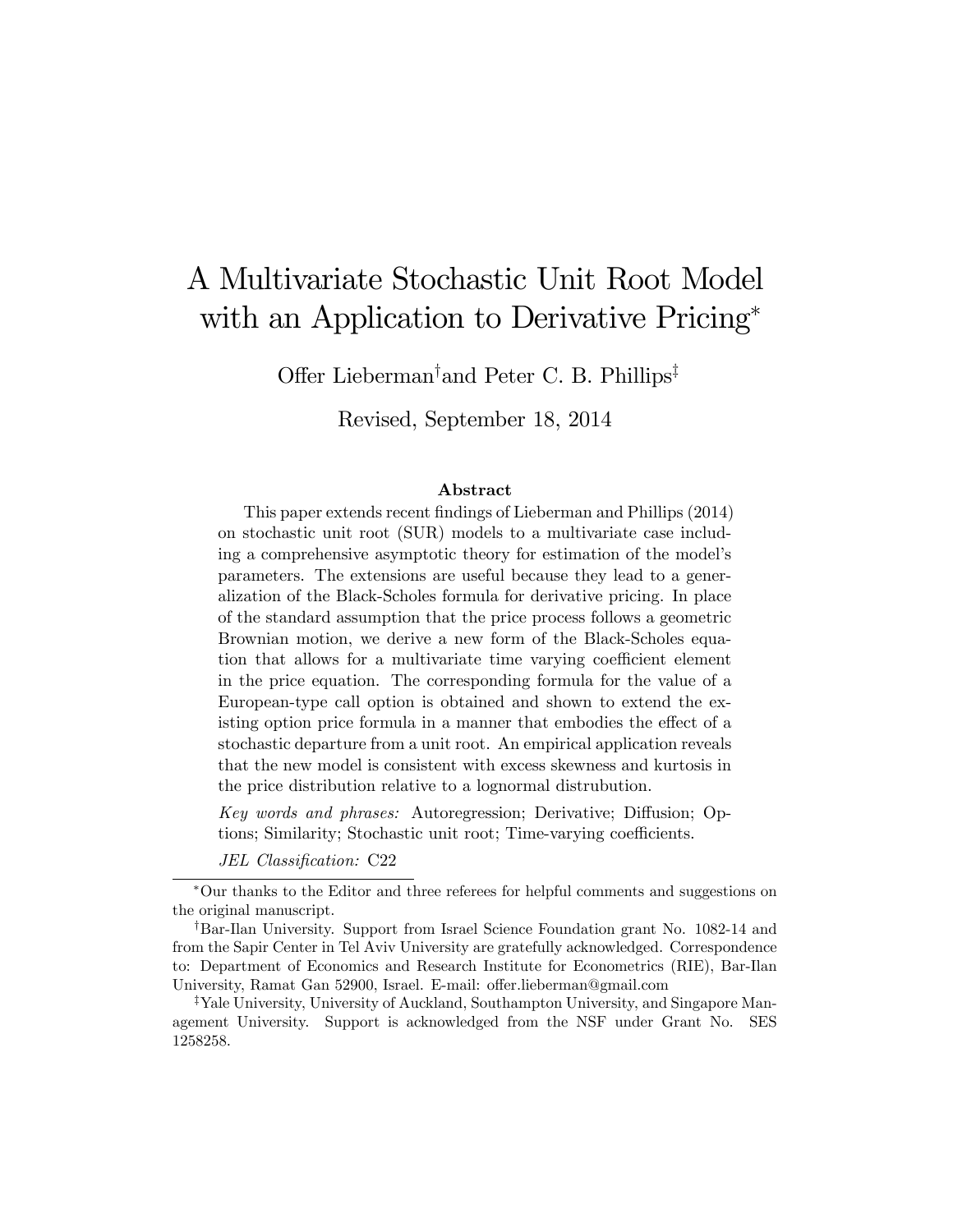# A Multivariate Stochastic Unit Root Model with an Application to Derivative Pricing[*]

Offer Lieberman[†] and Peter C. B. Phillips[‡]

Revised, September 18, 2014

### Abstract

This paper extends recent findings of Lieberman and Phillips (2014) on stochastic unit root (SUR) models to a multivariate case including a comprehensive asymptotic theory for estimation of the model's parameters. The extensions are useful because they lead to a generalization of the Black-Scholes formula for derivative pricing. In place of the standard assumption that the price process follows a geometric Brownian motion, we derive a new form of the Black-Scholes equation that allows for a multivariate time varying coefficient element in the price equation. The corresponding formula for the value of a European-type call option is obtained and shown to extend the existing option price formula in a manner that embodies the effect of a stochastic departure from a unit root. An empirical application reveals that the new model is consistent with excess skewness and kurtosis in the price distribution relative to a lognormal distrubution.

*Key words and phrases:* Autoregression; Derivative; Diffusion; Options; Similarity; Stochastic unit root; Time-varying coefficients.

*JEL Classification:* C22

---

[*] Our thanks to the Editor and three referees for helpful comments and suggestions on the original manuscript.

[†] Bar-Ilan University. Support from Israel Science Foundation grant No. 1082-14 and from the Sapir Center in Tel Aviv University are gratefully acknowledged. Correspondence to: Department of Economics and Research Institute for Econometrics (RIE), Bar-Ilan University, Ramat Gan 52900, Israel. E-mail: offer.lieberman@gmail.com

[‡] Yale University, University of Auckland, Southampton University, and Singapore Management University. Support is acknowledged from the NSF under Grant No. SES 1258258.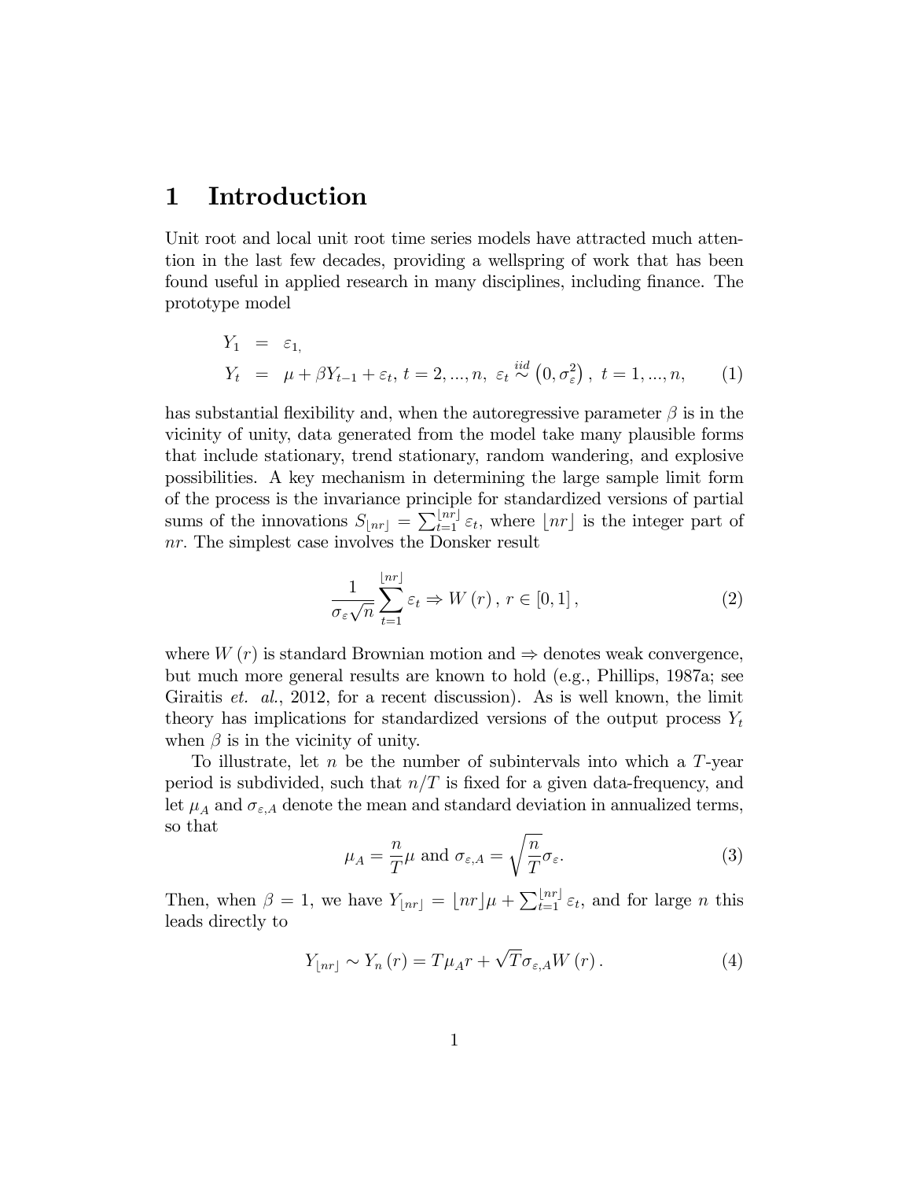# 1 Introduction

Unit root and local unit root time series models have attracted much attention in the last few decades, providing a wellspring of work that has been found useful in applied research in many disciplines, including finance. The prototype model

$$
\begin{aligned}
Y_1 &= \varepsilon_{1,} \\
Y_t &= \mu + \beta Y_{t-1} + \varepsilon_t,\ t = 2, ..., n,\ \varepsilon_t \overset{iid}{\sim} \left(0, \sigma_\varepsilon^2\right),\ t = 1, ..., n,
\end{aligned} \tag{1}
$$

has substantial flexibility and, when the autoregressive parameter $\beta$ is in the vicinity of unity, data generated from the model take many plausible forms that include stationary, trend stationary, random wandering, and explosive possibilities. A key mechanism in determining the large sample limit form of the process is the invariance principle for standardized versions of partial sums of the innovations $S_{\lfloor nr \rfloor} = \sum_{t=1}^{\lfloor nr \rfloor} \varepsilon_t$, where $\lfloor nr \rfloor$ is the integer part of $nr$. The simplest case involves the Donsker result

$$
\frac{1}{\sigma_\varepsilon \sqrt{n}} \sum_{t=1}^{\lfloor nr \rfloor} \varepsilon_t \Rightarrow W(r),\ r \in [0, 1], \tag{2}
$$

where $W(r)$ is standard Brownian motion and $\Rightarrow$ denotes weak convergence, but much more general results are known to hold (e.g., Phillips, 1987a; see Giraitis *et. al.*, 2012, for a recent discussion). As is well known, the limit theory has implications for standardized versions of the output process $Y_t$ when $\beta$ is in the vicinity of unity.

To illustrate, let $n$ be the number of subintervals into which a $T$-year period is subdivided, such that $n/T$ is fixed for a given data-frequency, and let $\mu_A$ and $\sigma_{\varepsilon,A}$ denote the mean and standard deviation in annualized terms, so that

$$
\mu_A = \frac{n}{T}\mu \text{ and } \sigma_{\varepsilon,A} = \sqrt{\frac{n}{T}}\sigma_\varepsilon. \tag{3}
$$

Then, when $\beta = 1$, we have $Y_{\lfloor nr \rfloor} = \lfloor nr \rfloor \mu + \sum_{t=1}^{\lfloor nr \rfloor} \varepsilon_t$, and for large $n$ this leads directly to

$$
Y_{\lfloor nr \rfloor} \sim Y_n(r) = T\mu_A r + \sqrt{T}\sigma_{\varepsilon,A} W(r). \tag{4}
$$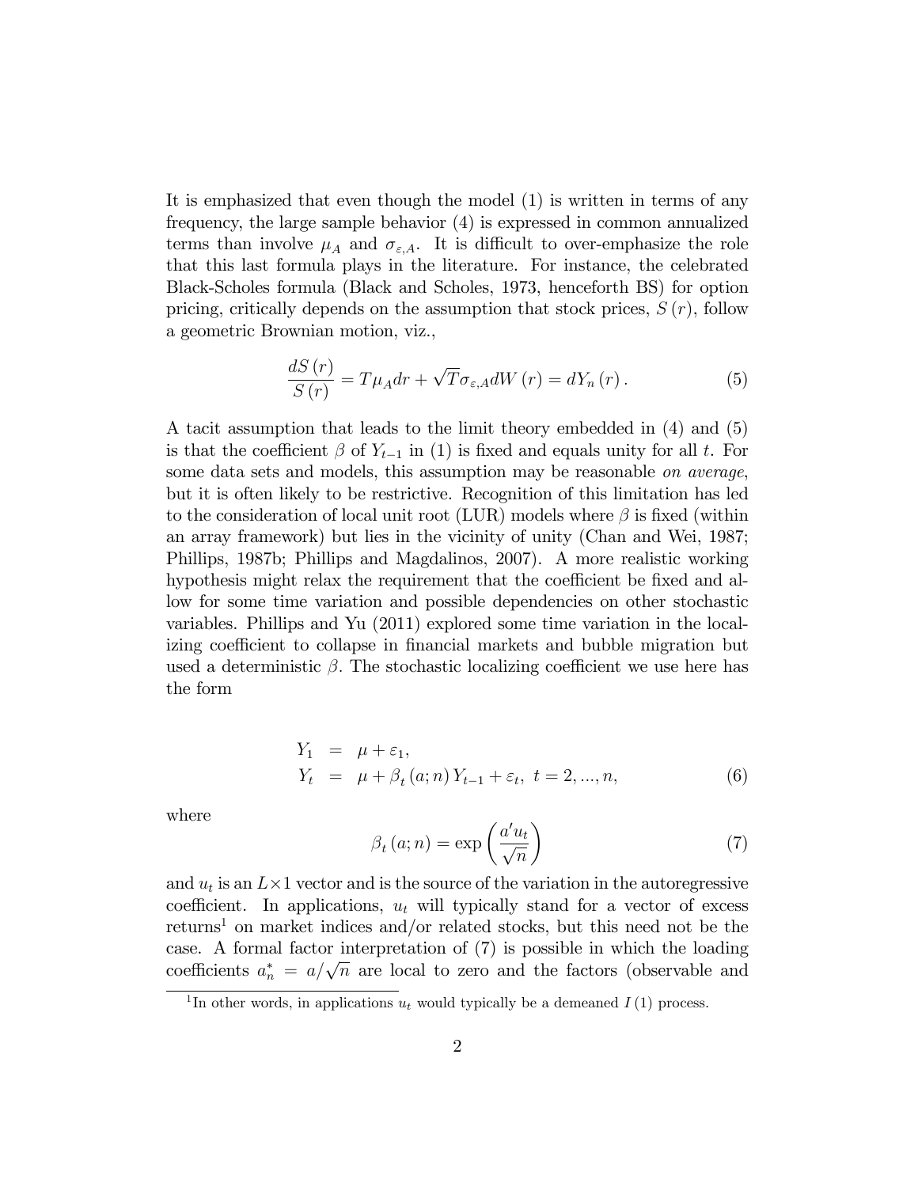It is emphasized that even though the model (1) is written in terms of any frequency, the large sample behavior (4) is expressed in common annualized terms than involve $\mu_A$ and $\sigma_{\varepsilon,A}$. It is difficult to over-emphasize the role that this last formula plays in the literature. For instance, the celebrated Black-Scholes formula (Black and Scholes, 1973, henceforth BS) for option pricing, critically depends on the assumption that stock prices, $S(r)$, follow a geometric Brownian motion, viz.,

$$\frac{dS(r)}{S(r)} = T\mu_A dr + \sqrt{T}\sigma_{\varepsilon,A} dW(r) = dY_n(r). \tag{5}$$

A tacit assumption that leads to the limit theory embedded in (4) and (5) is that the coefficient $\beta$ of $Y_{t-1}$ in (1) is fixed and equals unity for all $t$. For some data sets and models, this assumption may be reasonable *on average*, but it is often likely to be restrictive. Recognition of this limitation has led to the consideration of local unit root (LUR) models where $\beta$ is fixed (within an array framework) but lies in the vicinity of unity (Chan and Wei, 1987; Phillips, 1987b; Phillips and Magdalinos, 2007). A more realistic working hypothesis might relax the requirement that the coefficient be fixed and allow for some time variation and possible dependencies on other stochastic variables. Phillips and Yu (2011) explored some time variation in the localizing coefficient to collapse in financial markets and bubble migration but used a deterministic $\beta$. The stochastic localizing coefficient we use here has the form

$$\begin{aligned} Y_1 &= \mu + \varepsilon_1, \\ Y_t &= \mu + \beta_t(a;n) Y_{t-1} + \varepsilon_t, \ t = 2, ..., n, \end{aligned} \tag{6}$$

where

$$\beta_t(a;n) = \exp\left(\frac{a' u_t}{\sqrt{n}}\right) \tag{7}$$

and $u_t$ is an $L \times 1$ vector and is the source of the variation in the autoregressive coefficient. In applications, $u_t$ will typically stand for a vector of excess returns[1] on market indices and/or related stocks, but this need not be the case. A formal factor interpretation of (7) is possible in which the loading coefficients $a_n^* = a/\sqrt{n}$ are local to zero and the factors (observable and

[1] In other words, in applications $u_t$ would typically be a demeaned $I(1)$ process.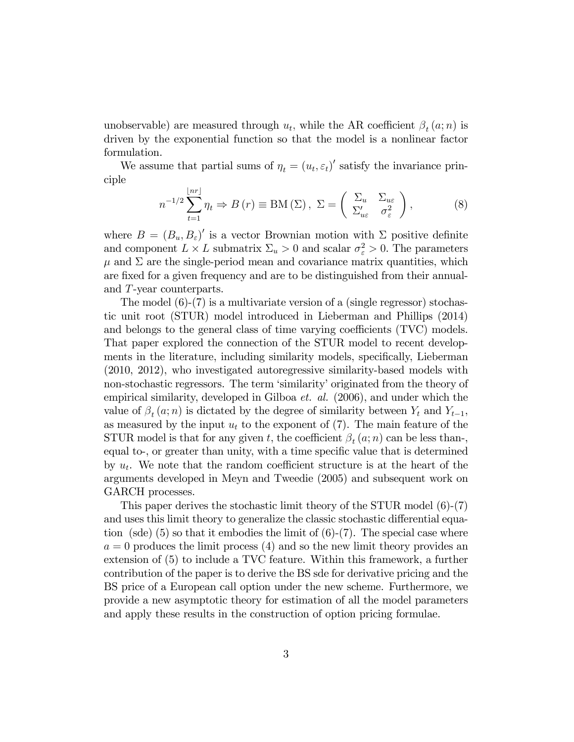unobservable) are measured through $u_t$, while the AR coefficient $\beta_t(a;n)$ is driven by the exponential function so that the model is a nonlinear factor formulation.

We assume that partial sums of $\eta_t = (u_t, \varepsilon_t)'$ satisfy the invariance principle

$$n^{-1/2}\sum_{t=1}^{\lfloor nr \rfloor} \eta_t \Rightarrow B(r) \equiv \mathrm{BM}(\Sigma), \; \Sigma = \begin{pmatrix} \Sigma_u & \Sigma_{u\varepsilon} \\ \Sigma_{u\varepsilon}' & \sigma_\varepsilon^2 \end{pmatrix}, \tag{8}$$

where $B = (B_u, B_\varepsilon)'$ is a vector Brownian motion with $\Sigma$ positive definite and component $L \times L$ submatrix $\Sigma_u > 0$ and scalar $\sigma_\varepsilon^2 > 0$. The parameters $\mu$ and $\Sigma$ are the single-period mean and covariance matrix quantities, which are fixed for a given frequency and are to be distinguished from their annual- and $T$-year counterparts.

The model (6)-(7) is a multivariate version of a (single regressor) stochastic unit root (STUR) model introduced in Lieberman and Phillips (2014) and belongs to the general class of time varying coefficients (TVC) models. That paper explored the connection of the STUR model to recent developments in the literature, including similarity models, specifically, Lieberman (2010, 2012), who investigated autoregressive similarity-based models with non-stochastic regressors. The term 'similarity' originated from the theory of empirical similarity, developed in Gilboa *et. al.* (2006), and under which the value of $\beta_t(a;n)$ is dictated by the degree of similarity between $Y_t$ and $Y_{t-1}$, as measured by the input $u_t$ to the exponent of (7). The main feature of the STUR model is that for any given $t$, the coefficient $\beta_t(a;n)$ can be less than-, equal to-, or greater than unity, with a time specific value that is determined by $u_t$. We note that the random coefficient structure is at the heart of the arguments developed in Meyn and Tweedie (2005) and subsequent work on GARCH processes.

This paper derives the stochastic limit theory of the STUR model (6)-(7) and uses this limit theory to generalize the classic stochastic differential equation (sde) (5) so that it embodies the limit of (6)-(7). The special case where $a = 0$ produces the limit process (4) and so the new limit theory provides an extension of (5) to include a TVC feature. Within this framework, a further contribution of the paper is to derive the BS sde for derivative pricing and the BS price of a European call option under the new scheme. Furthermore, we provide a new asymptotic theory for estimation of all the model parameters and apply these results in the construction of option pricing formulae.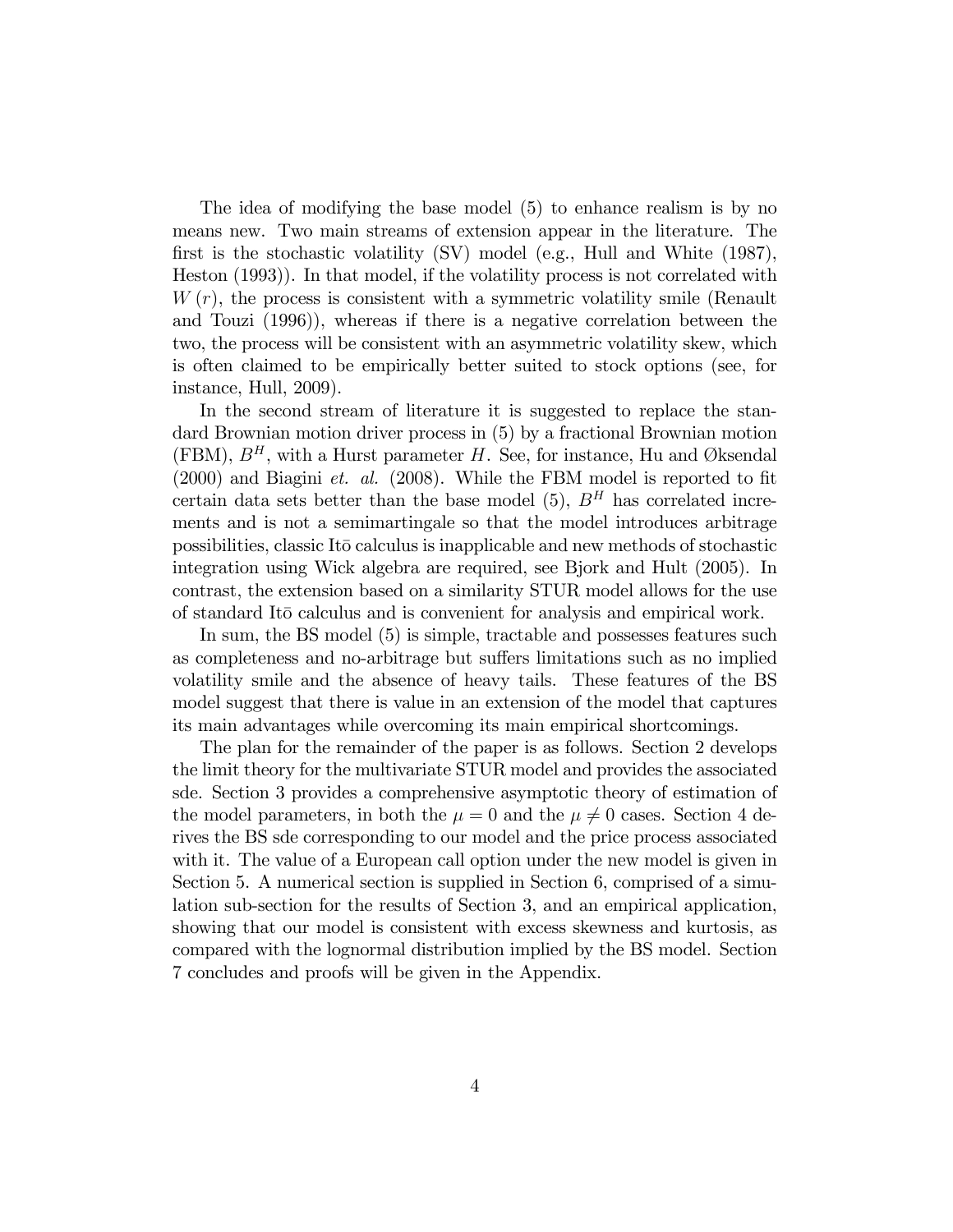The idea of modifying the base model (5) to enhance realism is by no means new. Two main streams of extension appear in the literature. The first is the stochastic volatility (SV) model (e.g., Hull and White (1987), Heston (1993)). In that model, if the volatility process is not correlated with $W(r)$, the process is consistent with a symmetric volatility smile (Renault and Touzi (1996)), whereas if there is a negative correlation between the two, the process will be consistent with an asymmetric volatility skew, which is often claimed to be empirically better suited to stock options (see, for instance, Hull, 2009).

In the second stream of literature it is suggested to replace the standard Brownian motion driver process in (5) by a fractional Brownian motion (FBM), $B^H$, with a Hurst parameter $H$. See, for instance, Hu and Øksendal (2000) and Biagini *et. al.* (2008). While the FBM model is reported to fit certain data sets better than the base model (5), $B^H$ has correlated increments and is not a semimartingale so that the model introduces arbitrage possibilities, classic Itō calculus is inapplicable and new methods of stochastic integration using Wick algebra are required, see Bjork and Hult (2005). In contrast, the extension based on a similarity STUR model allows for the use of standard Itō calculus and is convenient for analysis and empirical work.

In sum, the BS model (5) is simple, tractable and possesses features such as completeness and no-arbitrage but suffers limitations such as no implied volatility smile and the absence of heavy tails. These features of the BS model suggest that there is value in an extension of the model that captures its main advantages while overcoming its main empirical shortcomings.

The plan for the remainder of the paper is as follows. Section 2 develops the limit theory for the multivariate STUR model and provides the associated sde. Section 3 provides a comprehensive asymptotic theory of estimation of the model parameters, in both the $\mu = 0$ and the $\mu \neq 0$ cases. Section 4 derives the BS sde corresponding to our model and the price process associated with it. The value of a European call option under the new model is given in Section 5. A numerical section is supplied in Section 6, comprised of a simulation sub-section for the results of Section 3, and an empirical application, showing that our model is consistent with excess skewness and kurtosis, as compared with the lognormal distribution implied by the BS model. Section 7 concludes and proofs will be given in the Appendix.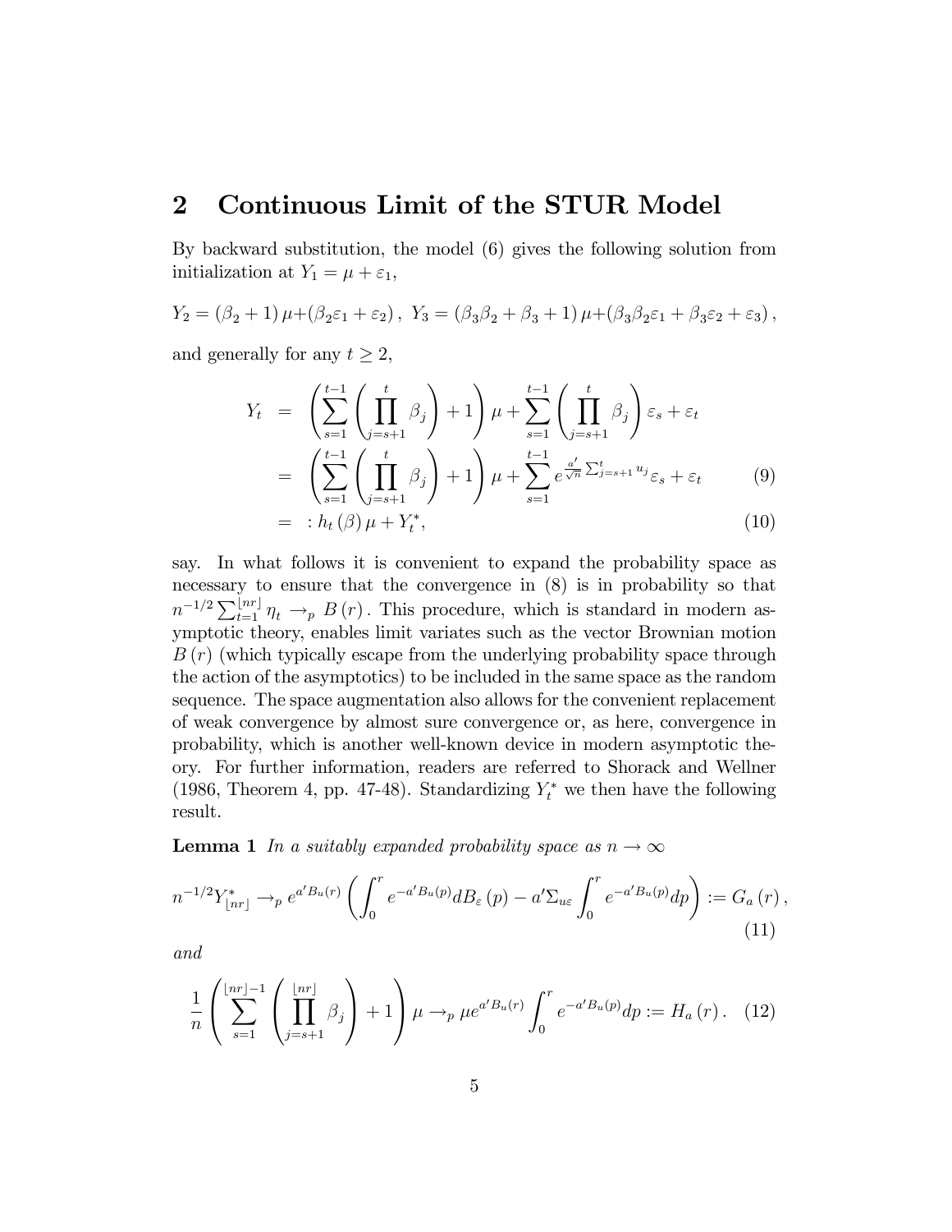## 2 Continuous Limit of the STUR Model

By backward substitution, the model (6) gives the following solution from initialization at $Y_1 = \mu + \varepsilon_1$,

$$Y_2 = (\beta_2 + 1)\,\mu + (\beta_2\varepsilon_1 + \varepsilon_2)\,,\; Y_3 = (\beta_3\beta_2 + \beta_3 + 1)\,\mu + (\beta_3\beta_2\varepsilon_1 + \beta_3\varepsilon_2 + \varepsilon_3)\,,$$

and generally for any $t \geq 2$,

$$\begin{aligned}
Y_t &= \left(\sum_{s=1}^{t-1}\left(\prod_{j=s+1}^{t}\beta_j\right)+1\right)\mu + \sum_{s=1}^{t-1}\left(\prod_{j=s+1}^{t}\beta_j\right)\varepsilon_s + \varepsilon_t \\
&= \left(\sum_{s=1}^{t-1}\left(\prod_{j=s+1}^{t}\beta_j\right)+1\right)\mu + \sum_{s=1}^{t-1} e^{\frac{a'}{\sqrt{n}}\sum_{j=s+1}^{t}u_j}\varepsilon_s + \varepsilon_t \qquad (9)\\
&=: h_t(\beta)\,\mu + Y_t^*, \qquad (10)
\end{aligned}$$

say. In what follows it is convenient to expand the probability space as necessary to ensure that the convergence in (8) is in probability so that $n^{-1/2}\sum_{t=1}^{\lfloor nr \rfloor}\eta_t \rightarrow_p B(r)$. This procedure, which is standard in modern asymptotic theory, enables limit variates such as the vector Brownian motion $B(r)$ (which typically escape from the underlying probability space through the action of the asymptotics) to be included in the same space as the random sequence. The space augmentation also allows for the convenient replacement of weak convergence by almost sure convergence or, as here, convergence in probability, which is another well-known device in modern asymptotic theory. For further information, readers are referred to Shorack and Wellner (1986, Theorem 4, pp. 47-48). Standardizing $Y_t^*$ we then have the following result.

**Lemma 1** *In a suitably expanded probability space as $n \to \infty$*

$$n^{-1/2}Y_{\lfloor nr \rfloor}^* \rightarrow_p e^{a'B_u(r)}\left(\int_0^r e^{-a'B_u(p)}dB_\varepsilon(p) - a'\Sigma_{u\varepsilon}\int_0^r e^{-a'B_u(p)}dp\right) := G_a(r)\,, \qquad (11)$$

*and*

$$\frac{1}{n}\left(\sum_{s=1}^{\lfloor nr \rfloor - 1}\left(\prod_{j=s+1}^{\lfloor nr \rfloor}\beta_j\right)+1\right)\mu \rightarrow_p \mu e^{a'B_u(r)}\int_0^r e^{-a'B_u(p)}dp := H_a(r)\,. \qquad (12)$$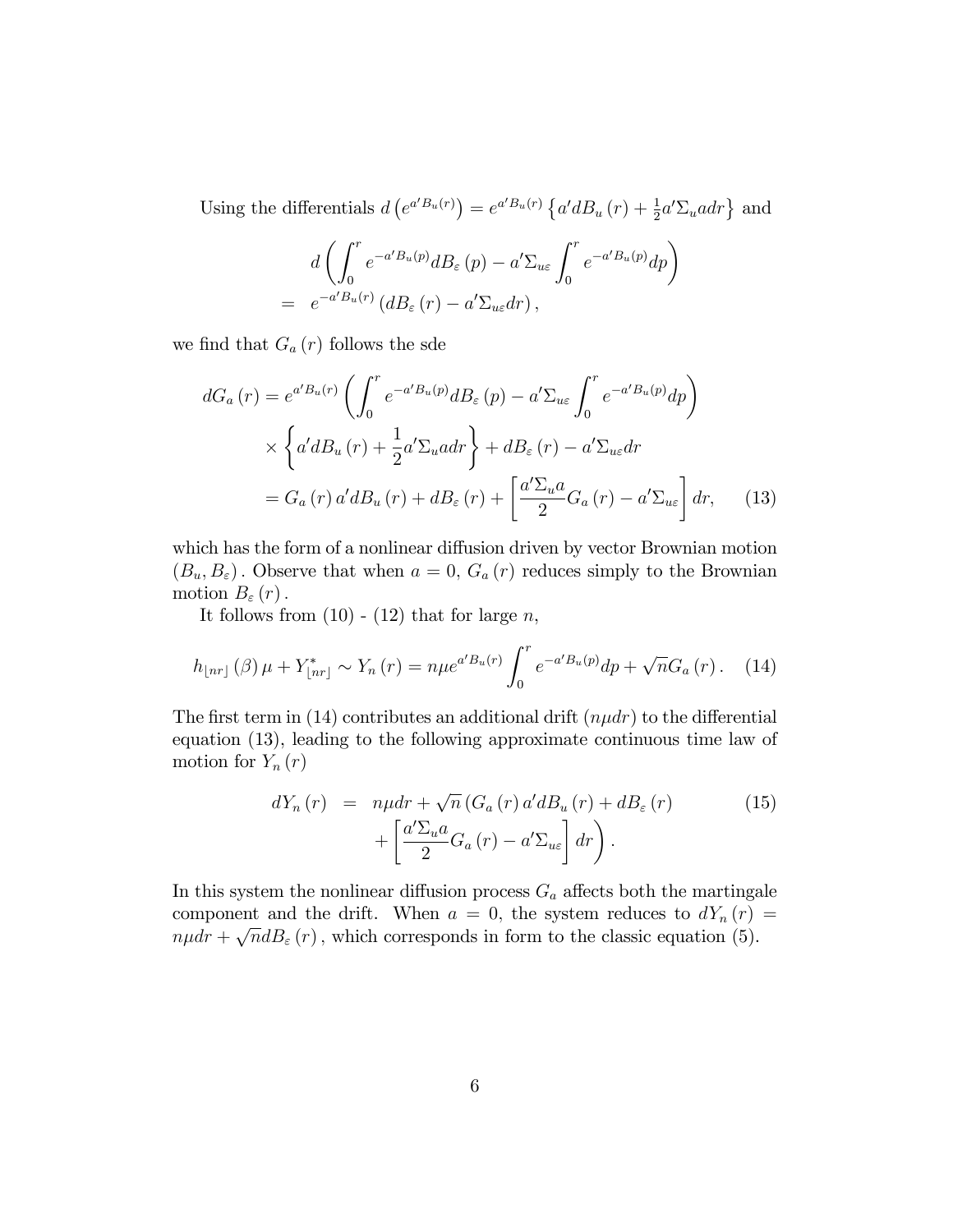Using the differentials $d\left(e^{a'B_u(r)}\right) = e^{a'B_u(r)}\left\{a'dB_u(r) + \frac{1}{2}a'\Sigma_u a dr\right\}$ and

$$
\begin{aligned}
& d\left(\int_0^r e^{-a'B_u(p)}dB_\varepsilon(p) - a'\Sigma_{u\varepsilon}\int_0^r e^{-a'B_u(p)}dp\right) \\
= \;& e^{-a'B_u(r)}\left(dB_\varepsilon(r) - a'\Sigma_{u\varepsilon}dr\right),
\end{aligned}
$$

we find that $G_a(r)$ follows the sde

$$
\begin{aligned}
dG_a(r) &= e^{a'B_u(r)}\left(\int_0^r e^{-a'B_u(p)}dB_\varepsilon(p) - a'\Sigma_{u\varepsilon}\int_0^r e^{-a'B_u(p)}dp\right) \\
&\quad \times \left\{a'dB_u(r) + \frac{1}{2}a'\Sigma_u a dr\right\} + dB_\varepsilon(r) - a'\Sigma_{u\varepsilon}dr \\
&= G_a(r)\,a'dB_u(r) + dB_\varepsilon(r) + \left[\frac{a'\Sigma_u a}{2}G_a(r) - a'\Sigma_{u\varepsilon}\right]dr, \qquad (13)
\end{aligned}
$$

which has the form of a nonlinear diffusion driven by vector Brownian motion $(B_u, B_\varepsilon)$. Observe that when $a = 0$, $G_a(r)$ reduces simply to the Brownian motion $B_\varepsilon(r)$.

It follows from (10) - (12) that for large $n$,

$$
h_{\lfloor nr\rfloor}(\beta)\mu + Y^*_{\lfloor nr\rfloor} \sim Y_n(r) = n\mu e^{a'B_u(r)}\int_0^r e^{-a'B_u(p)}dp + \sqrt{n}G_a(r). \qquad (14)
$$

The first term in (14) contributes an additional drift $(n\mu dr)$ to the differential equation (13), leading to the following approximate continuous time law of motion for $Y_n(r)$

$$
\begin{aligned}
dY_n(r) &= n\mu dr + \sqrt{n}\left(G_a(r)\,a'dB_u(r) + dB_\varepsilon(r)\right. \qquad (15)\\
&\quad \left. + \left[\frac{a'\Sigma_u a}{2}G_a(r) - a'\Sigma_{u\varepsilon}\right]dr\right).
\end{aligned}
$$

In this system the nonlinear diffusion process $G_a$ affects both the martingale component and the drift. When $a = 0$, the system reduces to $dY_n(r) = n\mu dr + \sqrt{n}dB_\varepsilon(r)$, which corresponds in form to the classic equation (5).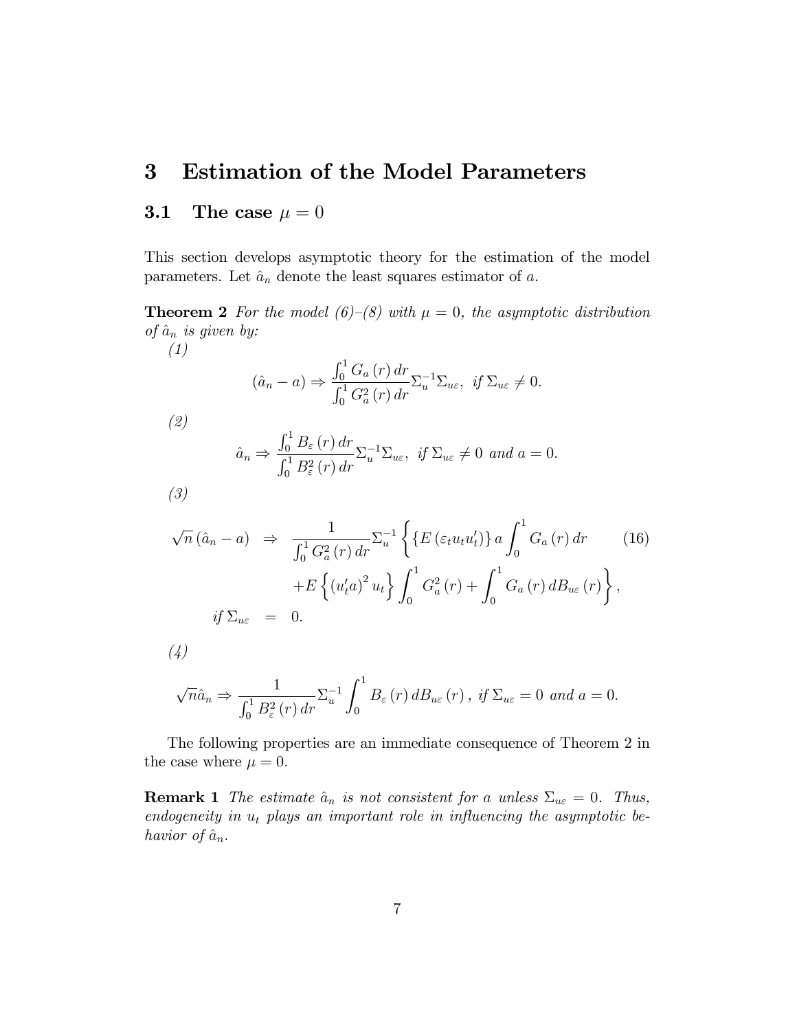# 3 Estimation of the Model Parameters

## 3.1 The case $\mu = 0$

This section develops asymptotic theory for the estimation of the model parameters. Let $\hat{a}_n$ denote the least squares estimator of $a$.

**Theorem 2** *For the model (6)–(8) with $\mu = 0$, the asymptotic distribution of $\hat{a}_n$ is given by:*

*(1)*

$$(\hat{a}_n - a) \Rightarrow \frac{\int_0^1 G_a(r)\,dr}{\int_0^1 G_a^2(r)\,dr} \Sigma_u^{-1} \Sigma_{u\varepsilon}, \ \text{if } \Sigma_{u\varepsilon} \neq 0.$$

*(2)*

$$\hat{a}_n \Rightarrow \frac{\int_0^1 B_\varepsilon(r)\,dr}{\int_0^1 B_\varepsilon^2(r)\,dr} \Sigma_u^{-1} \Sigma_{u\varepsilon}, \ \text{if } \Sigma_{u\varepsilon} \neq 0 \text{ and } a = 0.$$

*(3)*

$$\begin{aligned} \sqrt{n}\,(\hat{a}_n - a) \quad &\Rightarrow \quad \frac{1}{\int_0^1 G_a^2(r)\,dr} \Sigma_u^{-1} \left\{ \{E(\varepsilon_t u_t u_t')\}\, a \int_0^1 G_a(r)\,dr \right. \qquad (16) \\ &\qquad \left. + E\left\{ (u_t' a)^2 u_t \right\} \int_0^1 G_a^2(r) + \int_0^1 G_a(r)\,dB_{u\varepsilon}(r) \right\}, \\ \text{if } \Sigma_{u\varepsilon} \quad &= \quad 0. \end{aligned}$$

*(4)*

$$\sqrt{n}\hat{a}_n \Rightarrow \frac{1}{\int_0^1 B_\varepsilon^2(r)\,dr} \Sigma_u^{-1} \int_0^1 B_\varepsilon(r)\,dB_{u\varepsilon}(r), \ \text{if } \Sigma_{u\varepsilon} = 0 \text{ and } a = 0.$$

The following properties are an immediate consequence of Theorem 2 in the case where $\mu = 0$.

**Remark 1** *The estimate $\hat{a}_n$ is not consistent for $a$ unless $\Sigma_{u\varepsilon} = 0$. Thus, endogeneity in $u_t$ plays an important role in influencing the asymptotic behavior of $\hat{a}_n$.*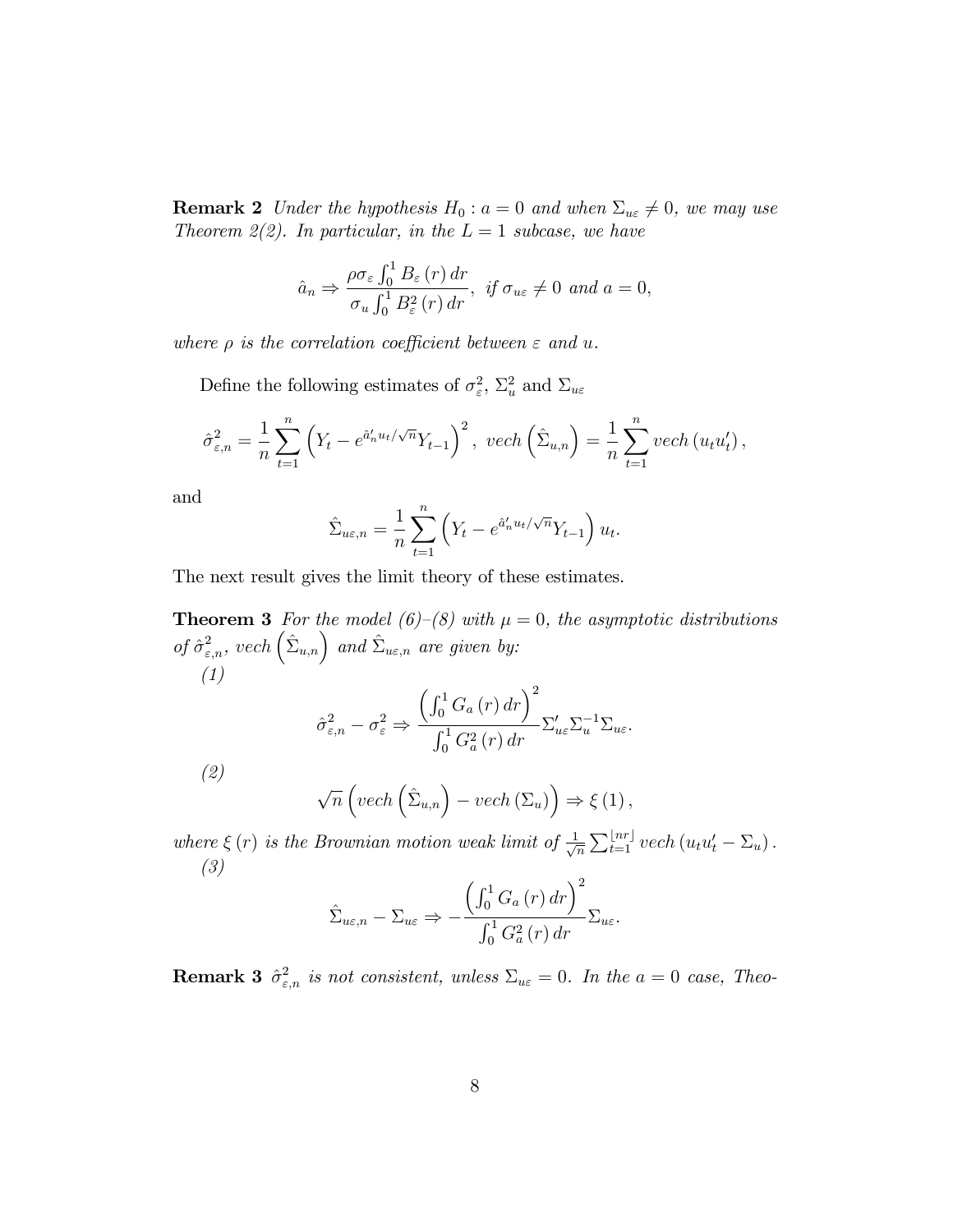**Remark 2** *Under the hypothesis $H_0 : a = 0$ and when $\Sigma_{u\varepsilon} \neq 0$, we may use Theorem 2(2). In particular, in the $L = 1$ subcase, we have*

$$\hat{a}_n \Rightarrow \frac{\rho \sigma_\varepsilon \int_0^1 B_\varepsilon(r)\, dr}{\sigma_u \int_0^1 B_\varepsilon^2(r)\, dr}, \text{ if } \sigma_{u\varepsilon} \neq 0 \text{ and } a = 0,$$

*where $\rho$ is the correlation coefficient between $\varepsilon$ and $u$.*

Define the following estimates of $\sigma_\varepsilon^2$, $\Sigma_u^2$ and $\Sigma_{u\varepsilon}$

$$\hat{\sigma}_{\varepsilon,n}^2 = \frac{1}{n}\sum_{t=1}^{n}\left(Y_t - e^{\hat{a}_n' u_t/\sqrt{n}} Y_{t-1}\right)^2, \; vech\left(\hat{\Sigma}_{u,n}\right) = \frac{1}{n}\sum_{t=1}^{n} vech\left(u_t u_t'\right),$$

and

$$\hat{\Sigma}_{u\varepsilon,n} = \frac{1}{n}\sum_{t=1}^{n}\left(Y_t - e^{\hat{a}_n' u_t/\sqrt{n}} Y_{t-1}\right) u_t.$$

The next result gives the limit theory of these estimates.

**Theorem 3** *For the model (6)–(8) with $\mu = 0$, the asymptotic distributions of $\hat{\sigma}_{\varepsilon,n}^2$, $vech\left(\hat{\Sigma}_{u,n}\right)$ and $\hat{\Sigma}_{u\varepsilon,n}$ are given by:*

*(1)*

$$\hat{\sigma}_{\varepsilon,n}^2 - \sigma_\varepsilon^2 \Rightarrow \frac{\left(\int_0^1 G_a(r)\, dr\right)^2}{\int_0^1 G_a^2(r)\, dr} \Sigma_{u\varepsilon}' \Sigma_u^{-1} \Sigma_{u\varepsilon}.$$

*(2)*

$$\sqrt{n}\left(vech\left(\hat{\Sigma}_{u,n}\right) - vech\left(\Sigma_u\right)\right) \Rightarrow \xi(1),$$

*where $\xi(r)$ is the Brownian motion weak limit of $\frac{1}{\sqrt{n}}\sum_{t=1}^{\lfloor nr \rfloor} vech\left(u_t u_t' - \Sigma_u\right)$.*

*(3)*

$$\hat{\Sigma}_{u\varepsilon,n} - \Sigma_{u\varepsilon} \Rightarrow -\frac{\left(\int_0^1 G_a(r)\, dr\right)^2}{\int_0^1 G_a^2(r)\, dr} \Sigma_{u\varepsilon}.$$

**Remark 3** *$\hat{\sigma}_{\varepsilon,n}^2$ is not consistent, unless $\Sigma_{u\varepsilon} = 0$. In the $a = 0$ case, Theo-*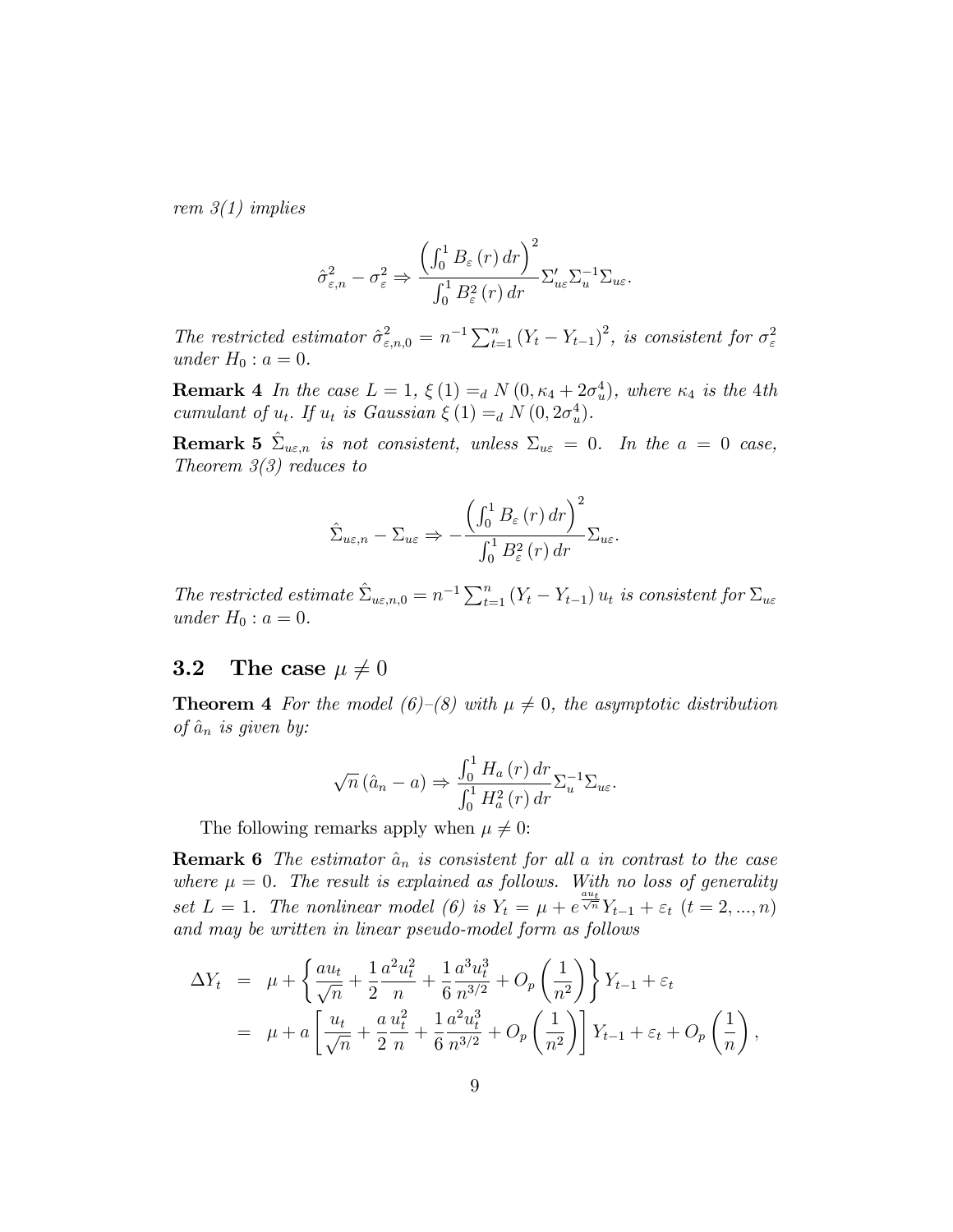*rem 3(1) implies*

$$\hat{\sigma}^2_{\varepsilon,n} - \sigma^2_\varepsilon \Rightarrow \frac{\left(\int_0^1 B_\varepsilon(r)\,dr\right)^2}{\int_0^1 B^2_\varepsilon(r)\,dr} \Sigma'_{u\varepsilon}\Sigma_u^{-1}\Sigma_{u\varepsilon}.$$

*The restricted estimator* $\hat{\sigma}^2_{\varepsilon,n,0} = n^{-1}\sum_{t=1}^n (Y_t - Y_{t-1})^2$*, is consistent for* $\sigma^2_\varepsilon$ *under* $H_0 : a = 0$*.*

**Remark 4** *In the case* $L = 1$*,* $\xi(1) =_d N(0, \kappa_4 + 2\sigma_u^4)$*, where* $\kappa_4$ *is the 4th cumulant of* $u_t$*. If* $u_t$ *is Gaussian* $\xi(1) =_d N(0, 2\sigma_u^4)$*.*

**Remark 5** $\hat{\Sigma}_{u\varepsilon,n}$ *is not consistent, unless* $\Sigma_{u\varepsilon} = 0$*. In the* $a = 0$ *case, Theorem 3(3) reduces to*

$$\hat{\Sigma}_{u\varepsilon,n} - \Sigma_{u\varepsilon} \Rightarrow -\frac{\left(\int_0^1 B_\varepsilon(r)\,dr\right)^2}{\int_0^1 B^2_\varepsilon(r)\,dr}\Sigma_{u\varepsilon}.$$

*The restricted estimate* $\hat{\Sigma}_{u\varepsilon,n,0} = n^{-1}\sum_{t=1}^n (Y_t - Y_{t-1})\,u_t$ *is consistent for* $\Sigma_{u\varepsilon}$ *under* $H_0 : a = 0$*.*

### 3.2 The case $\mu \neq 0$

**Theorem 4** *For the model (6)–(8) with* $\mu \neq 0$*, the asymptotic distribution of* $\hat{a}_n$ *is given by:*

$$\sqrt{n}\,(\hat{a}_n - a) \Rightarrow \frac{\int_0^1 H_a(r)\,dr}{\int_0^1 H_a^2(r)\,dr}\Sigma_u^{-1}\Sigma_{u\varepsilon}.$$

The following remarks apply when $\mu \neq 0$:

**Remark 6** *The estimator* $\hat{a}_n$ *is consistent for all* $a$ *in contrast to the case where* $\mu = 0$*. The result is explained as follows. With no loss of generality set* $L = 1$*. The nonlinear model (6) is* $Y_t = \mu + e^{\frac{au_t}{\sqrt{n}}}Y_{t-1} + \varepsilon_t$ $(t = 2, ..., n)$ *and may be written in linear pseudo-model form as follows*

$$\begin{aligned}
\Delta Y_t &= \mu + \left\{\frac{au_t}{\sqrt{n}} + \frac{1}{2}\frac{a^2u_t^2}{n} + \frac{1}{6}\frac{a^3u_t^3}{n^{3/2}} + O_p\left(\frac{1}{n^2}\right)\right\}Y_{t-1} + \varepsilon_t \\
&= \mu + a\left[\frac{u_t}{\sqrt{n}} + \frac{a}{2}\frac{u_t^2}{n} + \frac{1}{6}\frac{a^2u_t^3}{n^{3/2}} + O_p\left(\frac{1}{n^2}\right)\right]Y_{t-1} + \varepsilon_t + O_p\left(\frac{1}{n}\right),
\end{aligned}$$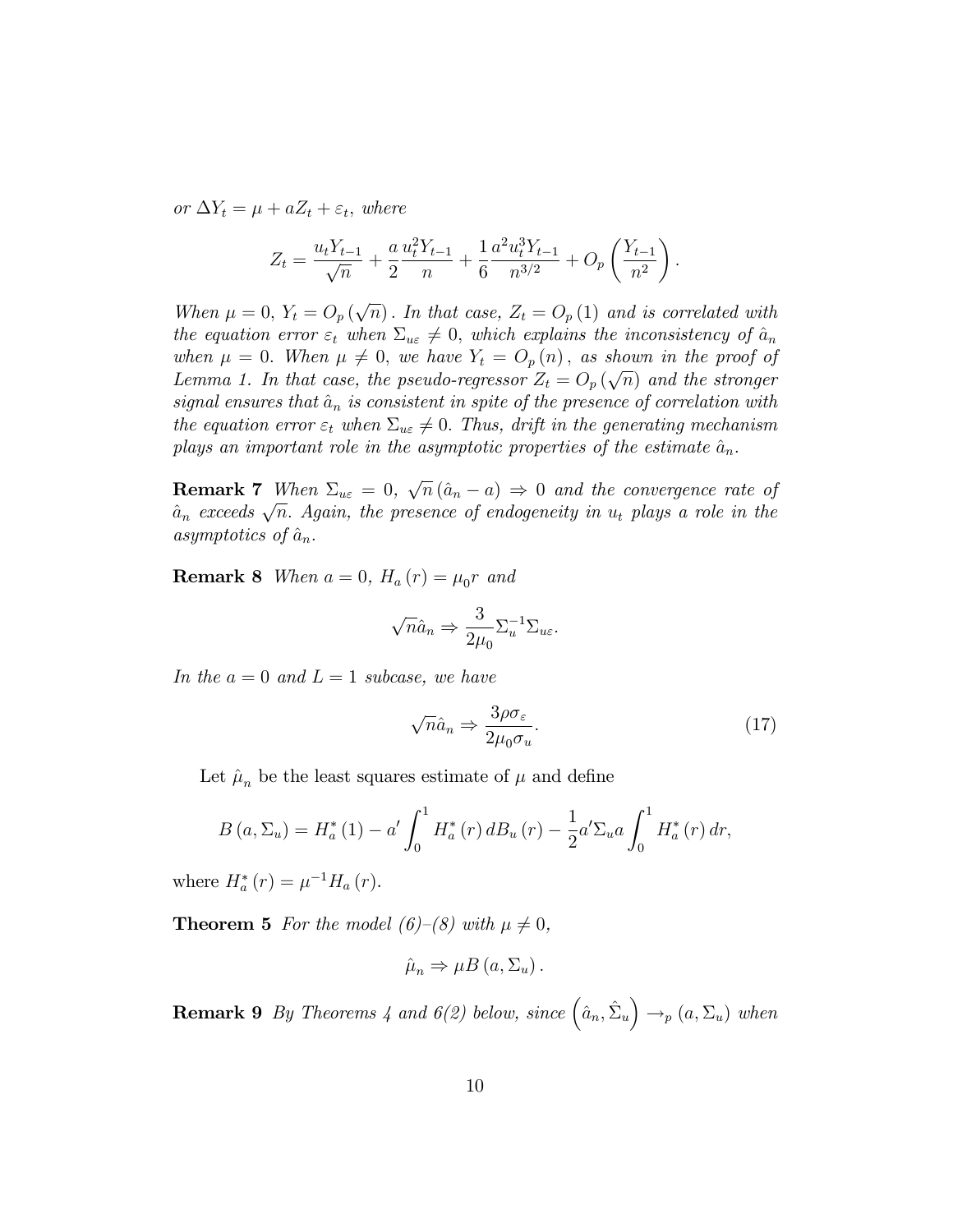*or* $\Delta Y_t = \mu + aZ_t + \varepsilon_t$, *where*

$$Z_t = \frac{u_t Y_{t-1}}{\sqrt{n}} + \frac{a}{2}\frac{u_t^2 Y_{t-1}}{n} + \frac{1}{6}\frac{a^2 u_t^3 Y_{t-1}}{n^{3/2}} + O_p\left(\frac{Y_{t-1}}{n^2}\right).$$

*When* $\mu = 0$, $Y_t = O_p(\sqrt{n})$. *In that case,* $Z_t = O_p(1)$ *and is correlated with the equation error* $\varepsilon_t$ *when* $\Sigma_{u\varepsilon} \neq 0$, *which explains the inconsistency of* $\hat{a}_n$ *when* $\mu = 0$. *When* $\mu \neq 0$, *we have* $Y_t = O_p(n)$, *as shown in the proof of Lemma 1. In that case, the pseudo-regressor* $Z_t = O_p(\sqrt{n})$ *and the stronger signal ensures that* $\hat{a}_n$ *is consistent in spite of the presence of correlation with the equation error* $\varepsilon_t$ *when* $\Sigma_{u\varepsilon} \neq 0$. *Thus, drift in the generating mechanism plays an important role in the asymptotic properties of the estimate* $\hat{a}_n$.

**Remark 7** *When* $\Sigma_{u\varepsilon} = 0$, $\sqrt{n}(\hat{a}_n - a) \Rightarrow 0$ *and the convergence rate of* $\hat{a}_n$ *exceeds* $\sqrt{n}$. *Again, the presence of endogeneity in* $u_t$ *plays a role in the asymptotics of* $\hat{a}_n$.

**Remark 8** *When* $a = 0$, $H_a(r) = \mu_0 r$ *and*

$$\sqrt{n}\hat{a}_n \Rightarrow \frac{3}{2\mu_0}\Sigma_u^{-1}\Sigma_{u\varepsilon}.$$

*In the* $a = 0$ *and* $L = 1$ *subcase, we have*

$$\sqrt{n}\hat{a}_n \Rightarrow \frac{3\rho\sigma_\varepsilon}{2\mu_0\sigma_u}. \tag{17}$$

Let $\hat{\mu}_n$ be the least squares estimate of $\mu$ and define

$$B(a, \Sigma_u) = H_a^*(1) - a' \int_0^1 H_a^*(r)\, dB_u(r) - \frac{1}{2}a'\Sigma_u a \int_0^1 H_a^*(r)\, dr,$$

where $H_a^*(r) = \mu^{-1} H_a(r)$.

**Theorem 5** *For the model (6)–(8) with* $\mu \neq 0$,

$$\hat{\mu}_n \Rightarrow \mu B(a, \Sigma_u).$$

**Remark 9** *By Theorems 4 and 6(2) below, since* $\left(\hat{a}_n, \hat{\Sigma}_u\right) \to_p (a, \Sigma_u)$ *when*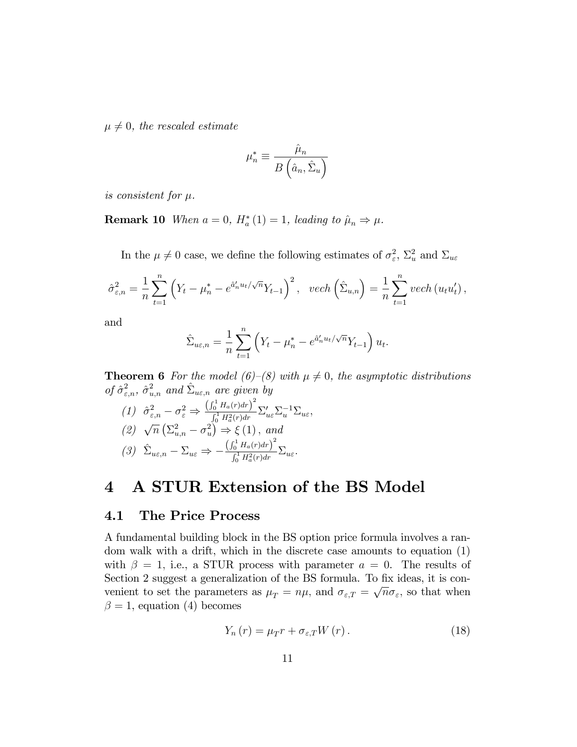$\mu \neq 0$, *the rescaled estimate*

$$\mu_n^* \equiv \frac{\hat{\mu}_n}{B\left(\hat{a}_n, \hat{\Sigma}_u\right)}$$

*is consistent for* $\mu$.

**Remark 10** *When* $a = 0$, $H_a^*(1) = 1$, *leading to* $\hat{\mu}_n \Rightarrow \mu$.

In the $\mu \neq 0$ case, we define the following estimates of $\sigma_\varepsilon^2$, $\Sigma_u^2$ and $\Sigma_{u\varepsilon}$

$$\hat{\sigma}_{\varepsilon,n}^2 = \frac{1}{n}\sum_{t=1}^n \left(Y_t - \mu_n^* - e^{\hat{a}_n' u_t/\sqrt{n}} Y_{t-1}\right)^2, \quad vech\left(\hat{\Sigma}_{u,n}\right) = \frac{1}{n}\sum_{t=1}^n vech\left(u_t u_t'\right),$$

and

$$\hat{\Sigma}_{u\varepsilon,n} = \frac{1}{n}\sum_{t=1}^n \left(Y_t - \mu_n^* - e^{\hat{a}_n' u_t/\sqrt{n}} Y_{t-1}\right) u_t.$$

**Theorem 6** *For the model (6)–(8) with* $\mu \neq 0$, *the asymptotic distributions of* $\hat{\sigma}_{\varepsilon,n}^2$, $\hat{\sigma}_{u,n}^2$ *and* $\hat{\Sigma}_{u\varepsilon,n}$ *are given by*

*(1)* $\hat{\sigma}_{\varepsilon,n}^2 - \sigma_\varepsilon^2 \Rightarrow \frac{\left(\int_0^1 H_a(r)dr\right)^2}{\int_0^1 H_a^2(r)dr} \Sigma_{u\varepsilon}' \Sigma_u^{-1} \Sigma_{u\varepsilon}$,

*(2)* $\sqrt{n}\left(\Sigma_{u,n}^2 - \sigma_u^2\right) \Rightarrow \xi(1)$, *and*

*(3)* $\hat{\Sigma}_{u\varepsilon,n} - \Sigma_{u\varepsilon} \Rightarrow -\frac{\left(\int_0^1 H_a(r)dr\right)^2}{\int_0^1 H_a^2(r)dr} \Sigma_{u\varepsilon}$.

# 4 A STUR Extension of the BS Model

## 4.1 The Price Process

A fundamental building block in the BS option price formula involves a random walk with a drift, which in the discrete case amounts to equation (1) with $\beta = 1$, i.e., a STUR process with parameter $a = 0$. The results of Section 2 suggest a generalization of the BS formula. To fix ideas, it is convenient to set the parameters as $\mu_T = n\mu$, and $\sigma_{\varepsilon,T} = \sqrt{n}\sigma_\varepsilon$, so that when $\beta = 1$, equation (4) becomes

$$Y_n(r) = \mu_T r + \sigma_{\varepsilon,T} W(r). \tag{18}$$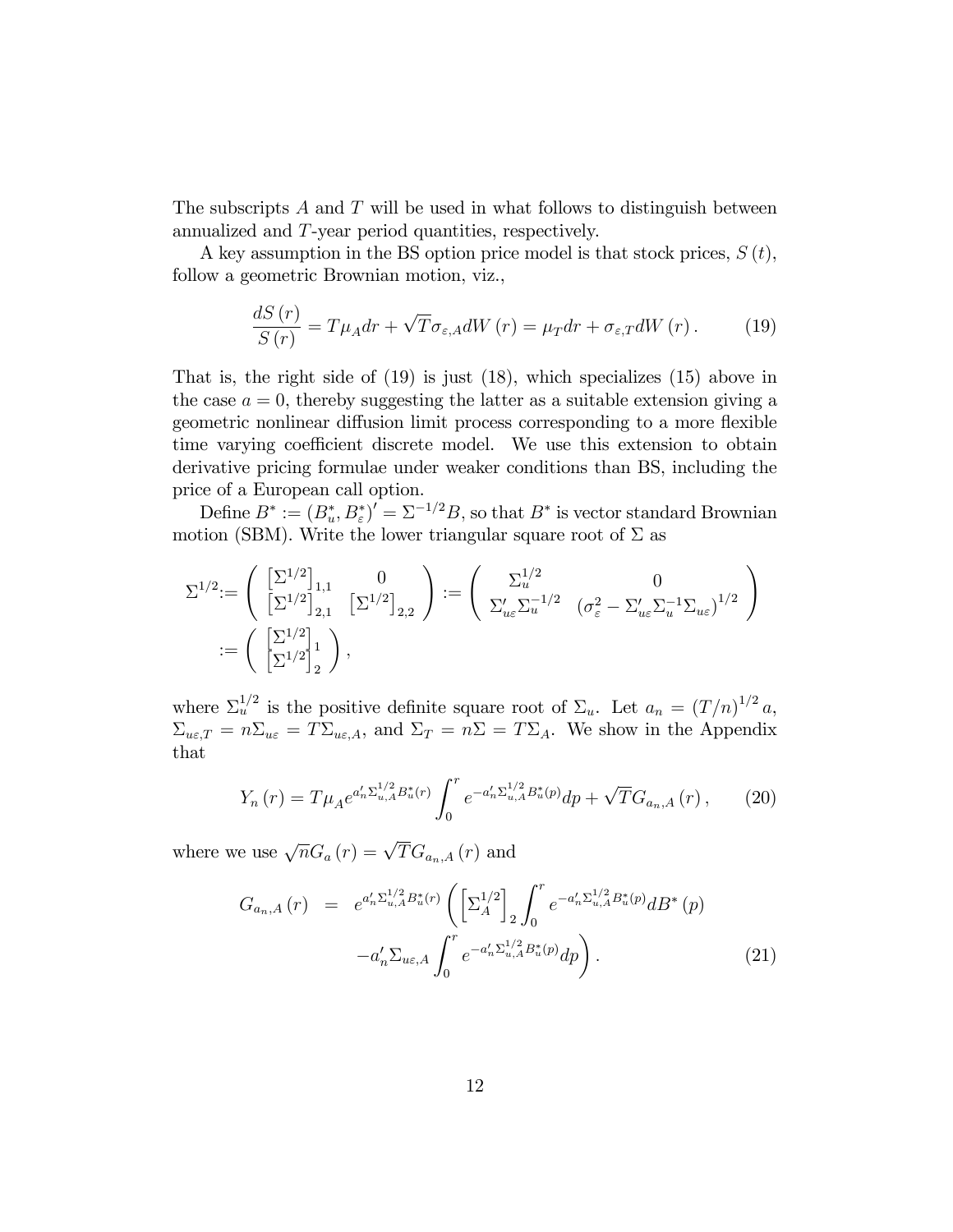The subscripts $A$ and $T$ will be used in what follows to distinguish between annualized and $T$-year period quantities, respectively.

A key assumption in the BS option price model is that stock prices, $S(t)$, follow a geometric Brownian motion, viz.,

$$\frac{dS(r)}{S(r)} = T\mu_A dr + \sqrt{T}\sigma_{\varepsilon,A} dW(r) = \mu_T dr + \sigma_{\varepsilon,T} dW(r). \tag{19}$$

That is, the right side of (19) is just (18), which specializes (15) above in the case $a = 0$, thereby suggesting the latter as a suitable extension giving a geometric nonlinear diffusion limit process corresponding to a more flexible time varying coefficient discrete model. We use this extension to obtain derivative pricing formulae under weaker conditions than BS, including the price of a European call option.

Define $B^* := (B_u^*, B_\varepsilon^*)' = \Sigma^{-1/2}B$, so that $B^*$ is vector standard Brownian motion (SBM). Write the lower triangular square root of $\Sigma$ as

$$\Sigma^{1/2} := \begin{pmatrix} \left[\Sigma^{1/2}\right]_{1,1} & 0 \\ \left[\Sigma^{1/2}\right]_{2,1} & \left[\Sigma^{1/2}\right]_{2,2} \end{pmatrix} := \begin{pmatrix} \Sigma_u^{1/2} & 0 \\ \Sigma_{u\varepsilon}'\Sigma_u^{-1/2} & \left(\sigma_\varepsilon^2 - \Sigma_{u\varepsilon}'\Sigma_u^{-1}\Sigma_{u\varepsilon}\right)^{1/2} \end{pmatrix}$$
$$:= \begin{pmatrix} \left[\Sigma^{1/2}\right]_1 \\ \left[\Sigma^{1/2}\right]_2 \end{pmatrix},$$

where $\Sigma_u^{1/2}$ is the positive definite square root of $\Sigma_u$. Let $a_n = (T/n)^{1/2} a$, $\Sigma_{u\varepsilon,T} = n\Sigma_{u\varepsilon} = T\Sigma_{u\varepsilon,A}$, and $\Sigma_T = n\Sigma = T\Sigma_A$. We show in the Appendix that

$$Y_n(r) = T\mu_A e^{a_n'\Sigma_{u,A}^{1/2}B_u^*(r)} \int_0^r e^{-a_n'\Sigma_{u,A}^{1/2}B_u^*(p)} dp + \sqrt{T} G_{a_n,A}(r), \tag{20}$$

where we use $\sqrt{n}G_a(r) = \sqrt{T}G_{a_n,A}(r)$ and

$$\begin{aligned} G_{a_n,A}(r) &= e^{a_n'\Sigma_{u,A}^{1/2}B_u^*(r)} \left( \left[\Sigma_A^{1/2}\right]_2 \int_0^r e^{-a_n'\Sigma_{u,A}^{1/2}B_u^*(p)} dB^*(p) \right. \\ &\qquad \left. - a_n'\Sigma_{u\varepsilon,A} \int_0^r e^{-a_n'\Sigma_{u,A}^{1/2}B_u^*(p)} dp \right). \end{aligned} \tag{21}$$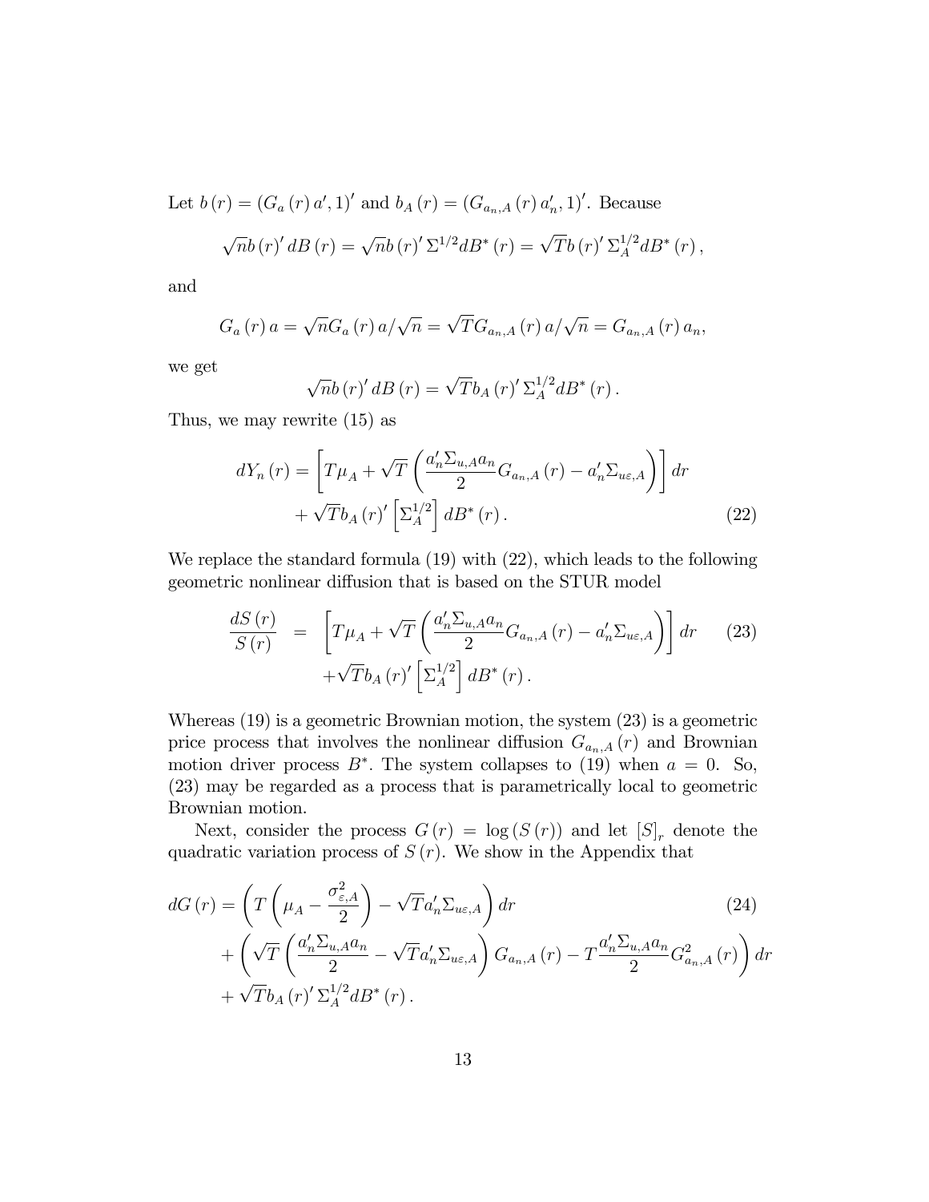Let $b(r) = (G_a(r) a', 1)'$ and $b_A(r) = (G_{a_n,A}(r) a_n', 1)'$. Because

$$\sqrt{n} b(r)' dB(r) = \sqrt{n} b(r)' \Sigma^{1/2} dB^*(r) = \sqrt{T} b(r)' \Sigma_A^{1/2} dB^*(r),$$

and

$$G_a(r) a = \sqrt{n} G_a(r) a / \sqrt{n} = \sqrt{T} G_{a_n,A}(r) a / \sqrt{n} = G_{a_n,A}(r) a_n,$$

we get

$$\sqrt{n} b(r)' dB(r) = \sqrt{T} b_A(r)' \Sigma_A^{1/2} dB^*(r).$$

Thus, we may rewrite (15) as

$$dY_n(r) = \left[ T\mu_A + \sqrt{T} \left( \frac{a_n' \Sigma_{u,A} a_n}{2} G_{a_n,A}(r) - a_n' \Sigma_{u\varepsilon,A} \right) \right] dr + \sqrt{T} b_A(r)' \left[ \Sigma_A^{1/2} \right] dB^*(r). \tag{22}$$

We replace the standard formula (19) with (22), which leads to the following geometric nonlinear diffusion that is based on the STUR model

$$\frac{dS(r)}{S(r)} = \left[ T\mu_A + \sqrt{T} \left( \frac{a_n' \Sigma_{u,A} a_n}{2} G_{a_n,A}(r) - a_n' \Sigma_{u\varepsilon,A} \right) \right] dr + \sqrt{T} b_A(r)' \left[ \Sigma_A^{1/2} \right] dB^*(r). \tag{23}$$

Whereas (19) is a geometric Brownian motion, the system (23) is a geometric price process that involves the nonlinear diffusion $G_{a_n,A}(r)$ and Brownian motion driver process $B^*$. The system collapses to (19) when $a = 0$. So, (23) may be regarded as a process that is parametrically local to geometric Brownian motion.

Next, consider the process $G(r) = \log(S(r))$ and let $[S]_r$ denote the quadratic variation process of $S(r)$. We show in the Appendix that

$$\begin{aligned} dG(r) = & \left( T\left( \mu_A - \frac{\sigma_{\varepsilon,A}^2}{2} \right) - \sqrt{T} a_n' \Sigma_{u\varepsilon,A} \right) dr \\ & + \left( \sqrt{T} \left( \frac{a_n' \Sigma_{u,A} a_n}{2} - \sqrt{T} a_n' \Sigma_{u\varepsilon,A} \right) G_{a_n,A}(r) - T \frac{a_n' \Sigma_{u,A} a_n}{2} G_{a_n,A}^2(r) \right) dr \\ & + \sqrt{T} b_A(r)' \Sigma_A^{1/2} dB^*(r). \end{aligned} \tag{24}$$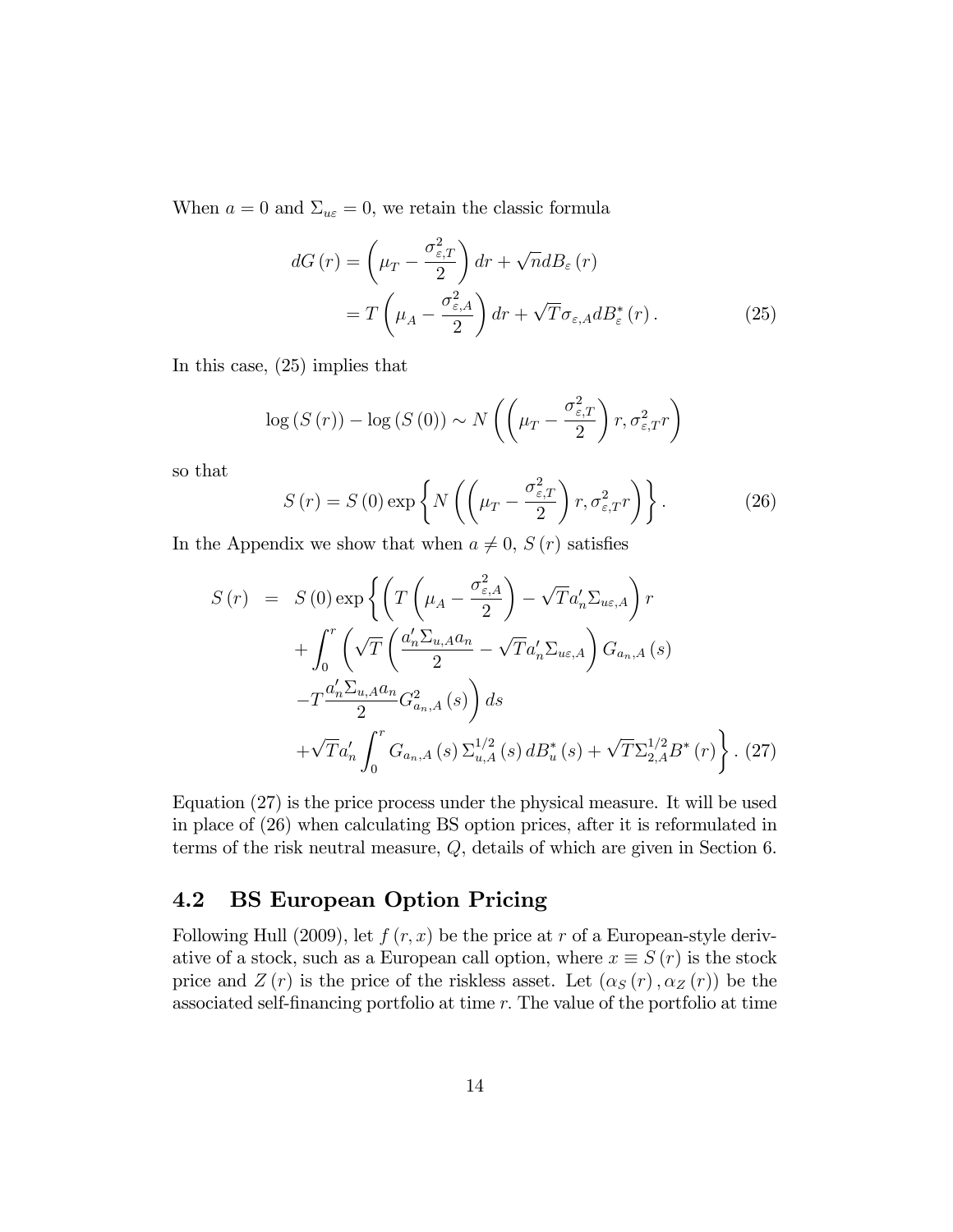When $a = 0$ and $\Sigma_{u\varepsilon} = 0$, we retain the classic formula

$$
\begin{aligned}
dG(r) &= \left(\mu_T - \frac{\sigma^2_{\varepsilon,T}}{2}\right) dr + \sqrt{n} dB_\varepsilon(r) \\
&= T\left(\mu_A - \frac{\sigma^2_{\varepsilon,A}}{2}\right) dr + \sqrt{T}\sigma_{\varepsilon,A} dB^*_\varepsilon(r). \qquad (25)
\end{aligned}
$$

In this case, (25) implies that

$$
\log(S(r)) - \log(S(0)) \sim N\left(\left(\mu_T - \frac{\sigma^2_{\varepsilon,T}}{2}\right) r, \sigma^2_{\varepsilon,T} r\right)
$$

so that

$$
S(r) = S(0)\exp\left\{N\left(\left(\mu_T - \frac{\sigma^2_{\varepsilon,T}}{2}\right) r, \sigma^2_{\varepsilon,T} r\right)\right\}. \qquad (26)
$$

In the Appendix we show that when $a \neq 0$, $S(r)$ satisfies

$$
\begin{aligned}
S(r) \;=\; & S(0)\exp\Bigg\{\left(T\left(\mu_A - \frac{\sigma^2_{\varepsilon,A}}{2}\right) - \sqrt{T}a'_n\Sigma_{u\varepsilon,A}\right) r \\
& + \int_0^r \Bigg(\sqrt{T}\left(\frac{a'_n\Sigma_{u,A}a_n}{2} - \sqrt{T}a'_n\Sigma_{u\varepsilon,A}\right) G_{a_n,A}(s) \\
& - T\frac{a'_n\Sigma_{u,A}a_n}{2} G^2_{a_n,A}(s)\Bigg) ds \\
& + \sqrt{T}a'_n\int_0^r G_{a_n,A}(s)\,\Sigma^{1/2}_{u,A}(s)\,dB^*_u(s) + \sqrt{T}\Sigma^{1/2}_{2,A}B^*(r)\Bigg\}. \qquad (27)
\end{aligned}
$$

Equation (27) is the price process under the physical measure. It will be used in place of (26) when calculating BS option prices, after it is reformulated in terms of the risk neutral measure, $Q$, details of which are given in Section 6.

## 4.2 BS European Option Pricing

Following Hull (2009), let $f(r, x)$ be the price at $r$ of a European-style derivative of a stock, such as a European call option, where $x \equiv S(r)$ is the stock price and $Z(r)$ is the price of the riskless asset. Let $(\alpha_S(r), \alpha_Z(r))$ be the associated self-financing portfolio at time $r$. The value of the portfolio at time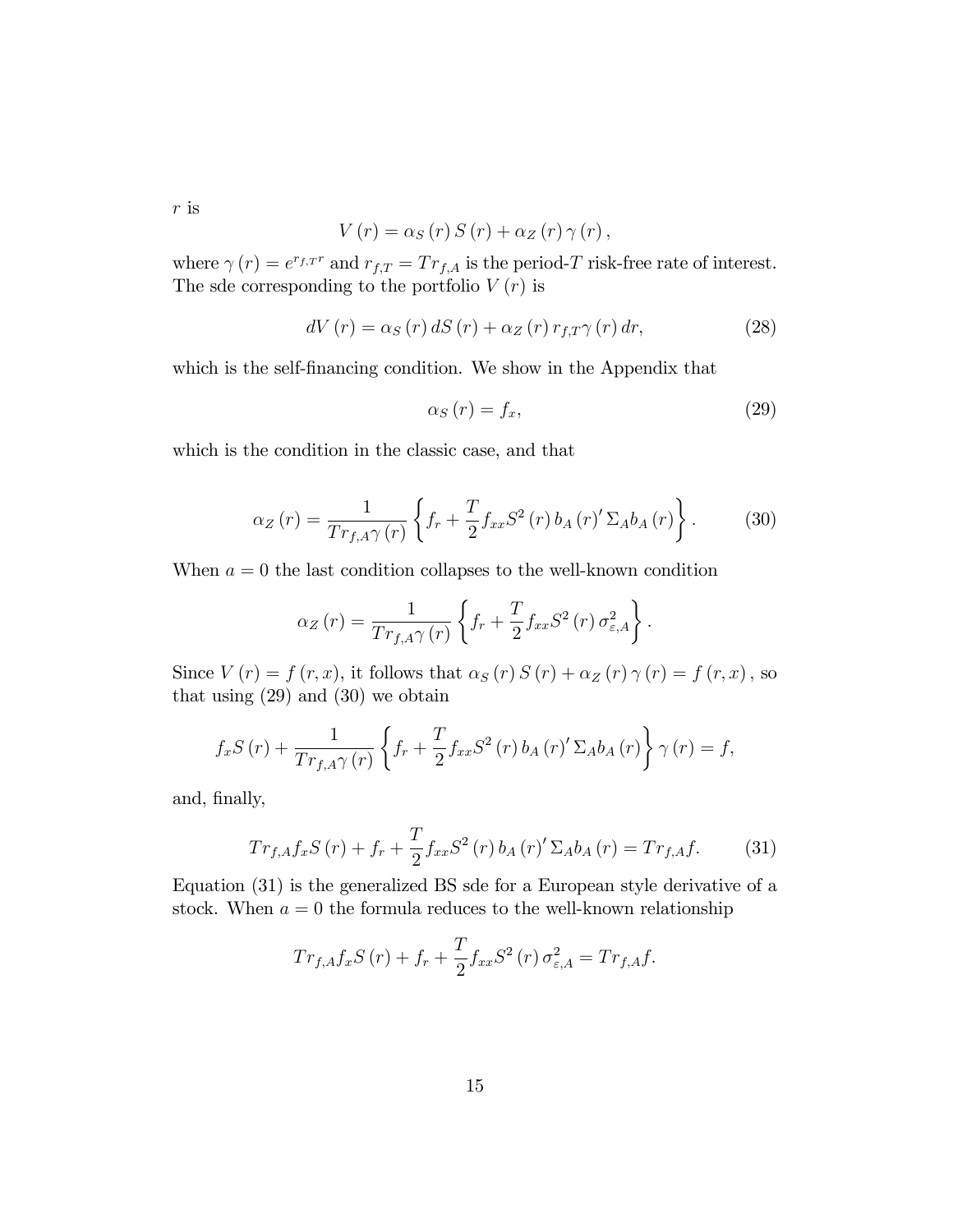$r$ is

$$V(r) = \alpha_S(r) S(r) + \alpha_Z(r) \gamma(r),$$

where $\gamma(r) = e^{r_{f,T} r}$ and $r_{f,T} = T r_{f,A}$ is the period-$T$ risk-free rate of interest. The sde corresponding to the portfolio $V(r)$ is

$$dV(r) = \alpha_S(r) dS(r) + \alpha_Z(r) r_{f,T} \gamma(r) dr, \tag{28}$$

which is the self-financing condition. We show in the Appendix that

$$\alpha_S(r) = f_x, \tag{29}$$

which is the condition in the classic case, and that

$$\alpha_Z(r) = \frac{1}{T r_{f,A} \gamma(r)} \left\{ f_r + \frac{T}{2} f_{xx} S^2(r) b_A(r)' \Sigma_A b_A(r) \right\}. \tag{30}$$

When $a = 0$ the last condition collapses to the well-known condition

$$\alpha_Z(r) = \frac{1}{T r_{f,A} \gamma(r)} \left\{ f_r + \frac{T}{2} f_{xx} S^2(r) \sigma^2_{\varepsilon,A} \right\}.$$

Since $V(r) = f(r, x)$, it follows that $\alpha_S(r) S(r) + \alpha_Z(r) \gamma(r) = f(r, x)$, so that using (29) and (30) we obtain

$$f_x S(r) + \frac{1}{T r_{f,A} \gamma(r)} \left\{ f_r + \frac{T}{2} f_{xx} S^2(r) b_A(r)' \Sigma_A b_A(r) \right\} \gamma(r) = f,$$

and, finally,

$$T r_{f,A} f_x S(r) + f_r + \frac{T}{2} f_{xx} S^2(r) b_A(r)' \Sigma_A b_A(r) = T r_{f,A} f. \tag{31}$$

Equation (31) is the generalized BS sde for a European style derivative of a stock. When $a = 0$ the formula reduces to the well-known relationship

$$T r_{f,A} f_x S(r) + f_r + \frac{T}{2} f_{xx} S^2(r) \sigma^2_{\varepsilon,A} = T r_{f,A} f.$$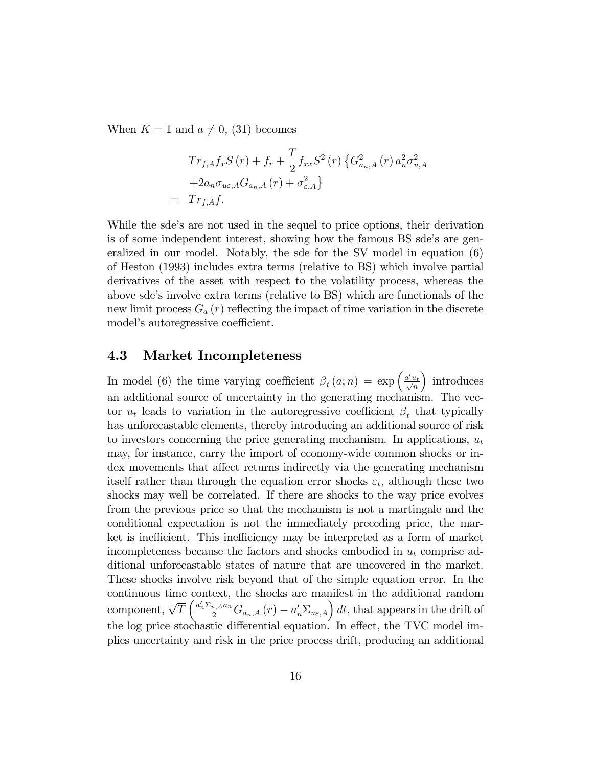When $K = 1$ and $a \neq 0$, (31) becomes

$$
\begin{aligned}
& Tr_{f,A} f_x S(r) + f_r + \frac{T}{2} f_{xx} S^2(r) \left\{ G_{a_n,A}^2(r) a_n^2 \sigma_{u,A}^2 \right. \\
& \left. + 2 a_n \sigma_{u\varepsilon,A} G_{a_n,A}(r) + \sigma_{\varepsilon,A}^2 \right\} \\
= \;\; & Tr_{f,A} f.
\end{aligned}
$$

While the sde's are not used in the sequel to price options, their derivation is of some independent interest, showing how the famous BS sde's are generalized in our model. Notably, the sde for the SV model in equation (6) of Heston (1993) includes extra terms (relative to BS) which involve partial derivatives of the asset with respect to the volatility process, whereas the above sde's involve extra terms (relative to BS) which are functionals of the new limit process $G_a(r)$ reflecting the impact of time variation in the discrete model's autoregressive coefficient.

## 4.3 Market Incompleteness

In model (6) the time varying coefficient $\beta_t(a; n) = \exp\left(\frac{a' u_t}{\sqrt{n}}\right)$ introduces an additional source of uncertainty in the generating mechanism. The vector $u_t$ leads to variation in the autoregressive coefficient $\beta_t$ that typically has unforecastable elements, thereby introducing an additional source of risk to investors concerning the price generating mechanism. In applications, $u_t$ may, for instance, carry the import of economy-wide common shocks or index movements that affect returns indirectly via the generating mechanism itself rather than through the equation error shocks $\varepsilon_t$, although these two shocks may well be correlated. If there are shocks to the way price evolves from the previous price so that the mechanism is not a martingale and the conditional expectation is not the immediately preceding price, the market is inefficient. This inefficiency may be interpreted as a form of market incompleteness because the factors and shocks embodied in $u_t$ comprise additional unforecastable states of nature that are uncovered in the market. These shocks involve risk beyond that of the simple equation error. In the continuous time context, the shocks are manifest in the additional random component, $\sqrt{T}\left(\frac{a_n' \Sigma_{u,A} a_n}{2} G_{a_n,A}(r) - a_n' \Sigma_{u\varepsilon,A}\right) dt$, that appears in the drift of the log price stochastic differential equation. In effect, the TVC model implies uncertainty and risk in the price process drift, producing an additional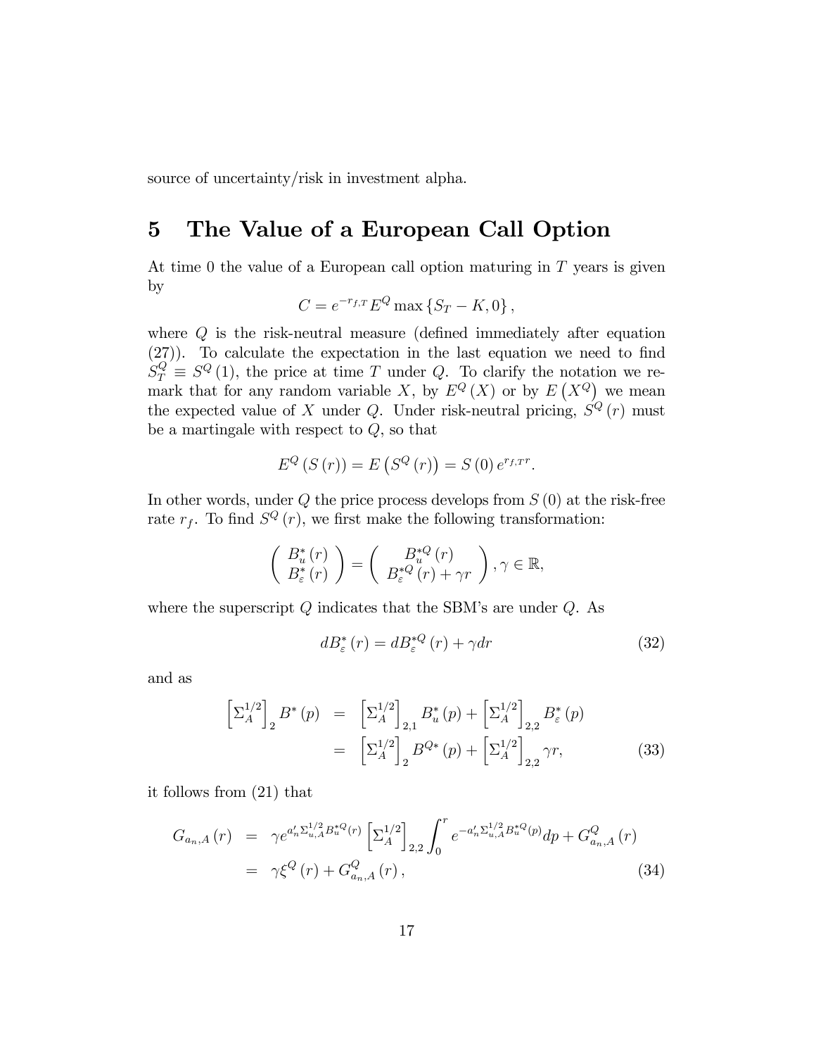source of uncertainty/risk in investment alpha.

# 5 The Value of a European Call Option

At time 0 the value of a European call option maturing in $T$ years is given by

$$C = e^{-r_{f,T}} E^{Q} \max\left\{S_T - K, 0\right\},$$

where $Q$ is the risk-neutral measure (defined immediately after equation (27)). To calculate the expectation in the last equation we need to find $S_T^Q \equiv S^Q(1)$, the price at time $T$ under $Q$. To clarify the notation we remark that for any random variable $X$, by $E^Q(X)$ or by $E\left(X^Q\right)$ we mean the expected value of $X$ under $Q$. Under risk-neutral pricing, $S^Q(r)$ must be a martingale with respect to $Q$, so that

$$E^Q\left(S(r)\right) = E\left(S^Q(r)\right) = S(0)\, e^{r_{f,T} r}.$$

In other words, under $Q$ the price process develops from $S(0)$ at the risk-free rate $r_f$. To find $S^Q(r)$, we first make the following transformation:

$$\begin{pmatrix} B_u^*(r) \\ B_\varepsilon^*(r) \end{pmatrix} = \begin{pmatrix} B_u^{*Q}(r) \\ B_\varepsilon^{*Q}(r) + \gamma r \end{pmatrix}, \gamma \in \mathbb{R},$$

where the superscript $Q$ indicates that the SBM's are under $Q$. As

$$dB_\varepsilon^*(r) = dB_\varepsilon^{*Q}(r) + \gamma dr \tag{32}$$

and as

$$\begin{aligned} \left[\Sigma_A^{1/2}\right]_2 B^*(p) &= \left[\Sigma_A^{1/2}\right]_{2,1} B_u^*(p) + \left[\Sigma_A^{1/2}\right]_{2,2} B_\varepsilon^*(p) \\ &= \left[\Sigma_A^{1/2}\right]_2 B^{Q*}(p) + \left[\Sigma_A^{1/2}\right]_{2,2} \gamma r, \end{aligned} \tag{33}$$

it follows from (21) that

$$\begin{aligned} G_{a_n,A}(r) &= \gamma e^{a_n' \Sigma_{u,A}^{1/2} B_u^{*Q}(r)} \left[\Sigma_A^{1/2}\right]_{2,2} \int_0^r e^{-a_n' \Sigma_{u,A}^{1/2} B_u^{*Q}(p)} dp + G_{a_n,A}^Q(r) \\ &= \gamma \xi^Q(r) + G_{a_n,A}^Q(r), \end{aligned} \tag{34}$$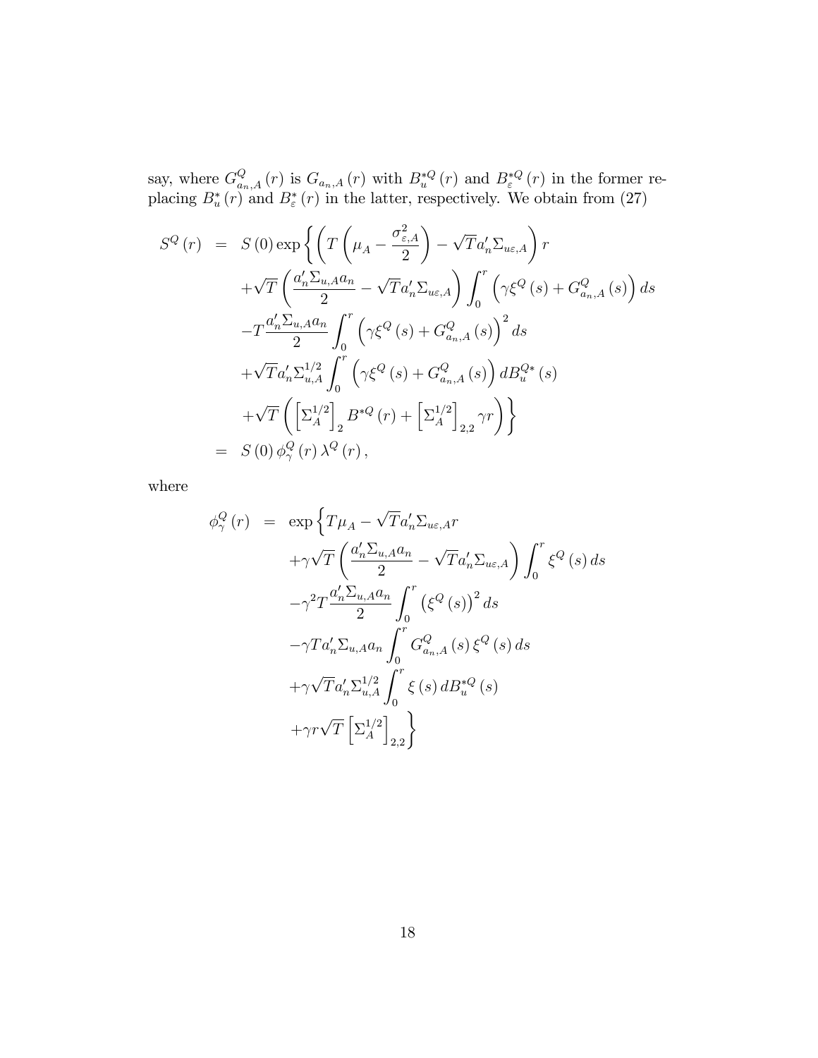say, where $G^{Q}_{a_n,A}(r)$ is $G_{a_n,A}(r)$ with $B^{*Q}_u(r)$ and $B^{*Q}_{\varepsilon}(r)$ in the former replacing $B^{*}_u(r)$ and $B^{*}_{\varepsilon}(r)$ in the latter, respectively. We obtain from (27)

$$
\begin{aligned}
S^{Q}(r) &= S(0)\exp\Bigg\{\left(T\left(\mu_A-\frac{\sigma^2_{\varepsilon,A}}{2}\right)-\sqrt{T}a_n'\Sigma_{u\varepsilon,A}\right)r \\
&\quad +\sqrt{T}\left(\frac{a_n'\Sigma_{u,A}a_n}{2}-\sqrt{T}a_n'\Sigma_{u\varepsilon,A}\right)\int_0^r\left(\gamma\xi^{Q}(s)+G^{Q}_{a_n,A}(s)\right)ds \\
&\quad -T\frac{a_n'\Sigma_{u,A}a_n}{2}\int_0^r\left(\gamma\xi^{Q}(s)+G^{Q}_{a_n,A}(s)\right)^2ds \\
&\quad +\sqrt{T}a_n'\Sigma^{1/2}_{u,A}\int_0^r\left(\gamma\xi^{Q}(s)+G^{Q}_{a_n,A}(s)\right)dB^{Q*}_u(s) \\
&\quad +\sqrt{T}\left(\left[\Sigma^{1/2}_A\right]_2B^{*Q}(r)+\left[\Sigma^{1/2}_A\right]_{2,2}\gamma r\right)\Bigg\} \\
&= S(0)\,\phi^{Q}_{\gamma}(r)\,\lambda^{Q}(r),
\end{aligned}
$$

where

$$
\begin{aligned}
\phi^{Q}_{\gamma}(r) &= \exp\Big\{T\mu_A-\sqrt{T}a_n'\Sigma_{u\varepsilon,A}r \\
&\quad +\gamma\sqrt{T}\left(\frac{a_n'\Sigma_{u,A}a_n}{2}-\sqrt{T}a_n'\Sigma_{u\varepsilon,A}\right)\int_0^r\xi^{Q}(s)\,ds \\
&\quad -\gamma^2T\frac{a_n'\Sigma_{u,A}a_n}{2}\int_0^r\left(\xi^{Q}(s)\right)^2ds \\
&\quad -\gamma Ta_n'\Sigma_{u,A}a_n\int_0^r G^{Q}_{a_n,A}(s)\,\xi^{Q}(s)\,ds \\
&\quad +\gamma\sqrt{T}a_n'\Sigma^{1/2}_{u,A}\int_0^r\xi(s)\,dB^{*Q}_u(s) \\
&\quad +\gamma r\sqrt{T}\left[\Sigma^{1/2}_A\right]_{2,2}\Big\}
\end{aligned}
$$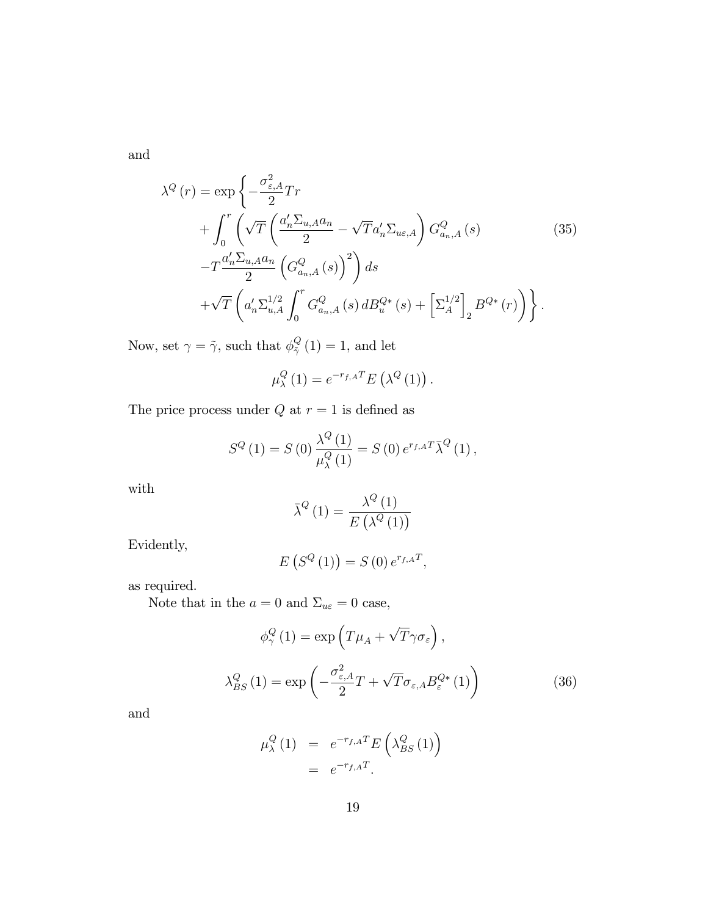and

$$
\begin{aligned}
\lambda^{Q}(r) = \exp\Bigg\{ & -\frac{\sigma_{\varepsilon,A}^{2}}{2}Tr \\
& + \int_{0}^{r}\Bigg(\sqrt{T}\left(\frac{a_{n}'\Sigma_{u,A}a_{n}}{2} - \sqrt{T}a_{n}'\Sigma_{u\varepsilon,A}\right)G_{a_{n},A}^{Q}(s) \\
& - T\frac{a_{n}'\Sigma_{u,A}a_{n}}{2}\left(G_{a_{n},A}^{Q}(s)\right)^{2}\Bigg)ds \\
& + \sqrt{T}\left(a_{n}'\Sigma_{u,A}^{1/2}\int_{0}^{r}G_{a_{n},A}^{Q}(s)\,dB_{u}^{Q*}(s) + \left[\Sigma_{A}^{1/2}\right]_{2}B^{Q*}(r)\right)\Bigg\}.
\end{aligned}
\tag{35}
$$

Now, set $\gamma = \tilde{\gamma}$, such that $\phi_{\tilde{\gamma}}^{Q}(1) = 1$, and let

$$
\mu_{\lambda}^{Q}(1) = e^{-r_{f,A}T}E\left(\lambda^{Q}(1)\right).
$$

The price process under $Q$ at $r = 1$ is defined as

$$
S^{Q}(1) = S(0)\frac{\lambda^{Q}(1)}{\mu_{\lambda}^{Q}(1)} = S(0)\,e^{r_{f,A}T}\bar{\lambda}^{Q}(1),
$$

with

$$
\bar{\lambda}^{Q}(1) = \frac{\lambda^{Q}(1)}{E\left(\lambda^{Q}(1)\right)}
$$

Evidently,

$$
E\left(S^{Q}(1)\right) = S(0)\,e^{r_{f,A}T},
$$

as required.

Note that in the $a = 0$ and $\Sigma_{u\varepsilon} = 0$ case,

$$
\phi_{\gamma}^{Q}(1) = \exp\left(T\mu_{A} + \sqrt{T}\gamma\sigma_{\varepsilon}\right),
$$

$$
\lambda_{BS}^{Q}(1) = \exp\left(-\frac{\sigma_{\varepsilon,A}^{2}}{2}T + \sqrt{T}\sigma_{\varepsilon,A}B_{\varepsilon}^{Q*}(1)\right)
\tag{36}
$$

and

$$
\begin{aligned}
\mu_{\lambda}^{Q}(1) &= e^{-r_{f,A}T}E\left(\lambda_{BS}^{Q}(1)\right) \\
&= e^{-r_{f,A}T}.
\end{aligned}
$$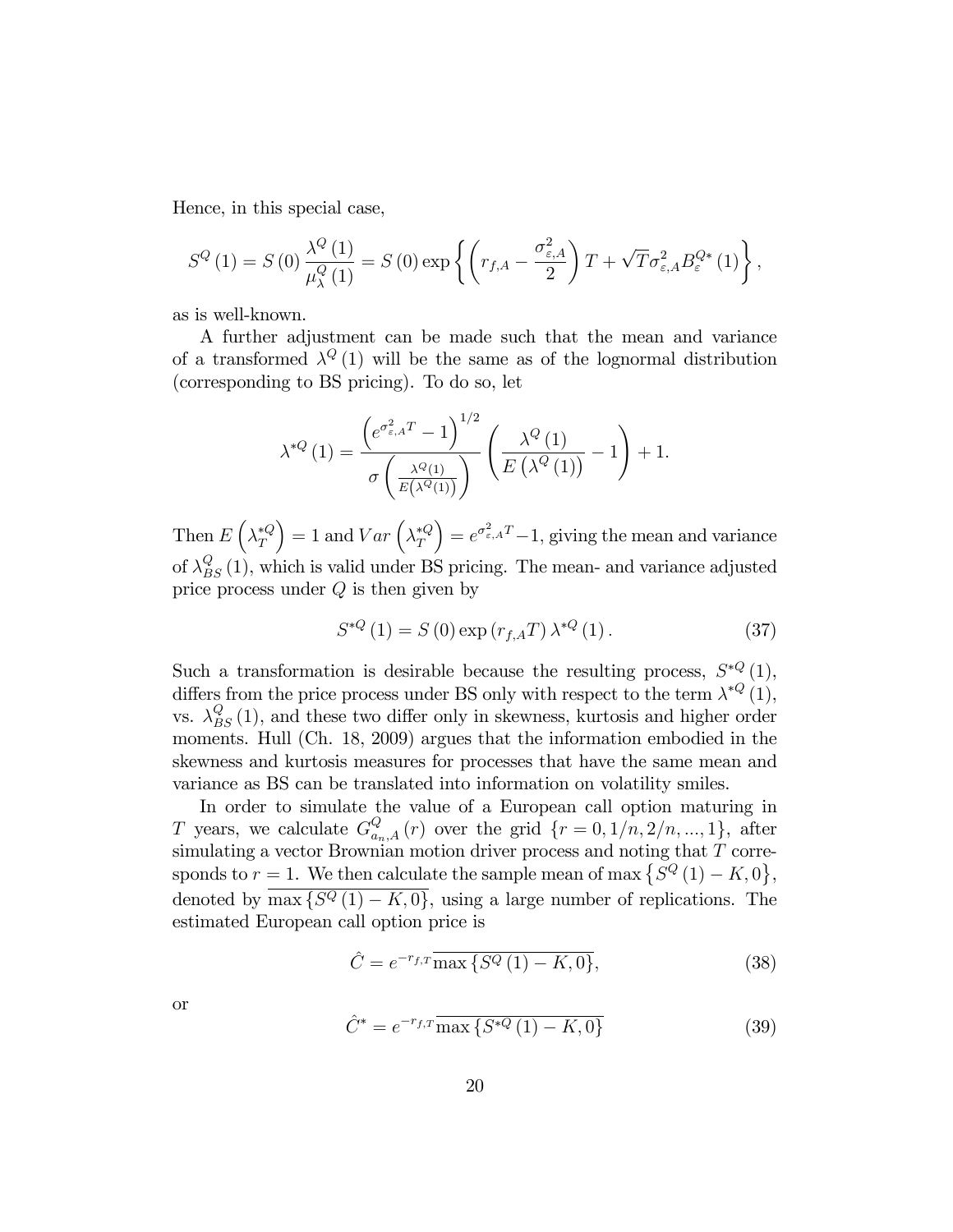Hence, in this special case,

$$S^{Q}(1) = S(0)\frac{\lambda^{Q}(1)}{\mu_{\lambda}^{Q}(1)} = S(0)\exp\left\{\left(r_{f,A} - \frac{\sigma_{\varepsilon,A}^{2}}{2}\right)T + \sqrt{T}\sigma_{\varepsilon,A}^{2}B_{\varepsilon}^{Q*}(1)\right\},$$

as is well-known.

A further adjustment can be made such that the mean and variance of a transformed $\lambda^{Q}(1)$ will be the same as of the lognormal distribution (corresponding to BS pricing). To do so, let

$$\lambda^{*Q}(1) = \frac{\left(e^{\sigma_{\varepsilon,A}^{2}T} - 1\right)^{1/2}}{\sigma\left(\frac{\lambda^{Q}(1)}{E\left(\lambda^{Q}(1)\right)}\right)}\left(\frac{\lambda^{Q}(1)}{E\left(\lambda^{Q}(1)\right)} - 1\right) + 1.$$

Then $E\left(\lambda_{T}^{*Q}\right) = 1$ and $Var\left(\lambda_{T}^{*Q}\right) = e^{\sigma_{\varepsilon,A}^{2}T} - 1$, giving the mean and variance of $\lambda_{BS}^{Q}(1)$, which is valid under BS pricing. The mean- and variance adjusted price process under $Q$ is then given by

$$S^{*Q}(1) = S(0)\exp\left(r_{f,A}T\right)\lambda^{*Q}(1). \tag{37}$$

Such a transformation is desirable because the resulting process, $S^{*Q}(1)$, differs from the price process under BS only with respect to the term $\lambda^{*Q}(1)$, vs. $\lambda_{BS}^{Q}(1)$, and these two differ only in skewness, kurtosis and higher order moments. Hull (Ch. 18, 2009) argues that the information embodied in the skewness and kurtosis measures for processes that have the same mean and variance as BS can be translated into information on volatility smiles.

In order to simulate the value of a European call option maturing in $T$ years, we calculate $G_{a_n,A}^{Q}(r)$ over the grid $\{r = 0, 1/n, 2/n, ..., 1\}$, after simulating a vector Brownian motion driver process and noting that $T$ corresponds to $r = 1$. We then calculate the sample mean of $\max\left\{S^{Q}(1) - K, 0\right\}$, denoted by $\overline{\max\left\{S^{Q}(1) - K, 0\right\}}$, using a large number of replications. The estimated European call option price is

$$\hat{C} = e^{-r_{f,T}}\overline{\max\left\{S^{Q}(1) - K, 0\right\}}, \tag{38}$$

or

$$\hat{C}^{*} = e^{-r_{f,T}}\overline{\max\left\{S^{*Q}(1) - K, 0\right\}} \tag{39}$$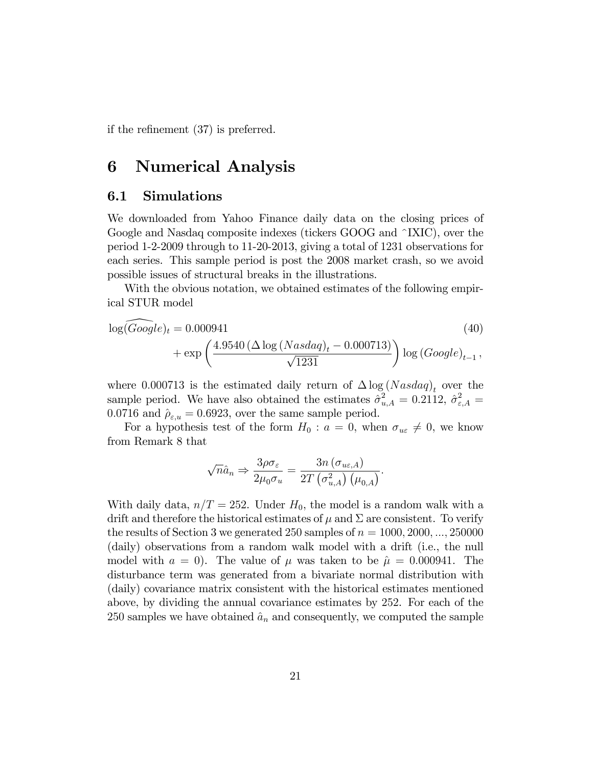if the refinement (37) is preferred.

# 6 Numerical Analysis

## 6.1 Simulations

We downloaded from Yahoo Finance daily data on the closing prices of Google and Nasdaq composite indexes (tickers GOOG and ^IXIC), over the period 1-2-2009 through to 11-20-2013, giving a total of 1231 observations for each series. This sample period is post the 2008 market crash, so we avoid possible issues of structural breaks in the illustrations.

With the obvious notation, we obtained estimates of the following empirical STUR model

$$
\begin{aligned}
\log(\widehat{Google})_t &= 0.000941 \qquad\qquad\qquad\qquad\qquad\qquad\qquad\qquad (40)\\
&\quad + \exp\left(\frac{4.9540\left(\Delta \log\left(Nasdaq\right)_t - 0.000713\right)}{\sqrt{1231}}\right)\log\left(Google\right)_{t-1},
\end{aligned}
$$

where 0.000713 is the estimated daily return of $\Delta \log\left(Nasdaq\right)_t$ over the sample period. We have also obtained the estimates $\hat{\sigma}^2_{u,A} = 0.2112$, $\hat{\sigma}^2_{\varepsilon,A} = 0.0716$ and $\hat{\rho}_{\varepsilon,u} = 0.6923$, over the same sample period.

For a hypothesis test of the form $H_0 : a = 0$, when $\sigma_{u\varepsilon} \neq 0$, we know from Remark 8 that

$$
\sqrt{n}\hat{a}_n \Rightarrow \frac{3\rho\sigma_\varepsilon}{2\mu_0\sigma_u} = \frac{3n\left(\sigma_{u\varepsilon,A}\right)}{2T\left(\sigma^2_{u,A}\right)\left(\mu_{0,A}\right)}.
$$

With daily data, $n/T = 252$. Under $H_0$, the model is a random walk with a drift and therefore the historical estimates of $\mu$ and $\Sigma$ are consistent. To verify the results of Section 3 we generated 250 samples of $n = 1000, 2000, ..., 250000$ (daily) observations from a random walk model with a drift (i.e., the null model with $a = 0$). The value of $\mu$ was taken to be $\hat{\mu} = 0.000941$. The disturbance term was generated from a bivariate normal distribution with (daily) covariance matrix consistent with the historical estimates mentioned above, by dividing the annual covariance estimates by 252. For each of the 250 samples we have obtained $\hat{a}_n$ and consequently, we computed the sample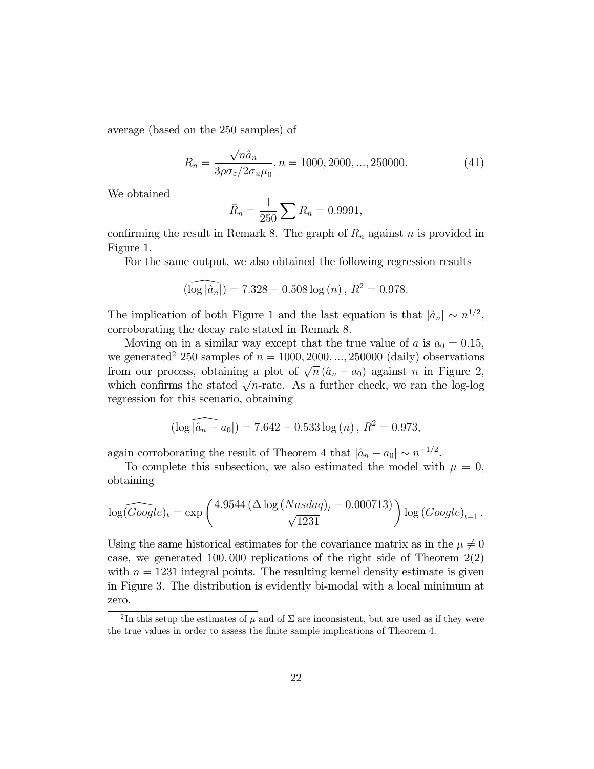average (based on the 250 samples) of

$$R_n = \frac{\sqrt{n}\hat{a}_n}{3\rho\sigma_\varepsilon/2\sigma_u\mu_0}, n = 1000, 2000, ..., 250000. \tag{41}$$

We obtained

$$\bar{R}_n = \frac{1}{250}\sum R_n = 0.9991,$$

confirming the result in Remark 8. The graph of $R_n$ against $n$ is provided in Figure 1.

For the same output, we also obtained the following regression results

$$(\widehat{\log|\hat{a}_n|}) = 7.328 - 0.508\log(n), \; R^2 = 0.978.$$

The implication of both Figure 1 and the last equation is that $|\hat{a}_n| \sim n^{1/2}$, corroborating the decay rate stated in Remark 8.

Moving on in a similar way except that the true value of $a$ is $a_0 = 0.15$, we generated[2] 250 samples of $n = 1000, 2000, ..., 250000$ (daily) observations from our process, obtaining a plot of $\sqrt{n}(\hat{a}_n - a_0)$ against $n$ in Figure 2, which confirms the stated $\sqrt{n}$-rate. As a further check, we ran the log-log regression for this scenario, obtaining

$$(\widehat{\log|\hat{a}_n - a_0|}) = 7.642 - 0.533\log(n), \; R^2 = 0.973,$$

again corroborating the result of Theorem 4 that $|\hat{a}_n - a_0| \sim n^{-1/2}$.

To complete this subsection, we also estimated the model with $\mu = 0$, obtaining

$$\widehat{\log(Google)_t} = \exp\left(\frac{4.9544\left(\Delta\log(Nasdaq)_t - 0.000713\right)}{\sqrt{1231}}\right)\log(Google)_{t-1}.$$

Using the same historical estimates for the covariance matrix as in the $\mu \neq 0$ case, we generated 100,000 replications of the right side of Theorem 2(2) with $n = 1231$ integral points. The resulting kernel density estimate is given in Figure 3. The distribution is evidently bi-modal with a local minimum at zero.

[2] In this setup the estimates of $\mu$ and of $\Sigma$ are inconsistent, but are used as if they were the true values in order to assess the finite sample implications of Theorem 4.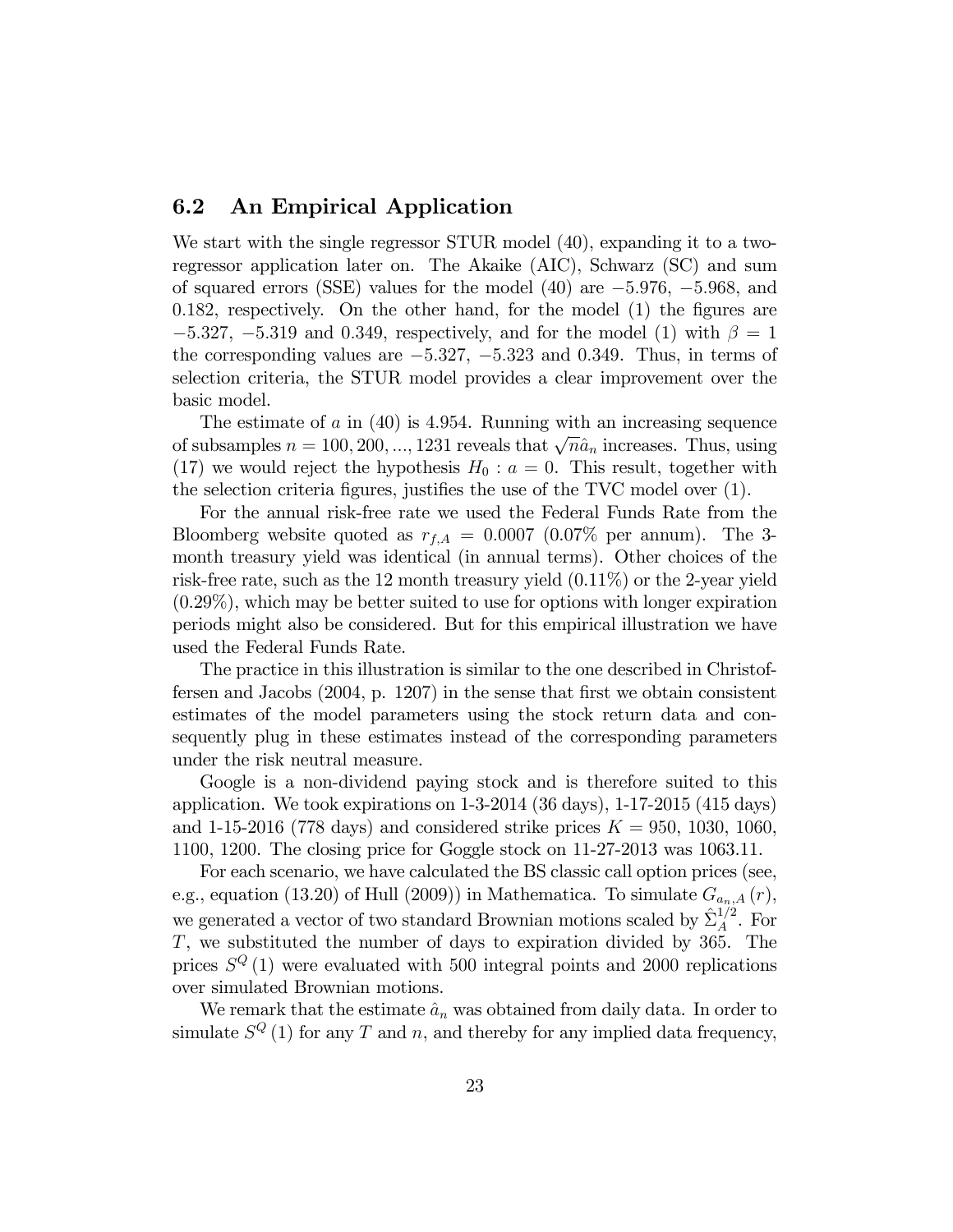## 6.2 An Empirical Application

We start with the single regressor STUR model (40), expanding it to a two-regressor application later on. The Akaike (AIC), Schwarz (SC) and sum of squared errors (SSE) values for the model (40) are $-5.976$, $-5.968$, and $0.182$, respectively. On the other hand, for the model (1) the figures are $-5.327$, $-5.319$ and $0.349$, respectively, and for the model (1) with $\beta = 1$ the corresponding values are $-5.327$, $-5.323$ and $0.349$. Thus, in terms of selection criteria, the STUR model provides a clear improvement over the basic model.

The estimate of $a$ in (40) is 4.954. Running with an increasing sequence of subsamples $n = 100, 200, ..., 1231$ reveals that $\sqrt{n}\hat{a}_n$ increases. Thus, using (17) we would reject the hypothesis $H_0 : a = 0$. This result, together with the selection criteria figures, justifies the use of the TVC model over (1).

For the annual risk-free rate we used the Federal Funds Rate from the Bloomberg website quoted as $r_{f,A} = 0.0007$ (0.07% per annum). The 3-month treasury yield was identical (in annual terms). Other choices of the risk-free rate, such as the 12 month treasury yield (0.11%) or the 2-year yield (0.29%), which may be better suited to use for options with longer expiration periods might also be considered. But for this empirical illustration we have used the Federal Funds Rate.

The practice in this illustration is similar to the one described in Christoffersen and Jacobs (2004, p. 1207) in the sense that first we obtain consistent estimates of the model parameters using the stock return data and consequently plug in these estimates instead of the corresponding parameters under the risk neutral measure.

Google is a non-dividend paying stock and is therefore suited to this application. We took expirations on 1-3-2014 (36 days), 1-17-2015 (415 days) and 1-15-2016 (778 days) and considered strike prices $K = 950$, 1030, 1060, 1100, 1200. The closing price for Goggle stock on 11-27-2013 was 1063.11.

For each scenario, we have calculated the BS classic call option prices (see, e.g., equation (13.20) of Hull (2009)) in Mathematica. To simulate $G_{a_n,A}(r)$, we generated a vector of two standard Brownian motions scaled by $\hat{\Sigma}_A^{1/2}$. For $T$, we substituted the number of days to expiration divided by 365. The prices $S^Q(1)$ were evaluated with 500 integral points and 2000 replications over simulated Brownian motions.

We remark that the estimate $\hat{a}_n$ was obtained from daily data. In order to simulate $S^Q(1)$ for any $T$ and $n$, and thereby for any implied data frequency,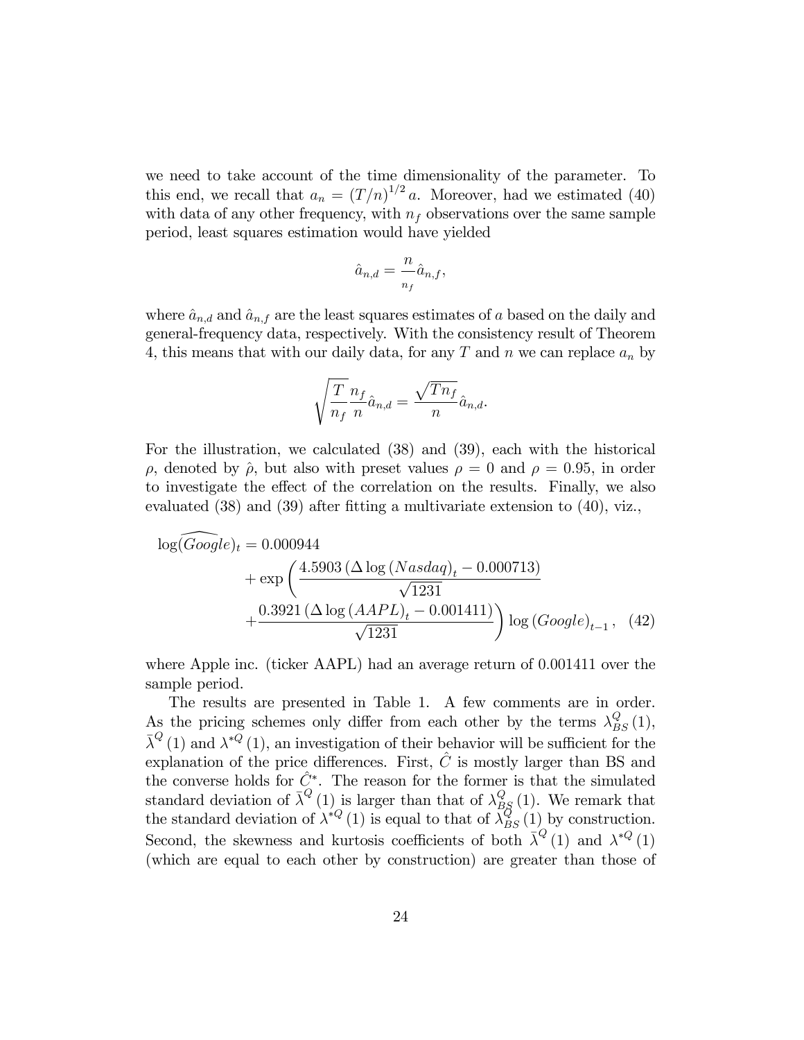we need to take account of the time dimensionality of the parameter. To this end, we recall that $a_n = (T/n)^{1/2} a$. Moreover, had we estimated (40) with data of any other frequency, with $n_f$ observations over the same sample period, least squares estimation would have yielded

$$\hat{a}_{n,d} = \frac{n}{n_f} \hat{a}_{n,f},$$

where $\hat{a}_{n,d}$ and $\hat{a}_{n,f}$ are the least squares estimates of $a$ based on the daily and general-frequency data, respectively. With the consistency result of Theorem 4, this means that with our daily data, for any $T$ and $n$ we can replace $a_n$ by

$$\sqrt{\frac{T}{n_f}} \frac{n_f}{n} \hat{a}_{n,d} = \frac{\sqrt{T n_f}}{n} \hat{a}_{n,d}.$$

For the illustration, we calculated (38) and (39), each with the historical $\rho$, denoted by $\hat{\rho}$, but also with preset values $\rho = 0$ and $\rho = 0.95$, in order to investigate the effect of the correlation on the results. Finally, we also evaluated (38) and (39) after fitting a multivariate extension to (40), viz.,

$$\begin{aligned} \log(\widehat{Google})_t &= 0.000944 \\ &\quad + \exp\left( \frac{4.5903\left(\Delta \log\left(Nasdaq\right)_t - 0.000713\right)}{\sqrt{1231}} \right. \\ &\quad \left. + \frac{0.3921\left(\Delta \log\left(AAPL\right)_t - 0.001411\right)}{\sqrt{1231}} \right) \log\left(Google\right)_{t-1}, \quad (42) \end{aligned}$$

where Apple inc. (ticker AAPL) had an average return of 0.001411 over the sample period.

The results are presented in Table 1. A few comments are in order. As the pricing schemes only differ from each other by the terms $\lambda_{BS}^{Q}(1)$, $\bar{\lambda}^{Q}(1)$ and $\lambda^{*Q}(1)$, an investigation of their behavior will be sufficient for the explanation of the price differences. First, $\hat{C}$ is mostly larger than BS and the converse holds for $\hat{C}^{*}$. The reason for the former is that the simulated standard deviation of $\bar{\lambda}^{Q}(1)$ is larger than that of $\lambda_{BS}^{Q}(1)$. We remark that the standard deviation of $\lambda^{*Q}(1)$ is equal to that of $\lambda_{BS}^{Q}(1)$ by construction. Second, the skewness and kurtosis coefficients of both $\bar{\lambda}^{Q}(1)$ and $\lambda^{*Q}(1)$ (which are equal to each other by construction) are greater than those of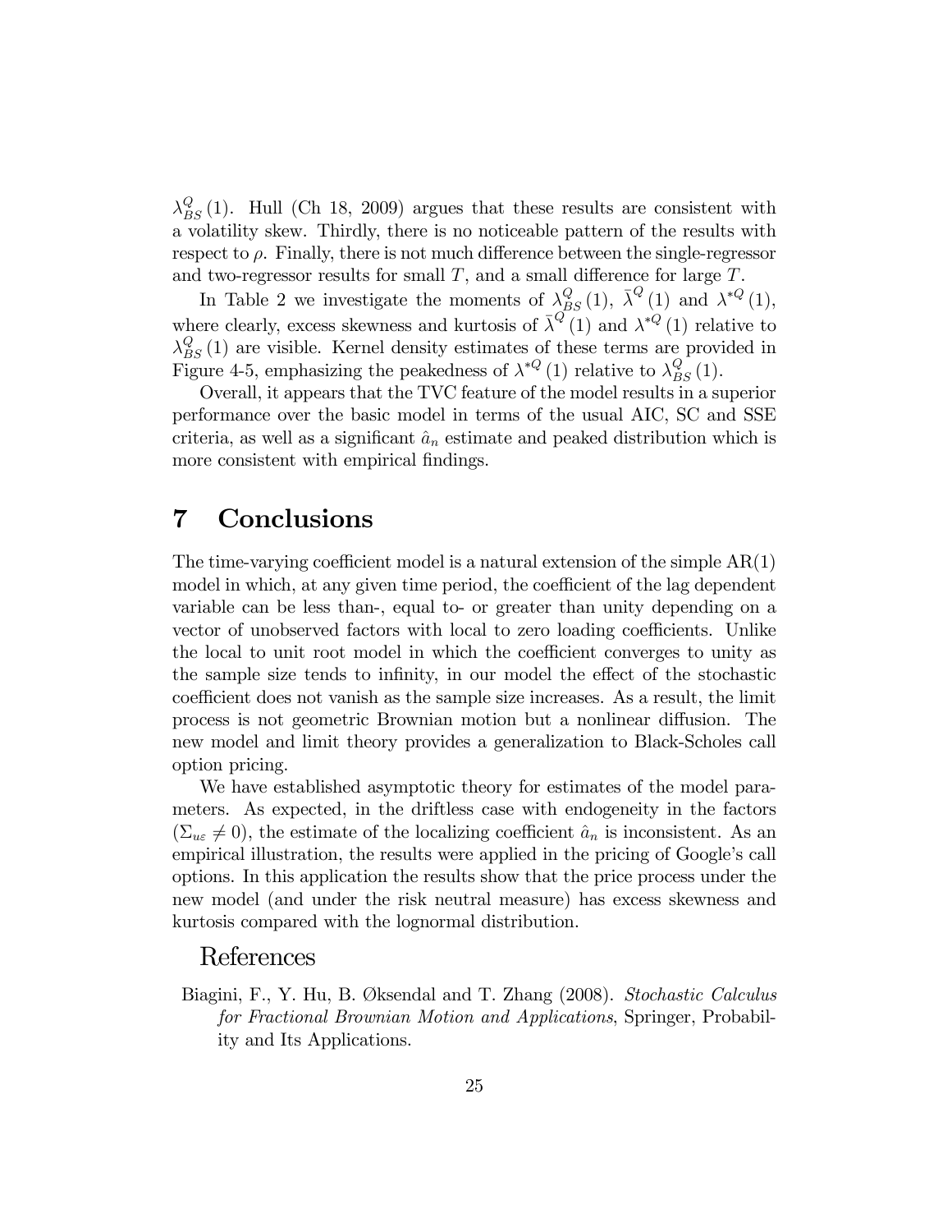$\lambda_{BS}^{Q}(1)$. Hull (Ch 18, 2009) argues that these results are consistent with a volatility skew. Thirdly, there is no noticeable pattern of the results with respect to $\rho$. Finally, there is not much difference between the single-regressor and two-regressor results for small $T$, and a small difference for large $T$.

In Table 2 we investigate the moments of $\lambda_{BS}^{Q}(1)$, $\bar{\lambda}^{Q}(1)$ and $\lambda^{*Q}(1)$, where clearly, excess skewness and kurtosis of $\bar{\lambda}^{Q}(1)$ and $\lambda^{*Q}(1)$ relative to $\lambda_{BS}^{Q}(1)$ are visible. Kernel density estimates of these terms are provided in Figure 4-5, emphasizing the peakedness of $\lambda^{*Q}(1)$ relative to $\lambda_{BS}^{Q}(1)$.

Overall, it appears that the TVC feature of the model results in a superior performance over the basic model in terms of the usual AIC, SC and SSE criteria, as well as a significant $\hat{a}_n$ estimate and peaked distribution which is more consistent with empirical findings.

# 7 Conclusions

The time-varying coefficient model is a natural extension of the simple AR(1) model in which, at any given time period, the coefficient of the lag dependent variable can be less than-, equal to- or greater than unity depending on a vector of unobserved factors with local to zero loading coefficients. Unlike the local to unit root model in which the coefficient converges to unity as the sample size tends to infinity, in our model the effect of the stochastic coefficient does not vanish as the sample size increases. As a result, the limit process is not geometric Brownian motion but a nonlinear diffusion. The new model and limit theory provides a generalization to Black-Scholes call option pricing.

We have established asymptotic theory for estimates of the model parameters. As expected, in the driftless case with endogeneity in the factors ($\Sigma_{u\varepsilon} \neq 0$), the estimate of the localizing coefficient $\hat{a}_n$ is inconsistent. As an empirical illustration, the results were applied in the pricing of Google's call options. In this application the results show that the price process under the new model (and under the risk neutral measure) has excess skewness and kurtosis compared with the lognormal distribution.

## References

Biagini, F., Y. Hu, B. Øksendal and T. Zhang (2008). *Stochastic Calculus for Fractional Brownian Motion and Applications*, Springer, Probability and Its Applications.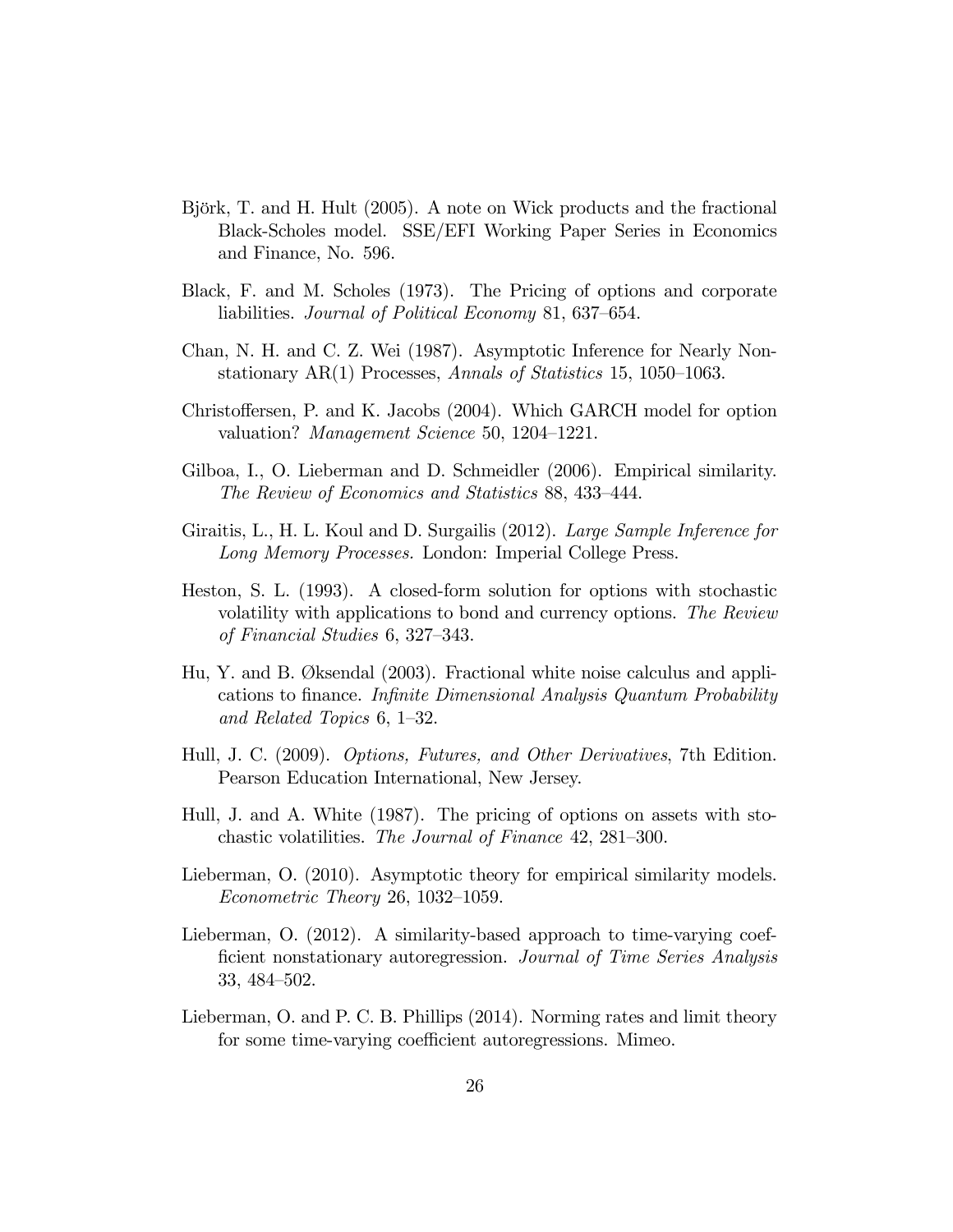Björk, T. and H. Hult (2005). A note on Wick products and the fractional Black-Scholes model. SSE/EFI Working Paper Series in Economics and Finance, No. 596.

Black, F. and M. Scholes (1973). The Pricing of options and corporate liabilities. *Journal of Political Economy* 81, 637–654.

Chan, N. H. and C. Z. Wei (1987). Asymptotic Inference for Nearly Nonstationary AR(1) Processes, *Annals of Statistics* 15, 1050–1063.

Christoffersen, P. and K. Jacobs (2004). Which GARCH model for option valuation? *Management Science* 50, 1204–1221.

Gilboa, I., O. Lieberman and D. Schmeidler (2006). Empirical similarity. *The Review of Economics and Statistics* 88, 433–444.

Giraitis, L., H. L. Koul and D. Surgailis (2012). *Large Sample Inference for Long Memory Processes.* London: Imperial College Press.

Heston, S. L. (1993). A closed-form solution for options with stochastic volatility with applications to bond and currency options. *The Review of Financial Studies* 6, 327–343.

Hu, Y. and B. Øksendal (2003). Fractional white noise calculus and applications to finance. *Infinite Dimensional Analysis Quantum Probability and Related Topics* 6, 1–32.

Hull, J. C. (2009). *Options, Futures, and Other Derivatives*, 7th Edition. Pearson Education International, New Jersey.

Hull, J. and A. White (1987). The pricing of options on assets with stochastic volatilities. *The Journal of Finance* 42, 281–300.

Lieberman, O. (2010). Asymptotic theory for empirical similarity models. *Econometric Theory* 26, 1032–1059.

Lieberman, O. (2012). A similarity-based approach to time-varying coefficient nonstationary autoregression. *Journal of Time Series Analysis* 33, 484–502.

Lieberman, O. and P. C. B. Phillips (2014). Norming rates and limit theory for some time-varying coefficient autoregressions. Mimeo.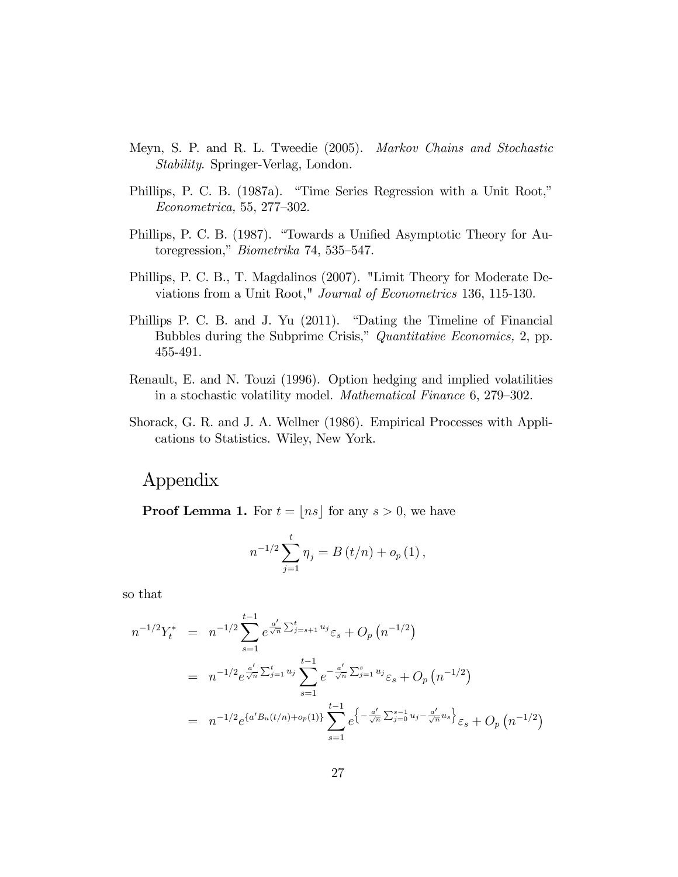Meyn, S. P. and R. L. Tweedie (2005). *Markov Chains and Stochastic Stability*. Springer-Verlag, London.

Phillips, P. C. B. (1987a). "Time Series Regression with a Unit Root," *Econometrica,* 55, 277–302.

Phillips, P. C. B. (1987). "Towards a Unified Asymptotic Theory for Autoregression," *Biometrika* 74, 535–547.

Phillips, P. C. B., T. Magdalinos (2007). "Limit Theory for Moderate Deviations from a Unit Root," *Journal of Econometrics* 136, 115-130.

Phillips P. C. B. and J. Yu (2011). "Dating the Timeline of Financial Bubbles during the Subprime Crisis," *Quantitative Economics,* 2, pp. 455-491.

Renault, E. and N. Touzi (1996). Option hedging and implied volatilities in a stochastic volatility model. *Mathematical Finance* 6, 279–302.

Shorack, G. R. and J. A. Wellner (1986). Empirical Processes with Applications to Statistics. Wiley, New York.

# Appendix

**Proof Lemma 1.** For $t = \lfloor ns \rfloor$ for any $s > 0$, we have

$$n^{-1/2} \sum_{j=1}^{t} \eta_j = B\left(t/n\right) + o_p\left(1\right),$$

so that

$$\begin{aligned}
n^{-1/2} Y_t^* &= n^{-1/2} \sum_{s=1}^{t-1} e^{\frac{a'}{\sqrt{n}} \sum_{j=s+1}^{t} u_j} \varepsilon_s + O_p\left(n^{-1/2}\right) \\
&= n^{-1/2} e^{\frac{a'}{\sqrt{n}} \sum_{j=1}^{t} u_j} \sum_{s=1}^{t-1} e^{-\frac{a'}{\sqrt{n}} \sum_{j=1}^{s} u_j} \varepsilon_s + O_p\left(n^{-1/2}\right) \\
&= n^{-1/2} e^{\left\{a' B_u(t/n) + o_p(1)\right\}} \sum_{s=1}^{t-1} e^{\left\{-\frac{a'}{\sqrt{n}} \sum_{j=0}^{s-1} u_j - \frac{a'}{\sqrt{n}} u_s\right\}} \varepsilon_s + O_p\left(n^{-1/2}\right)
\end{aligned}$$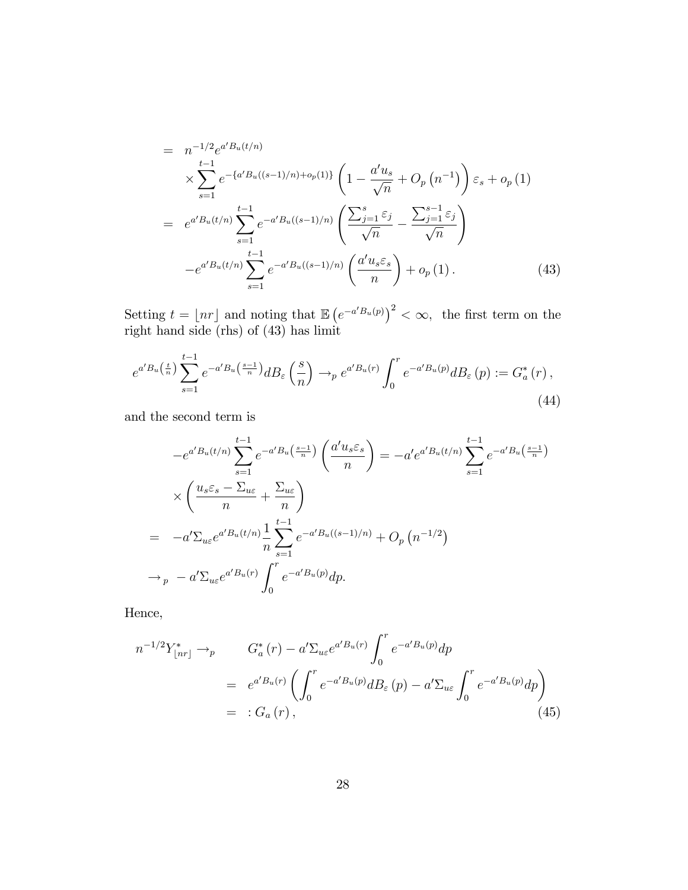$$
\begin{aligned}
&= n^{-1/2} e^{a' B_u(t/n)} \\
&\quad \times \sum_{s=1}^{t-1} e^{-\{a' B_u((s-1)/n) + o_p(1)\}} \left(1 - \frac{a' u_s}{\sqrt{n}} + O_p\left(n^{-1}\right)\right) \varepsilon_s + o_p(1) \\
&= e^{a' B_u(t/n)} \sum_{s=1}^{t-1} e^{-a' B_u((s-1)/n)} \left( \frac{\sum_{j=1}^{s} \varepsilon_j}{\sqrt{n}} - \frac{\sum_{j=1}^{s-1} \varepsilon_j}{\sqrt{n}} \right) \\
&\quad - e^{a' B_u(t/n)} \sum_{s=1}^{t-1} e^{-a' B_u((s-1)/n)} \left( \frac{a' u_s \varepsilon_s}{n} \right) + o_p(1). \qquad (43)
\end{aligned}
$$

Setting $t = \lfloor nr \rfloor$ and noting that $\mathbb{E}\left(e^{-a' B_u(p)}\right)^2 < \infty$, the first term on the right hand side (rhs) of (43) has limit

$$
e^{a' B_u\left(\frac{t}{n}\right)} \sum_{s=1}^{t-1} e^{-a' B_u\left(\frac{s-1}{n}\right)} dB_\varepsilon\left(\frac{s}{n}\right) \rightarrow_p e^{a' B_u(r)} \int_0^r e^{-a' B_u(p)} dB_\varepsilon(p) := G_a^*(r), \qquad (44)
$$

and the second term is

$$
\begin{aligned}
& -e^{a' B_u(t/n)} \sum_{s=1}^{t-1} e^{-a' B_u\left(\frac{s-1}{n}\right)} \left( \frac{a' u_s \varepsilon_s}{n} \right) = -a' e^{a' B_u(t/n)} \sum_{s=1}^{t-1} e^{-a' B_u\left(\frac{s-1}{n}\right)} \\
& \quad \times \left( \frac{u_s \varepsilon_s - \Sigma_{u\varepsilon}}{n} + \frac{\Sigma_{u\varepsilon}}{n} \right) \\
&= -a' \Sigma_{u\varepsilon} e^{a' B_u(t/n)} \frac{1}{n} \sum_{s=1}^{t-1} e^{-a' B_u((s-1)/n)} + O_p\left(n^{-1/2}\right) \\
&\rightarrow_p -a' \Sigma_{u\varepsilon} e^{a' B_u(r)} \int_0^r e^{-a' B_u(p)} dp.
\end{aligned}
$$

Hence,

$$
\begin{aligned}
n^{-1/2} Y_{\lfloor nr \rfloor}^* \rightarrow_p \quad & G_a^*(r) - a' \Sigma_{u\varepsilon} e^{a' B_u(r)} \int_0^r e^{-a' B_u(p)} dp \\
&= e^{a' B_u(r)} \left( \int_0^r e^{-a' B_u(p)} dB_\varepsilon(p) - a' \Sigma_{u\varepsilon} \int_0^r e^{-a' B_u(p)} dp \right) \\
&=: G_a(r), \qquad (45)
\end{aligned}
$$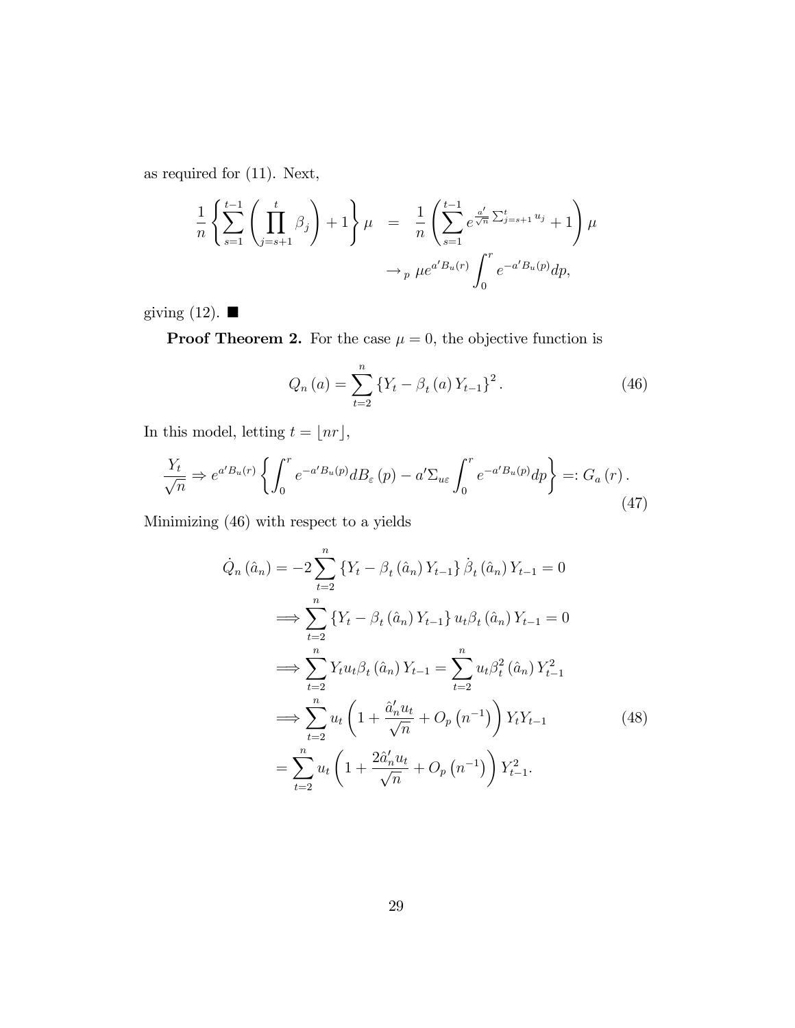as required for (11). Next,

$$\frac{1}{n}\left\{\sum_{s=1}^{t-1}\left(\prod_{j=s+1}^{t}\beta_j\right)+1\right\}\mu = \frac{1}{n}\left(\sum_{s=1}^{t-1}e^{\frac{a'}{\sqrt{n}}\sum_{j=s+1}^{t}u_j}+1\right)\mu$$

$$\to_p \mu e^{a'B_u(r)}\int_0^r e^{-a'B_u(p)}dp,$$

giving (12). ■

**Proof Theorem 2.** For the case $\mu = 0$, the objective function is

$$Q_n(a) = \sum_{t=2}^{n}\left\{Y_t - \beta_t(a)Y_{t-1}\right\}^2. \tag{46}$$

In this model, letting $t = \lfloor nr \rfloor$,

$$\frac{Y_t}{\sqrt{n}} \Rightarrow e^{a'B_u(r)}\left\{\int_0^r e^{-a'B_u(p)}dB_\varepsilon(p) - a'\Sigma_{u\varepsilon}\int_0^r e^{-a'B_u(p)}dp\right\} =: G_a(r). \tag{47}$$

Minimizing (46) with respect to a yields

$$\begin{aligned}
\dot{Q}_n(\hat{a}_n) &= -2\sum_{t=2}^{n}\left\{Y_t - \beta_t(\hat{a}_n)Y_{t-1}\right\}\dot{\beta}_t(\hat{a}_n)Y_{t-1} = 0 \\
&\Longrightarrow \sum_{t=2}^{n}\left\{Y_t - \beta_t(\hat{a}_n)Y_{t-1}\right\}u_t\beta_t(\hat{a}_n)Y_{t-1} = 0 \\
&\Longrightarrow \sum_{t=2}^{n}Y_t u_t\beta_t(\hat{a}_n)Y_{t-1} = \sum_{t=2}^{n}u_t\beta_t^2(\hat{a}_n)Y_{t-1}^2 \\
&\Longrightarrow \sum_{t=2}^{n}u_t\left(1+\frac{\hat{a}_n'u_t}{\sqrt{n}}+O_p\left(n^{-1}\right)\right)Y_tY_{t-1} \qquad (48) \\
&= \sum_{t=2}^{n}u_t\left(1+\frac{2\hat{a}_n'u_t}{\sqrt{n}}+O_p\left(n^{-1}\right)\right)Y_{t-1}^2.
\end{aligned}$$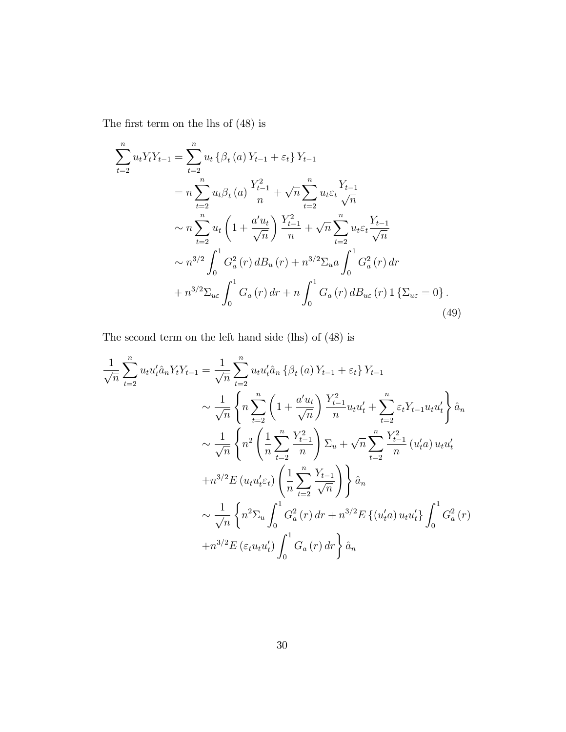The first term on the lhs of (48) is

$$
\begin{aligned}
\sum_{t=2}^{n} u_t Y_t Y_{t-1} &= \sum_{t=2}^{n} u_t \left\{ \beta_t(a) Y_{t-1} + \varepsilon_t \right\} Y_{t-1} \\
&= n \sum_{t=2}^{n} u_t \beta_t(a) \frac{Y_{t-1}^2}{n} + \sqrt{n} \sum_{t=2}^{n} u_t \varepsilon_t \frac{Y_{t-1}}{\sqrt{n}} \\
&\sim n \sum_{t=2}^{n} u_t \left( 1 + \frac{a' u_t}{\sqrt{n}} \right) \frac{Y_{t-1}^2}{n} + \sqrt{n} \sum_{t=2}^{n} u_t \varepsilon_t \frac{Y_{t-1}}{\sqrt{n}} \\
&\sim n^{3/2} \int_0^1 G_a^2(r)\, dB_u(r) + n^{3/2} \Sigma_u a \int_0^1 G_a^2(r)\, dr \\
&+ n^{3/2} \Sigma_{u\varepsilon} \int_0^1 G_a(r)\, dr + n \int_0^1 G_a(r)\, dB_{u\varepsilon}(r)\, 1\left\{ \Sigma_{u\varepsilon} = 0 \right\}.
\end{aligned} \tag{49}
$$

The second term on the left hand side (lhs) of (48) is

$$
\begin{aligned}
\frac{1}{\sqrt{n}} \sum_{t=2}^{n} u_t u_t' \hat{a}_n Y_t Y_{t-1} &= \frac{1}{\sqrt{n}} \sum_{t=2}^{n} u_t u_t' \hat{a}_n \left\{ \beta_t(a) Y_{t-1} + \varepsilon_t \right\} Y_{t-1} \\
&\sim \frac{1}{\sqrt{n}} \left\{ n \sum_{t=2}^{n} \left( 1 + \frac{a' u_t}{\sqrt{n}} \right) \frac{Y_{t-1}^2}{n} u_t u_t' + \sum_{t=2}^{n} \varepsilon_t Y_{t-1} u_t u_t' \right\} \hat{a}_n \\
&\sim \frac{1}{\sqrt{n}} \left\{ n^2 \left( \frac{1}{n} \sum_{t=2}^{n} \frac{Y_{t-1}^2}{n} \right) \Sigma_u + \sqrt{n} \sum_{t=2}^{n} \frac{Y_{t-1}^2}{n} \left( u_t' a \right) u_t u_t' \right. \\
&\left. + n^{3/2} E\left( u_t u_t' \varepsilon_t \right) \left( \frac{1}{n} \sum_{t=2}^{n} \frac{Y_{t-1}}{\sqrt{n}} \right) \right\} \hat{a}_n \\
&\sim \frac{1}{\sqrt{n}} \left\{ n^2 \Sigma_u \int_0^1 G_a^2(r)\, dr + n^{3/2} E\left\{ \left( u_t' a \right) u_t u_t' \right\} \int_0^1 G_a^2(r) \right. \\
&\left. + n^{3/2} E\left( \varepsilon_t u_t u_t' \right) \int_0^1 G_a(r)\, dr \right\} \hat{a}_n
\end{aligned}
$$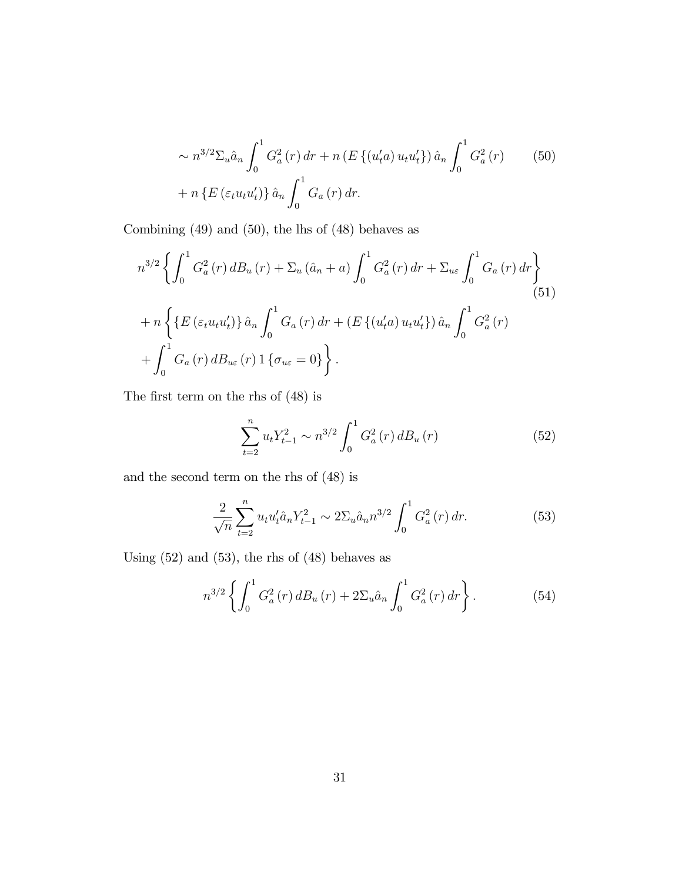$$\sim n^{3/2}\Sigma_u \hat{a}_n \int_0^1 G_a^2(r)\,dr + n\left(E\left\{(u_t' a)\,u_t u_t'\right\}\right)\hat{a}_n \int_0^1 G_a^2(r) \qquad (50)$$
$$+\, n\left\{E\left(\varepsilon_t u_t u_t'\right)\right\}\hat{a}_n \int_0^1 G_a(r)\,dr.$$

Combining (49) and (50), the lhs of (48) behaves as

$$n^{3/2}\left\{\int_0^1 G_a^2(r)\,dB_u(r) + \Sigma_u(\hat{a}_n + a)\int_0^1 G_a^2(r)\,dr + \Sigma_{u\varepsilon}\int_0^1 G_a(r)\,dr\right\} \qquad (51)$$
$$+\, n\left\{\left\{E\left(\varepsilon_t u_t u_t'\right)\right\}\hat{a}_n \int_0^1 G_a(r)\,dr + \left(E\left\{(u_t' a)\,u_t u_t'\right\}\right)\hat{a}_n \int_0^1 G_a^2(r) + \int_0^1 G_a(r)\,dB_{u\varepsilon}(r)\,1\left\{\sigma_{u\varepsilon} = 0\right\}\right\}.$$

The first term on the rhs of (48) is

$$\sum_{t=2}^{n} u_t Y_{t-1}^2 \sim n^{3/2}\int_0^1 G_a^2(r)\,dB_u(r) \qquad (52)$$

and the second term on the rhs of (48) is

$$\frac{2}{\sqrt{n}}\sum_{t=2}^{n} u_t u_t' \hat{a}_n Y_{t-1}^2 \sim 2\Sigma_u \hat{a}_n n^{3/2}\int_0^1 G_a^2(r)\,dr. \qquad (53)$$

Using (52) and (53), the rhs of (48) behaves as

$$n^{3/2}\left\{\int_0^1 G_a^2(r)\,dB_u(r) + 2\Sigma_u \hat{a}_n \int_0^1 G_a^2(r)\,dr\right\}. \qquad (54)$$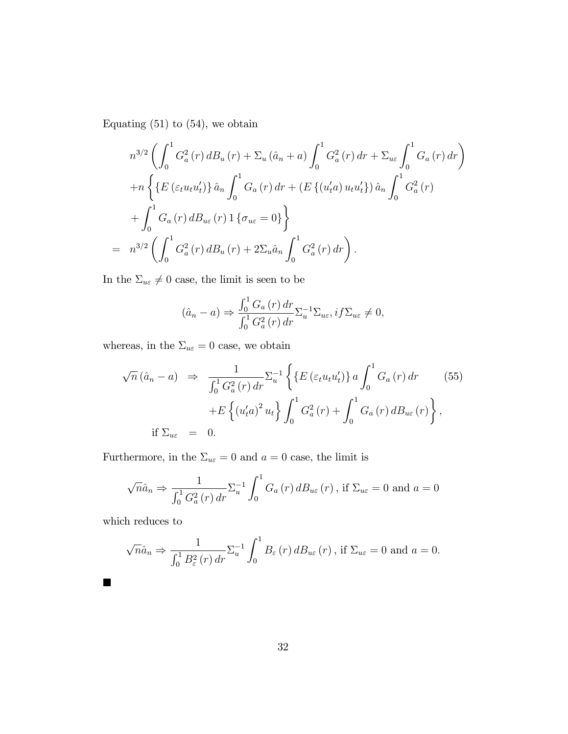Equating (51) to (54), we obtain

$$
\begin{aligned}
& n^{3/2}\left(\int_0^1 G_a^2(r)\,dB_u(r) + \Sigma_u(\hat{a}_n + a)\int_0^1 G_a^2(r)\,dr + \Sigma_{u\varepsilon}\int_0^1 G_a(r)\,dr\right) \\
& + n\left\{\{E(\varepsilon_t u_t u_t')\}\,\hat{a}_n\int_0^1 G_a(r)\,dr + (E\{(u_t'a)\,u_t u_t'\})\,\hat{a}_n\int_0^1 G_a^2(r) \right. \\
& \left. + \int_0^1 G_a(r)\,dB_{u\varepsilon}(r)\,1\{\sigma_{u\varepsilon}=0\}\right\} \\
= \;& n^{3/2}\left(\int_0^1 G_a^2(r)\,dB_u(r) + 2\Sigma_u\hat{a}_n\int_0^1 G_a^2(r)\,dr\right).
\end{aligned}
$$

In the $\Sigma_{u\varepsilon} \neq 0$ case, the limit is seen to be

$$
(\hat{a}_n - a) \Rightarrow \frac{\int_0^1 G_a(r)\,dr}{\int_0^1 G_a^2(r)\,dr}\Sigma_u^{-1}\Sigma_{u\varepsilon}, if \Sigma_{u\varepsilon} \neq 0,
$$

whereas, in the $\Sigma_{u\varepsilon} = 0$ case, we obtain

$$
\begin{aligned}
\sqrt{n}(\hat{a}_n - a) \;&\Rightarrow\; \frac{1}{\int_0^1 G_a^2(r)\,dr}\Sigma_u^{-1}\left\{\{E(\varepsilon_t u_t u_t')\}\,a\int_0^1 G_a(r)\,dr \right. \qquad (55) \\
& \qquad \left. + E\left\{(u_t'a)^2 u_t\right\}\int_0^1 G_a^2(r) + \int_0^1 G_a(r)\,dB_{u\varepsilon}(r)\right\}, \\
\text{if } \Sigma_{u\varepsilon} \;&=\; 0.
\end{aligned}
$$

Furthermore, in the $\Sigma_{u\varepsilon} = 0$ and $a = 0$ case, the limit is

$$
\sqrt{n}\hat{a}_n \Rightarrow \frac{1}{\int_0^1 G_a^2(r)\,dr}\Sigma_u^{-1}\int_0^1 G_a(r)\,dB_{u\varepsilon}(r)\,,\text{ if } \Sigma_{u\varepsilon} = 0 \text{ and } a = 0
$$

which reduces to

$$
\sqrt{n}\hat{a}_n \Rightarrow \frac{1}{\int_0^1 B_\varepsilon^2(r)\,dr}\Sigma_u^{-1}\int_0^1 B_\varepsilon(r)\,dB_{u\varepsilon}(r)\,,\text{ if } \Sigma_{u\varepsilon} = 0 \text{ and } a = 0.
$$

■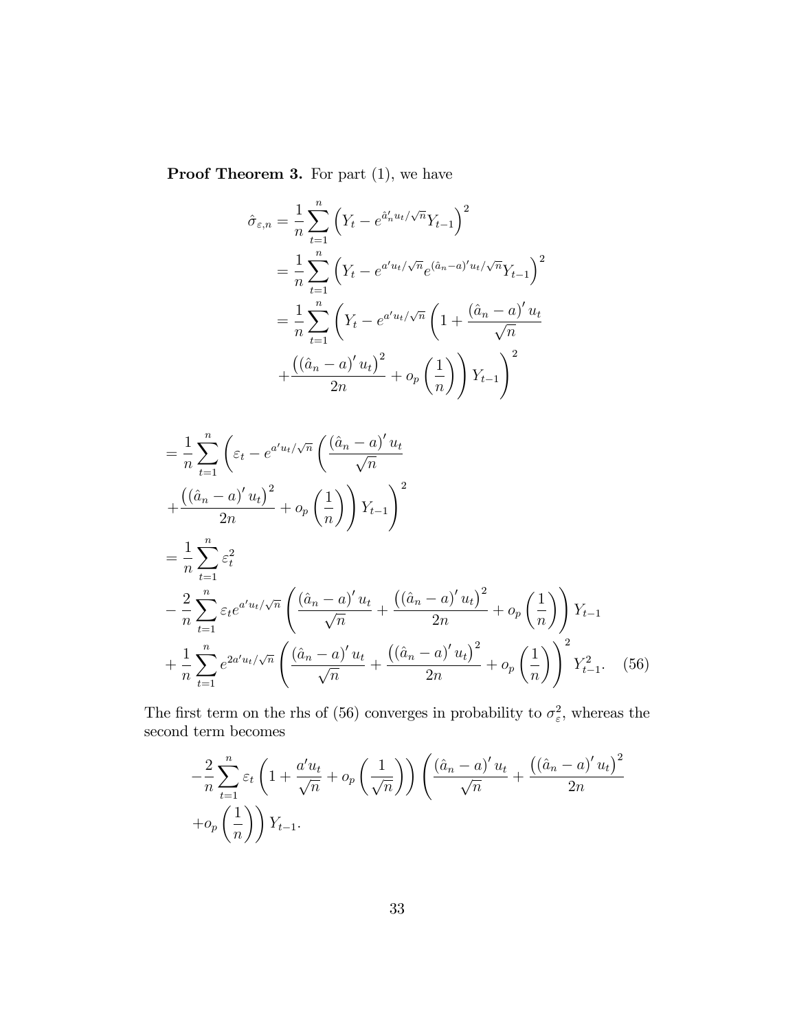**Proof Theorem 3.** For part (1), we have

$$
\begin{aligned}
\hat{\sigma}_{\varepsilon,n} &= \frac{1}{n}\sum_{t=1}^{n}\left(Y_t - e^{\hat{a}_n' u_t/\sqrt{n}} Y_{t-1}\right)^2 \\
&= \frac{1}{n}\sum_{t=1}^{n}\left(Y_t - e^{a' u_t/\sqrt{n}} e^{(\hat{a}_n - a)' u_t/\sqrt{n}} Y_{t-1}\right)^2 \\
&= \frac{1}{n}\sum_{t=1}^{n}\left(Y_t - e^{a' u_t/\sqrt{n}}\left(1 + \frac{(\hat{a}_n - a)' u_t}{\sqrt{n}}\right.\right. \\
&\quad \left.\left. + \frac{\left((\hat{a}_n - a)' u_t\right)^2}{2n} + o_p\left(\frac{1}{n}\right)\right) Y_{t-1}\right)^2
\end{aligned}
$$

$$
\begin{aligned}
&= \frac{1}{n}\sum_{t=1}^{n}\left(\varepsilon_t - e^{a' u_t/\sqrt{n}}\left(\frac{(\hat{a}_n - a)' u_t}{\sqrt{n}}\right.\right. \\
&\quad \left.\left. + \frac{\left((\hat{a}_n - a)' u_t\right)^2}{2n} + o_p\left(\frac{1}{n}\right)\right) Y_{t-1}\right)^2 \\
&= \frac{1}{n}\sum_{t=1}^{n}\varepsilon_t^2 \\
&\quad - \frac{2}{n}\sum_{t=1}^{n}\varepsilon_t e^{a' u_t/\sqrt{n}}\left(\frac{(\hat{a}_n - a)' u_t}{\sqrt{n}} + \frac{\left((\hat{a}_n - a)' u_t\right)^2}{2n} + o_p\left(\frac{1}{n}\right)\right) Y_{t-1} \\
&\quad + \frac{1}{n}\sum_{t=1}^{n} e^{2a' u_t/\sqrt{n}}\left(\frac{(\hat{a}_n - a)' u_t}{\sqrt{n}} + \frac{\left((\hat{a}_n - a)' u_t\right)^2}{2n} + o_p\left(\frac{1}{n}\right)\right)^2 Y_{t-1}^2. \quad (56)
\end{aligned}
$$

The first term on the rhs of (56) converges in probability to $\sigma_\varepsilon^2$, whereas the second term becomes

$$
\begin{aligned}
&-\frac{2}{n}\sum_{t=1}^{n}\varepsilon_t\left(1 + \frac{a' u_t}{\sqrt{n}} + o_p\left(\frac{1}{\sqrt{n}}\right)\right)\left(\frac{(\hat{a}_n - a)' u_t}{\sqrt{n}} + \frac{\left((\hat{a}_n - a)' u_t\right)^2}{2n}\right. \\
&\left. + o_p\left(\frac{1}{n}\right)\right) Y_{t-1}.
\end{aligned}
$$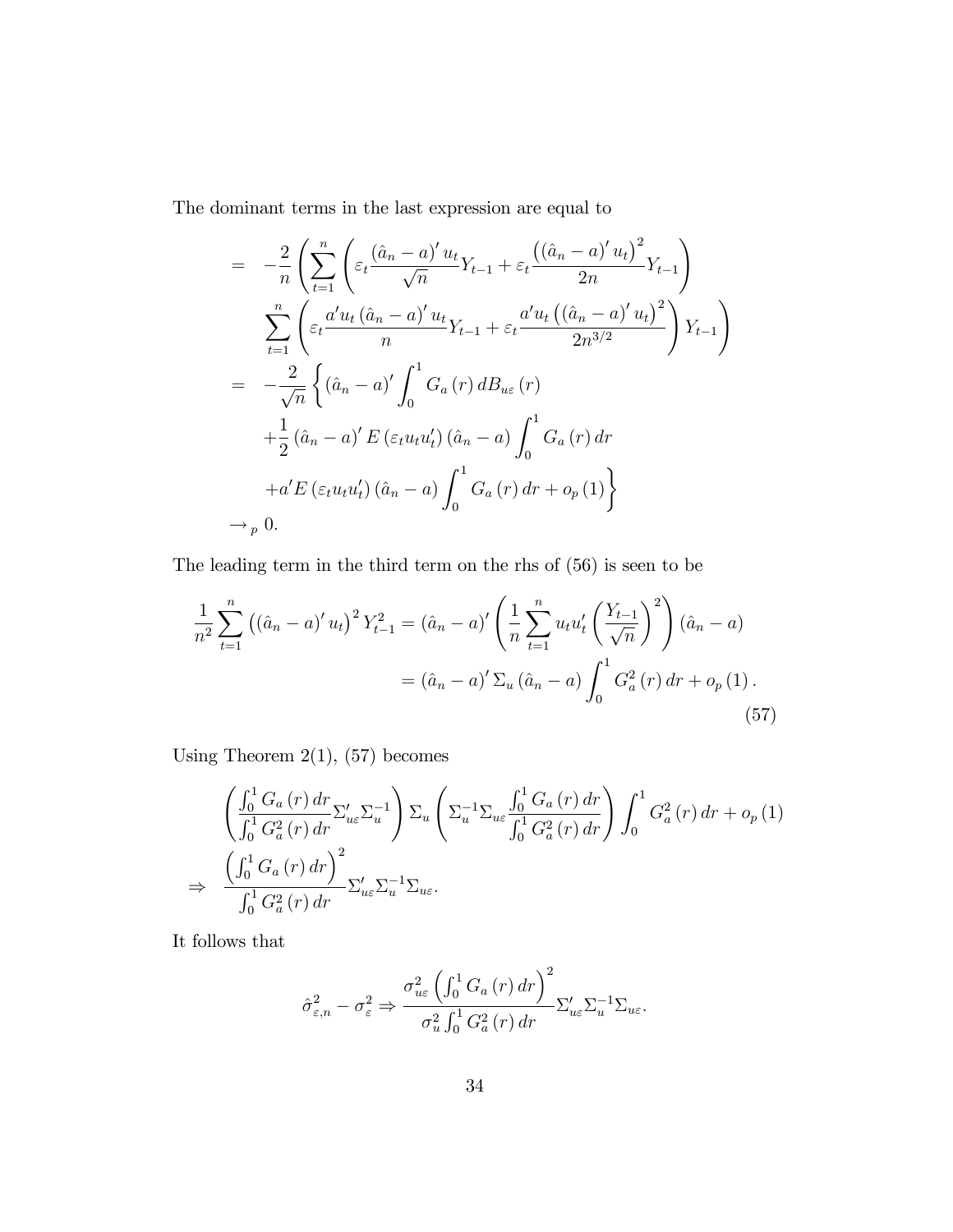The dominant terms in the last expression are equal to

$$
\begin{aligned}
&= -\frac{2}{n}\left(\sum_{t=1}^{n}\left(\varepsilon_t\frac{(\hat{a}_n-a)'u_t}{\sqrt{n}}Y_{t-1}+\varepsilon_t\frac{\left((\hat{a}_n-a)'u_t\right)^2}{2n}Y_{t-1}\right)\right.\\
&\qquad\left.\sum_{t=1}^{n}\left(\varepsilon_t\frac{a'u_t(\hat{a}_n-a)'u_t}{n}Y_{t-1}+\varepsilon_t\frac{a'u_t\left((\hat{a}_n-a)'u_t\right)^2}{2n^{3/2}}\right)Y_{t-1}\right)\\
&= -\frac{2}{\sqrt{n}}\left\{(\hat{a}_n-a)'\int_0^1 G_a(r)\,dB_{u\varepsilon}(r)\right.\\
&\qquad+\frac{1}{2}(\hat{a}_n-a)'E(\varepsilon_t u_t u_t')(\hat{a}_n-a)\int_0^1 G_a(r)\,dr\\
&\qquad\left.+a'E(\varepsilon_t u_t u_t')(\hat{a}_n-a)\int_0^1 G_a(r)\,dr+o_p(1)\right\}\\
&\to_p 0.
\end{aligned}
$$

The leading term in the third term on the rhs of (56) is seen to be

$$
\begin{aligned}
\frac{1}{n^2}\sum_{t=1}^{n}\left((\hat{a}_n-a)'u_t\right)^2 Y_{t-1}^2 &= (\hat{a}_n-a)'\left(\frac{1}{n}\sum_{t=1}^{n}u_t u_t'\left(\frac{Y_{t-1}}{\sqrt{n}}\right)^2\right)(\hat{a}_n-a)\\
&= (\hat{a}_n-a)'\Sigma_u(\hat{a}_n-a)\int_0^1 G_a^2(r)\,dr+o_p(1).
\end{aligned}
\tag{57}
$$

Using Theorem 2(1), (57) becomes

$$
\begin{aligned}
&\left(\frac{\int_0^1 G_a(r)\,dr}{\int_0^1 G_a^2(r)\,dr}\Sigma_{u\varepsilon}'\Sigma_u^{-1}\right)\Sigma_u\left(\Sigma_u^{-1}\Sigma_{u\varepsilon}\frac{\int_0^1 G_a(r)\,dr}{\int_0^1 G_a^2(r)\,dr}\right)\int_0^1 G_a^2(r)\,dr+o_p(1)\\
\Rightarrow\quad&\frac{\left(\int_0^1 G_a(r)\,dr\right)^2}{\int_0^1 G_a^2(r)\,dr}\Sigma_{u\varepsilon}'\Sigma_u^{-1}\Sigma_{u\varepsilon}.
\end{aligned}
$$

It follows that

$$
\hat{\sigma}_{\varepsilon,n}^2-\sigma_\varepsilon^2\Rightarrow\frac{\sigma_{u\varepsilon}^2\left(\int_0^1 G_a(r)\,dr\right)^2}{\sigma_u^2\int_0^1 G_a^2(r)\,dr}\Sigma_{u\varepsilon}'\Sigma_u^{-1}\Sigma_{u\varepsilon}.
$$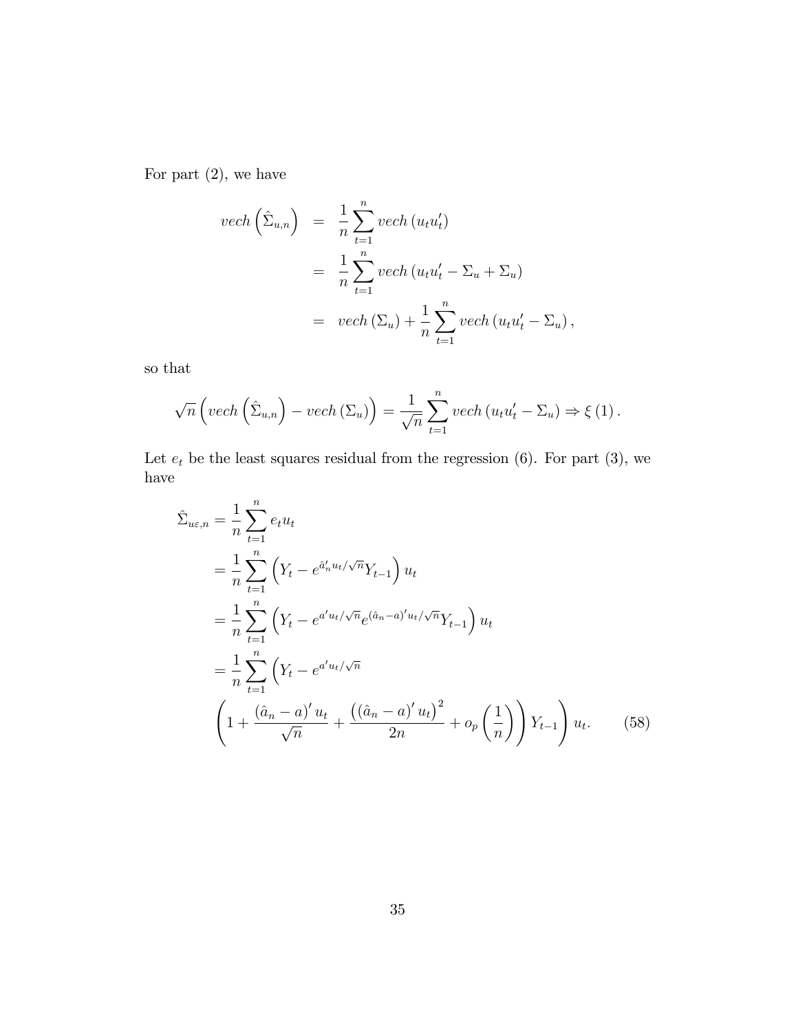For part (2), we have

$$
\begin{aligned}
vech\left(\hat{\Sigma}_{u,n}\right) &= \frac{1}{n}\sum_{t=1}^{n} vech\left(u_t u_t'\right) \\
&= \frac{1}{n}\sum_{t=1}^{n} vech\left(u_t u_t' - \Sigma_u + \Sigma_u\right) \\
&= vech\left(\Sigma_u\right) + \frac{1}{n}\sum_{t=1}^{n} vech\left(u_t u_t' - \Sigma_u\right),
\end{aligned}
$$

so that

$$
\sqrt{n}\left(vech\left(\hat{\Sigma}_{u,n}\right) - vech\left(\Sigma_u\right)\right) = \frac{1}{\sqrt{n}}\sum_{t=1}^{n} vech\left(u_t u_t' - \Sigma_u\right) \Rightarrow \xi\left(1\right).
$$

Let $e_t$ be the least squares residual from the regression (6). For part (3), we have

$$
\begin{aligned}
\hat{\Sigma}_{u\varepsilon,n} &= \frac{1}{n}\sum_{t=1}^{n} e_t u_t \\
&= \frac{1}{n}\sum_{t=1}^{n}\left(Y_t - e^{\hat{a}_n' u_t/\sqrt{n}} Y_{t-1}\right) u_t \\
&= \frac{1}{n}\sum_{t=1}^{n}\left(Y_t - e^{a' u_t/\sqrt{n}} e^{(\hat{a}_n - a)' u_t/\sqrt{n}} Y_{t-1}\right) u_t \\
&= \frac{1}{n}\sum_{t=1}^{n}\Bigg(Y_t - e^{a' u_t/\sqrt{n}} \\
&\quad \left(1 + \frac{(\hat{a}_n - a)' u_t}{\sqrt{n}} + \frac{\left((\hat{a}_n - a)' u_t\right)^2}{2n} + o_p\left(\frac{1}{n}\right)\right) Y_{t-1}\Bigg) u_t. \qquad (58)
\end{aligned}
$$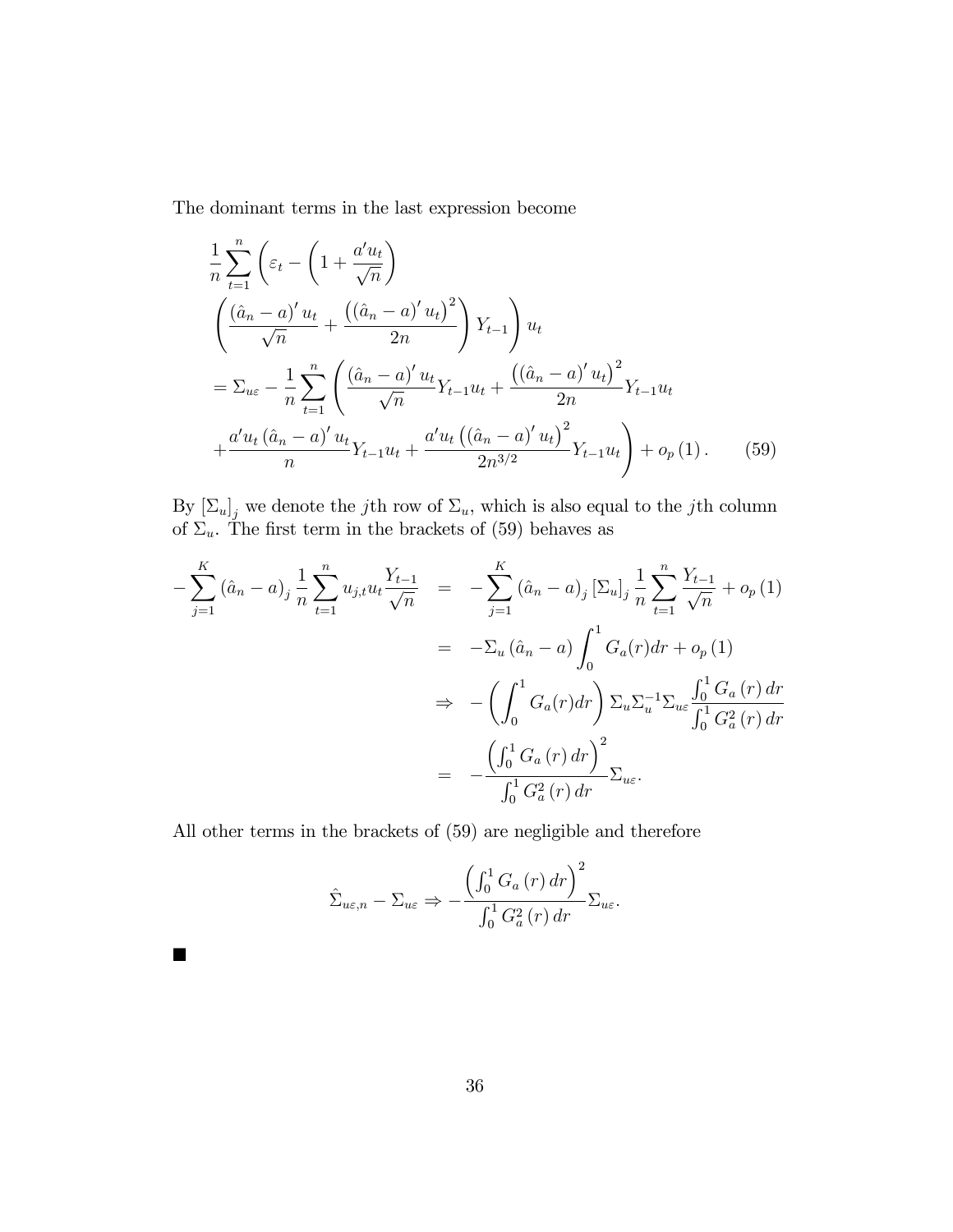The dominant terms in the last expression become

$$
\begin{aligned}
&\frac{1}{n}\sum_{t=1}^{n}\left(\varepsilon_t-\left(1+\frac{a'u_t}{\sqrt{n}}\right)\right. \\
&\left.\left(\frac{(\hat{a}_n-a)'u_t}{\sqrt{n}}+\frac{\left((\hat{a}_n-a)'u_t\right)^2}{2n}\right)Y_{t-1}\right)u_t \\
&=\Sigma_{u\varepsilon}-\frac{1}{n}\sum_{t=1}^{n}\left(\frac{(\hat{a}_n-a)'u_t}{\sqrt{n}}Y_{t-1}u_t+\frac{\left((\hat{a}_n-a)'u_t\right)^2}{2n}Y_{t-1}u_t\right. \\
&\left.+\frac{a'u_t(\hat{a}_n-a)'u_t}{n}Y_{t-1}u_t+\frac{a'u_t\left((\hat{a}_n-a)'u_t\right)^2}{2n^{3/2}}Y_{t-1}u_t\right)+o_p(1).
\end{aligned}
\tag{59}
$$

By $[\Sigma_u]_j$ we denote the $j$th row of $\Sigma_u$, which is also equal to the $j$th column of $\Sigma_u$. The first term in the brackets of (59) behaves as

$$
\begin{aligned}
-\sum_{j=1}^{K}(\hat{a}_n-a)_j\frac{1}{n}\sum_{t=1}^{n}u_{j,t}u_t\frac{Y_{t-1}}{\sqrt{n}} &= -\sum_{j=1}^{K}(\hat{a}_n-a)_j[\Sigma_u]_j\frac{1}{n}\sum_{t=1}^{n}\frac{Y_{t-1}}{\sqrt{n}}+o_p(1) \\
&= -\Sigma_u(\hat{a}_n-a)\int_0^1 G_a(r)dr+o_p(1) \\
&\Rightarrow -\left(\int_0^1 G_a(r)dr\right)\Sigma_u\Sigma_u^{-1}\Sigma_{u\varepsilon}\frac{\int_0^1 G_a(r)\,dr}{\int_0^1 G_a^2(r)\,dr} \\
&= -\frac{\left(\int_0^1 G_a(r)\,dr\right)^2}{\int_0^1 G_a^2(r)\,dr}\Sigma_{u\varepsilon}.
\end{aligned}
$$

All other terms in the brackets of (59) are negligible and therefore

$$
\hat{\Sigma}_{u\varepsilon,n}-\Sigma_{u\varepsilon}\Rightarrow-\frac{\left(\int_0^1 G_a(r)\,dr\right)^2}{\int_0^1 G_a^2(r)\,dr}\Sigma_{u\varepsilon}.
$$

■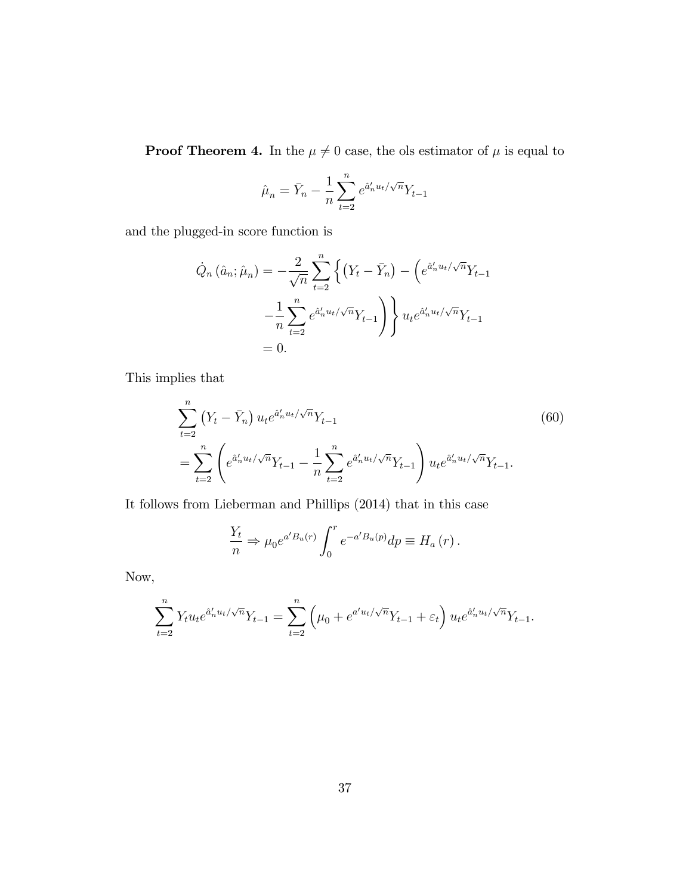**Proof Theorem 4.** In the $\mu \neq 0$ case, the ols estimator of $\mu$ is equal to

$$\hat{\mu}_n = \bar{Y}_n - \frac{1}{n}\sum_{t=2}^{n} e^{\hat{a}_n' u_t/\sqrt{n}} Y_{t-1}$$

and the plugged-in score function is

$$\begin{aligned}
\dot{Q}_n\left(\hat{a}_n; \hat{\mu}_n\right) &= -\frac{2}{\sqrt{n}}\sum_{t=2}^{n}\left\{\left(Y_t - \bar{Y}_n\right) - \left(e^{\hat{a}_n' u_t/\sqrt{n}} Y_{t-1}\right.\right. \\
&\quad \left.\left. -\frac{1}{n}\sum_{t=2}^{n} e^{\hat{a}_n' u_t/\sqrt{n}} Y_{t-1}\right)\right\} u_t e^{\hat{a}_n' u_t/\sqrt{n}} Y_{t-1} \\
&= 0.
\end{aligned}$$

This implies that

$$\begin{aligned}
&\sum_{t=2}^{n}\left(Y_t - \bar{Y}_n\right) u_t e^{\hat{a}_n' u_t/\sqrt{n}} Y_{t-1} \\
&= \sum_{t=2}^{n}\left(e^{\hat{a}_n' u_t/\sqrt{n}} Y_{t-1} - \frac{1}{n}\sum_{t=2}^{n} e^{\hat{a}_n' u_t/\sqrt{n}} Y_{t-1}\right) u_t e^{\hat{a}_n' u_t/\sqrt{n}} Y_{t-1}.
\end{aligned} \tag{60}$$

It follows from Lieberman and Phillips (2014) that in this case

$$\frac{Y_t}{n} \Rightarrow \mu_0 e^{a' B_u(r)} \int_0^r e^{-a' B_u(p)} dp \equiv H_a\left(r\right).$$

Now,

$$\sum_{t=2}^{n} Y_t u_t e^{\hat{a}_n' u_t/\sqrt{n}} Y_{t-1} = \sum_{t=2}^{n}\left(\mu_0 + e^{a' u_t/\sqrt{n}} Y_{t-1} + \varepsilon_t\right) u_t e^{\hat{a}_n' u_t/\sqrt{n}} Y_{t-1}.$$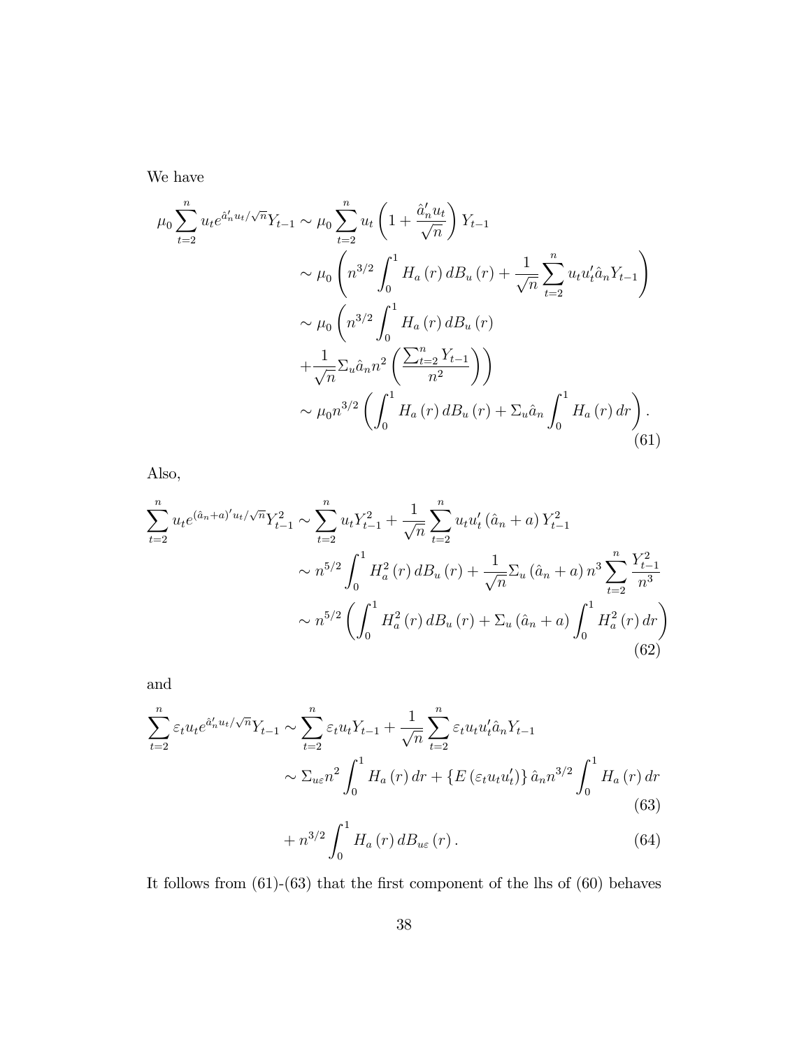We have

$$
\begin{aligned}
\mu_0 \sum_{t=2}^{n} u_t e^{\hat{a}_n' u_t/\sqrt{n}} Y_{t-1} &\sim \mu_0 \sum_{t=2}^{n} u_t \left(1 + \frac{\hat{a}_n' u_t}{\sqrt{n}}\right) Y_{t-1} \\
&\sim \mu_0 \left( n^{3/2} \int_0^1 H_a(r)\, dB_u(r) + \frac{1}{\sqrt{n}} \sum_{t=2}^{n} u_t u_t' \hat{a}_n Y_{t-1} \right) \\
&\sim \mu_0 \left( n^{3/2} \int_0^1 H_a(r)\, dB_u(r) \right. \\
&\quad \left. + \frac{1}{\sqrt{n}} \Sigma_u \hat{a}_n n^2 \left( \frac{\sum_{t=2}^{n} Y_{t-1}}{n^2} \right) \right) \\
&\sim \mu_0 n^{3/2} \left( \int_0^1 H_a(r)\, dB_u(r) + \Sigma_u \hat{a}_n \int_0^1 H_a(r)\, dr \right).
\end{aligned} \tag{61}
$$

Also,

$$
\begin{aligned}
\sum_{t=2}^{n} u_t e^{(\hat{a}_n + a)' u_t/\sqrt{n}} Y_{t-1}^2 &\sim \sum_{t=2}^{n} u_t Y_{t-1}^2 + \frac{1}{\sqrt{n}} \sum_{t=2}^{n} u_t u_t' (\hat{a}_n + a) Y_{t-1}^2 \\
&\sim n^{5/2} \int_0^1 H_a^2(r)\, dB_u(r) + \frac{1}{\sqrt{n}} \Sigma_u (\hat{a}_n + a) n^3 \sum_{t=2}^{n} \frac{Y_{t-1}^2}{n^3} \\
&\sim n^{5/2} \left( \int_0^1 H_a^2(r)\, dB_u(r) + \Sigma_u (\hat{a}_n + a) \int_0^1 H_a^2(r)\, dr \right)
\end{aligned} \tag{62}
$$

and

$$
\begin{aligned}
\sum_{t=2}^{n} \varepsilon_t u_t e^{\hat{a}_n' u_t/\sqrt{n}} Y_{t-1} &\sim \sum_{t=2}^{n} \varepsilon_t u_t Y_{t-1} + \frac{1}{\sqrt{n}} \sum_{t=2}^{n} \varepsilon_t u_t u_t' \hat{a}_n Y_{t-1} \\
&\sim \Sigma_{u\varepsilon} n^2 \int_0^1 H_a(r)\, dr + \{E(\varepsilon_t u_t u_t')\} \hat{a}_n n^{3/2} \int_0^1 H_a(r)\, dr
\end{aligned} \tag{63}
$$

$$
+ n^{3/2} \int_0^1 H_a(r)\, dB_{u\varepsilon}(r). \tag{64}
$$

It follows from (61)-(63) that the first component of the lhs of (60) behaves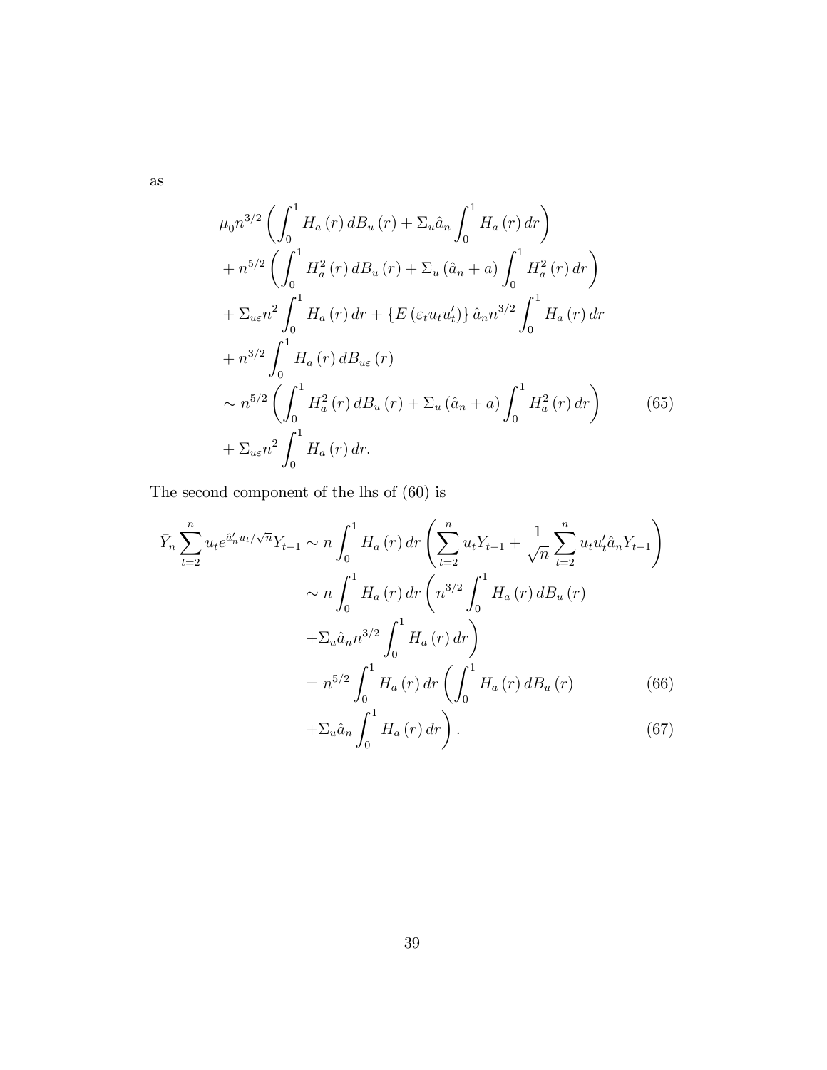as

$$
\begin{aligned}
&\mu_0 n^{3/2}\left(\int_0^1 H_a(r)\,dB_u(r)+\Sigma_u \hat{a}_n \int_0^1 H_a(r)\,dr\right)\\
&+n^{5/2}\left(\int_0^1 H_a^2(r)\,dB_u(r)+\Sigma_u(\hat{a}_n+a)\int_0^1 H_a^2(r)\,dr\right)\\
&+\Sigma_{u\varepsilon} n^2 \int_0^1 H_a(r)\,dr+\{E(\varepsilon_t u_t u_t')\}\,\hat{a}_n n^{3/2}\int_0^1 H_a(r)\,dr\\
&+n^{3/2}\int_0^1 H_a(r)\,dB_{u\varepsilon}(r)\\
&\sim n^{5/2}\left(\int_0^1 H_a^2(r)\,dB_u(r)+\Sigma_u(\hat{a}_n+a)\int_0^1 H_a^2(r)\,dr\right) \qquad (65)\\
&+\Sigma_{u\varepsilon} n^2\int_0^1 H_a(r)\,dr.
\end{aligned}
$$

The second component of the lhs of (60) is

$$
\begin{aligned}
\bar{Y}_n \sum_{t=2}^n u_t e^{\hat{a}_n' u_t/\sqrt{n}} Y_{t-1} &\sim n\int_0^1 H_a(r)\,dr\left(\sum_{t=2}^n u_t Y_{t-1}+\frac{1}{\sqrt{n}}\sum_{t=2}^n u_t u_t' \hat{a}_n Y_{t-1}\right)\\
&\sim n\int_0^1 H_a(r)\,dr\left(n^{3/2}\int_0^1 H_a(r)\,dB_u(r)\right.\\
&\left.+\Sigma_u \hat{a}_n n^{3/2}\int_0^1 H_a(r)\,dr\right)\\
&= n^{5/2}\int_0^1 H_a(r)\,dr\left(\int_0^1 H_a(r)\,dB_u(r)\right. \qquad (66)\\
&\left.+\Sigma_u \hat{a}_n \int_0^1 H_a(r)\,dr\right). \qquad (67)
\end{aligned}
$$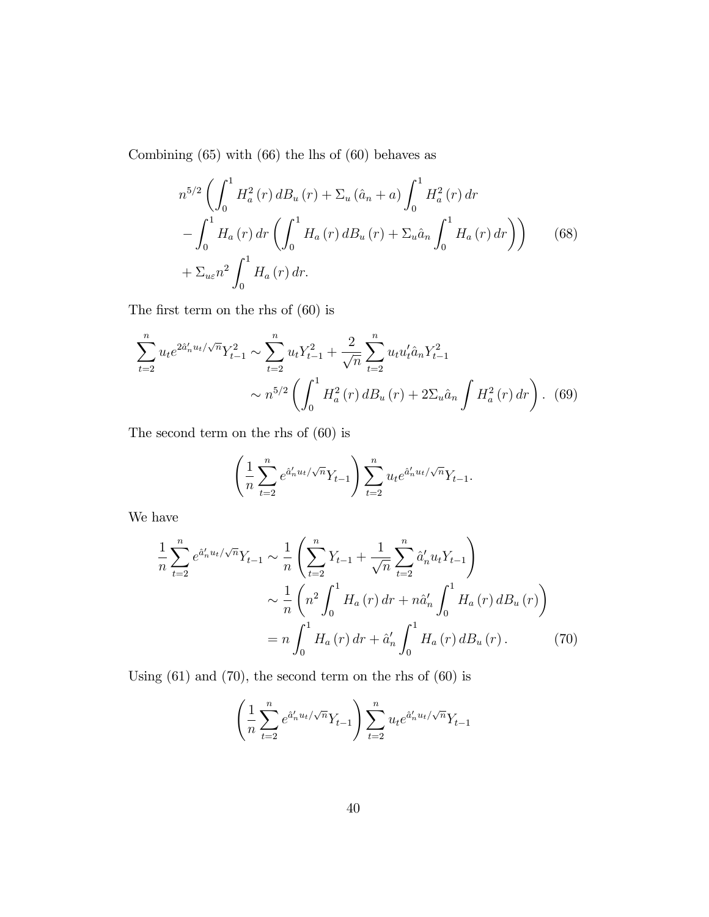Combining (65) with (66) the lhs of (60) behaves as

$$
\begin{aligned}
& n^{5/2}\left(\int_0^1 H_a^2(r)\,dB_u(r) + \Sigma_u(\hat{a}_n + a)\int_0^1 H_a^2(r)\,dr \right. \\
& \left. - \int_0^1 H_a(r)\,dr\left(\int_0^1 H_a(r)\,dB_u(r) + \Sigma_u \hat{a}_n \int_0^1 H_a(r)\,dr\right)\right) \qquad (68) \\
& + \Sigma_{u\varepsilon} n^2 \int_0^1 H_a(r)\,dr.
\end{aligned}
$$

The first term on the rhs of (60) is

$$
\begin{aligned}
\sum_{t=2}^n u_t e^{2\hat{a}_n' u_t/\sqrt{n}} Y_{t-1}^2 &\sim \sum_{t=2}^n u_t Y_{t-1}^2 + \frac{2}{\sqrt{n}}\sum_{t=2}^n u_t u_t' \hat{a}_n Y_{t-1}^2 \\
&\sim n^{5/2}\left(\int_0^1 H_a^2(r)\,dB_u(r) + 2\Sigma_u \hat{a}_n \int H_a^2(r)\,dr\right). \qquad (69)
\end{aligned}
$$

The second term on the rhs of (60) is

$$
\left(\frac{1}{n}\sum_{t=2}^n e^{\hat{a}_n' u_t/\sqrt{n}} Y_{t-1}\right)\sum_{t=2}^n u_t e^{\hat{a}_n' u_t/\sqrt{n}} Y_{t-1}.
$$

We have

$$
\begin{aligned}
\frac{1}{n}\sum_{t=2}^n e^{\hat{a}_n' u_t/\sqrt{n}} Y_{t-1} &\sim \frac{1}{n}\left(\sum_{t=2}^n Y_{t-1} + \frac{1}{\sqrt{n}}\sum_{t=2}^n \hat{a}_n' u_t Y_{t-1}\right) \\
&\sim \frac{1}{n}\left(n^2\int_0^1 H_a(r)\,dr + n\hat{a}_n'\int_0^1 H_a(r)\,dB_u(r)\right) \\
&= n\int_0^1 H_a(r)\,dr + \hat{a}_n'\int_0^1 H_a(r)\,dB_u(r). \qquad (70)
\end{aligned}
$$

Using (61) and (70), the second term on the rhs of (60) is

$$
\left(\frac{1}{n}\sum_{t=2}^n e^{\hat{a}_n' u_t/\sqrt{n}} Y_{t-1}\right)\sum_{t=2}^n u_t e^{\hat{a}_n' u_t/\sqrt{n}} Y_{t-1}
$$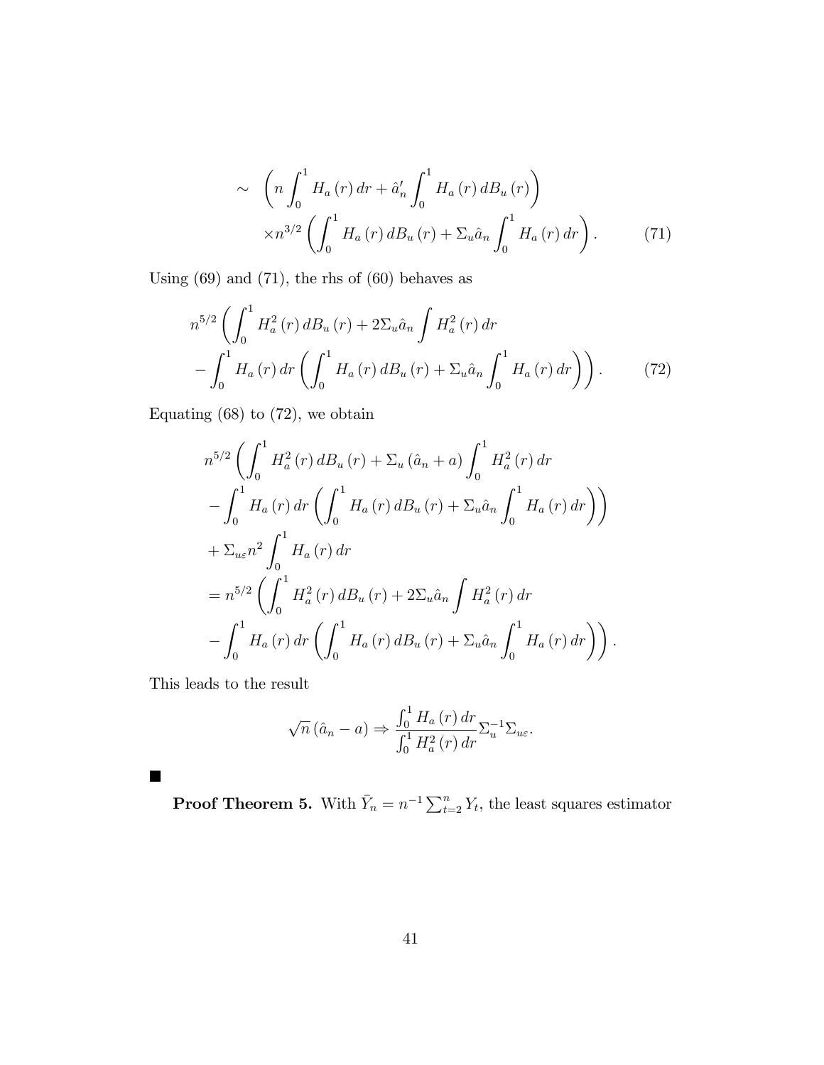$$
\begin{aligned}
\sim\ & \left( n \int_0^1 H_a(r)\, dr + \hat{a}_n' \int_0^1 H_a(r)\, dB_u(r) \right) \\
& \times n^{3/2} \left( \int_0^1 H_a(r)\, dB_u(r) + \Sigma_u \hat{a}_n \int_0^1 H_a(r)\, dr \right). \qquad (71)
\end{aligned}
$$

Using (69) and (71), the rhs of (60) behaves as

$$
\begin{aligned}
& n^{5/2} \left( \int_0^1 H_a^2(r)\, dB_u(r) + 2\Sigma_u \hat{a}_n \int H_a^2(r)\, dr \right. \\
& \left. - \int_0^1 H_a(r)\, dr \left( \int_0^1 H_a(r)\, dB_u(r) + \Sigma_u \hat{a}_n \int_0^1 H_a(r)\, dr \right) \right). \qquad (72)
\end{aligned}
$$

Equating (68) to (72), we obtain

$$
\begin{aligned}
& n^{5/2} \left( \int_0^1 H_a^2(r)\, dB_u(r) + \Sigma_u (\hat{a}_n + a) \int_0^1 H_a^2(r)\, dr \right. \\
& \left. - \int_0^1 H_a(r)\, dr \left( \int_0^1 H_a(r)\, dB_u(r) + \Sigma_u \hat{a}_n \int_0^1 H_a(r)\, dr \right) \right) \\
& + \Sigma_{u\varepsilon} n^2 \int_0^1 H_a(r)\, dr \\
& = n^{5/2} \left( \int_0^1 H_a^2(r)\, dB_u(r) + 2\Sigma_u \hat{a}_n \int H_a^2(r)\, dr \right. \\
& \left. - \int_0^1 H_a(r)\, dr \left( \int_0^1 H_a(r)\, dB_u(r) + \Sigma_u \hat{a}_n \int_0^1 H_a(r)\, dr \right) \right).
\end{aligned}
$$

This leads to the result

$$
\sqrt{n}\,(\hat{a}_n - a) \Rightarrow \frac{\int_0^1 H_a(r)\, dr}{\int_0^1 H_a^2(r)\, dr} \Sigma_u^{-1} \Sigma_{u\varepsilon}.
$$

■

**Proof Theorem 5.** With $\bar{Y}_n = n^{-1} \sum_{t=2}^{n} Y_t$, the least squares estimator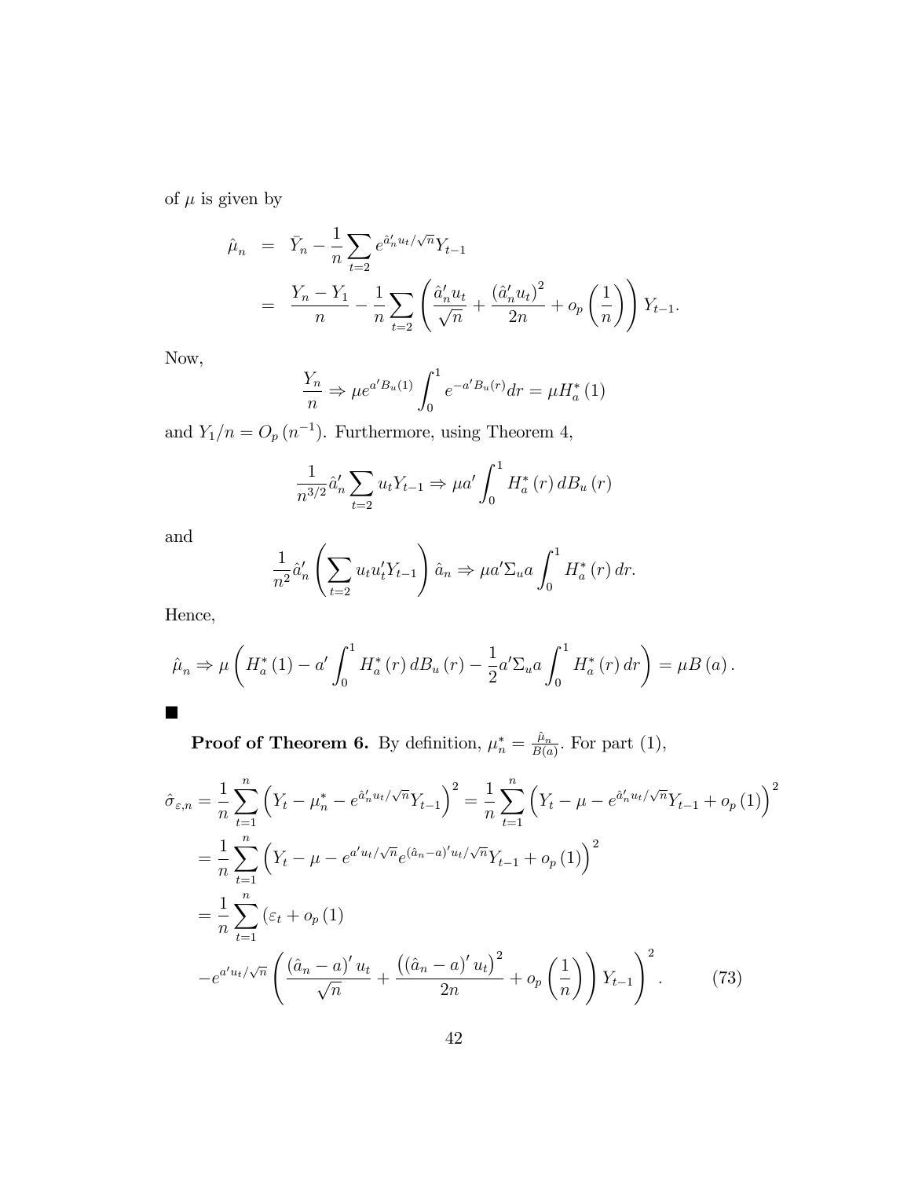of $\mu$ is given by

$$
\begin{aligned}
\hat{\mu}_n &= \bar{Y}_n - \frac{1}{n}\sum_{t=2} e^{\hat{a}_n' u_t/\sqrt{n}} Y_{t-1} \\
&= \frac{Y_n - Y_1}{n} - \frac{1}{n}\sum_{t=2}\left(\frac{\hat{a}_n' u_t}{\sqrt{n}} + \frac{\left(\hat{a}_n' u_t\right)^2}{2n} + o_p\left(\frac{1}{n}\right)\right) Y_{t-1}.
\end{aligned}
$$

Now,

$$
\frac{Y_n}{n} \Rightarrow \mu e^{a' B_u(1)} \int_0^1 e^{-a' B_u(r)} dr = \mu H_a^*(1)
$$

and $Y_1/n = O_p(n^{-1})$. Furthermore, using Theorem 4,

$$
\frac{1}{n^{3/2}} \hat{a}_n' \sum_{t=2} u_t Y_{t-1} \Rightarrow \mu a' \int_0^1 H_a^*(r)\, dB_u(r)
$$

and

$$
\frac{1}{n^2} \hat{a}_n' \left(\sum_{t=2} u_t u_t' Y_{t-1}\right) \hat{a}_n \Rightarrow \mu a' \Sigma_u a \int_0^1 H_a^*(r)\, dr.
$$

Hence,

$$
\hat{\mu}_n \Rightarrow \mu\left(H_a^*(1) - a' \int_0^1 H_a^*(r)\, dB_u(r) - \frac{1}{2} a' \Sigma_u a \int_0^1 H_a^*(r)\, dr\right) = \mu B(a).
$$

■

**Proof of Theorem 6.** By definition, $\mu_n^* = \frac{\hat{\mu}_n}{B(a)}$. For part (1),

$$
\begin{aligned}
\hat{\sigma}_{\varepsilon,n} &= \frac{1}{n}\sum_{t=1}^n \left(Y_t - \mu_n^* - e^{\hat{a}_n' u_t/\sqrt{n}} Y_{t-1}\right)^2 = \frac{1}{n}\sum_{t=1}^n \left(Y_t - \mu - e^{\hat{a}_n' u_t/\sqrt{n}} Y_{t-1} + o_p(1)\right)^2 \\
&= \frac{1}{n}\sum_{t=1}^n \left(Y_t - \mu - e^{a' u_t/\sqrt{n}} e^{(\hat{a}_n - a)' u_t/\sqrt{n}} Y_{t-1} + o_p(1)\right)^2 \\
&= \frac{1}{n}\sum_{t=1}^n \left(\varepsilon_t + o_p(1)\right. \\
&\quad \left. - e^{a' u_t/\sqrt{n}} \left(\frac{(\hat{a}_n - a)' u_t}{\sqrt{n}} + \frac{\left((\hat{a}_n - a)' u_t\right)^2}{2n} + o_p\left(\frac{1}{n}\right)\right) Y_{t-1}\right)^2. \qquad (73)
\end{aligned}
$$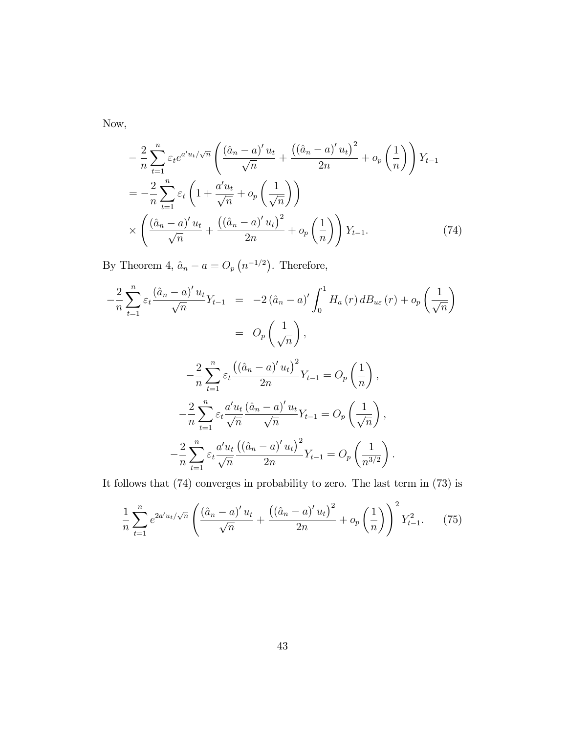Now,

$$
\begin{aligned}
&-\frac{2}{n}\sum_{t=1}^{n}\varepsilon_t e^{a'u_t/\sqrt{n}}\left(\frac{(\hat{a}_n-a)'u_t}{\sqrt{n}}+\frac{\left((\hat{a}_n-a)'u_t\right)^2}{2n}+o_p\left(\frac{1}{n}\right)\right)Y_{t-1}\\
&=-\frac{2}{n}\sum_{t=1}^{n}\varepsilon_t\left(1+\frac{a'u_t}{\sqrt{n}}+o_p\left(\frac{1}{\sqrt{n}}\right)\right)\\
&\times\left(\frac{(\hat{a}_n-a)'u_t}{\sqrt{n}}+\frac{\left((\hat{a}_n-a)'u_t\right)^2}{2n}+o_p\left(\frac{1}{n}\right)\right)Y_{t-1}. \qquad (74)
\end{aligned}
$$

By Theorem 4, $\hat{a}_n - a = O_p\left(n^{-1/2}\right)$. Therefore,

$$
\begin{aligned}
-\frac{2}{n}\sum_{t=1}^{n}\varepsilon_t\frac{(\hat{a}_n-a)'u_t}{\sqrt{n}}Y_{t-1} &= -2\left(\hat{a}_n-a\right)'\int_0^1 H_a(r)\,dB_{u\varepsilon}(r)+o_p\left(\frac{1}{\sqrt{n}}\right)\\
&= O_p\left(\frac{1}{\sqrt{n}}\right),
\end{aligned}
$$

$$
-\frac{2}{n}\sum_{t=1}^{n}\varepsilon_t\frac{\left((\hat{a}_n-a)'u_t\right)^2}{2n}Y_{t-1}=O_p\left(\frac{1}{n}\right),
$$

$$
-\frac{2}{n}\sum_{t=1}^{n}\varepsilon_t\frac{a'u_t}{\sqrt{n}}\frac{(\hat{a}_n-a)'u_t}{\sqrt{n}}Y_{t-1}=O_p\left(\frac{1}{\sqrt{n}}\right),
$$

$$
-\frac{2}{n}\sum_{t=1}^{n}\varepsilon_t\frac{a'u_t}{\sqrt{n}}\frac{\left((\hat{a}_n-a)'u_t\right)^2}{2n}Y_{t-1}=O_p\left(\frac{1}{n^{3/2}}\right).
$$

It follows that (74) converges in probability to zero. The last term in (73) is

$$
\frac{1}{n}\sum_{t=1}^{n}e^{2a'u_t/\sqrt{n}}\left(\frac{(\hat{a}_n-a)'u_t}{\sqrt{n}}+\frac{\left((\hat{a}_n-a)'u_t\right)^2}{2n}+o_p\left(\frac{1}{n}\right)\right)^2 Y_{t-1}^2. \qquad (75)
$$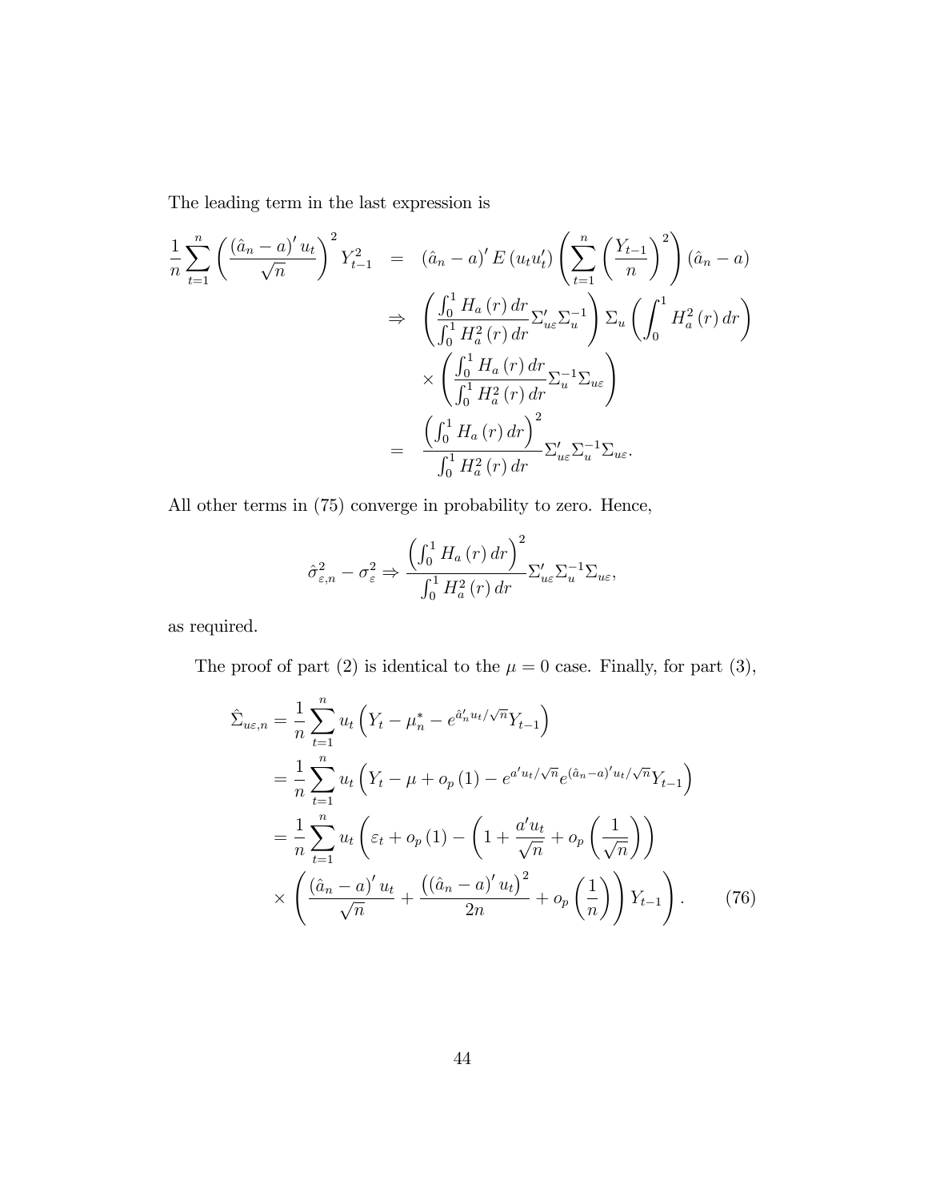The leading term in the last expression is

$$
\begin{aligned}
\frac{1}{n}\sum_{t=1}^{n}\left(\frac{(\hat{a}_n-a)'u_t}{\sqrt{n}}\right)^2 Y_{t-1}^2 &= (\hat{a}_n-a)'E(u_tu_t')\left(\sum_{t=1}^{n}\left(\frac{Y_{t-1}}{n}\right)^2\right)(\hat{a}_n-a) \\
&\Rightarrow \left(\frac{\int_0^1 H_a(r)\,dr}{\int_0^1 H_a^2(r)\,dr}\Sigma_{u\varepsilon}'\Sigma_u^{-1}\right)\Sigma_u\left(\int_0^1 H_a^2(r)\,dr\right) \\
&\quad\times\left(\frac{\int_0^1 H_a(r)\,dr}{\int_0^1 H_a^2(r)\,dr}\Sigma_u^{-1}\Sigma_{u\varepsilon}\right) \\
&= \frac{\left(\int_0^1 H_a(r)\,dr\right)^2}{\int_0^1 H_a^2(r)\,dr}\Sigma_{u\varepsilon}'\Sigma_u^{-1}\Sigma_{u\varepsilon}.
\end{aligned}
$$

All other terms in (75) converge in probability to zero. Hence,

$$
\hat{\sigma}_{\varepsilon,n}^2-\sigma_\varepsilon^2 \Rightarrow \frac{\left(\int_0^1 H_a(r)\,dr\right)^2}{\int_0^1 H_a^2(r)\,dr}\Sigma_{u\varepsilon}'\Sigma_u^{-1}\Sigma_{u\varepsilon},
$$

as required.

The proof of part (2) is identical to the $\mu=0$ case. Finally, for part (3),

$$
\begin{aligned}
\hat{\Sigma}_{u\varepsilon,n} &= \frac{1}{n}\sum_{t=1}^{n}u_t\left(Y_t-\mu_n^*-e^{\hat{a}_n'u_t/\sqrt{n}}Y_{t-1}\right) \\
&= \frac{1}{n}\sum_{t=1}^{n}u_t\left(Y_t-\mu+o_p(1)-e^{a'u_t/\sqrt{n}}e^{(\hat{a}_n-a)'u_t/\sqrt{n}}Y_{t-1}\right) \\
&= \frac{1}{n}\sum_{t=1}^{n}u_t\left(\varepsilon_t+o_p(1)-\left(1+\frac{a'u_t}{\sqrt{n}}+o_p\left(\frac{1}{\sqrt{n}}\right)\right)\right. \\
&\quad\times\left.\left(\frac{(\hat{a}_n-a)'u_t}{\sqrt{n}}+\frac{\left((\hat{a}_n-a)'u_t\right)^2}{2n}+o_p\left(\frac{1}{n}\right)\right)Y_{t-1}\right). \qquad (76)
\end{aligned}
$$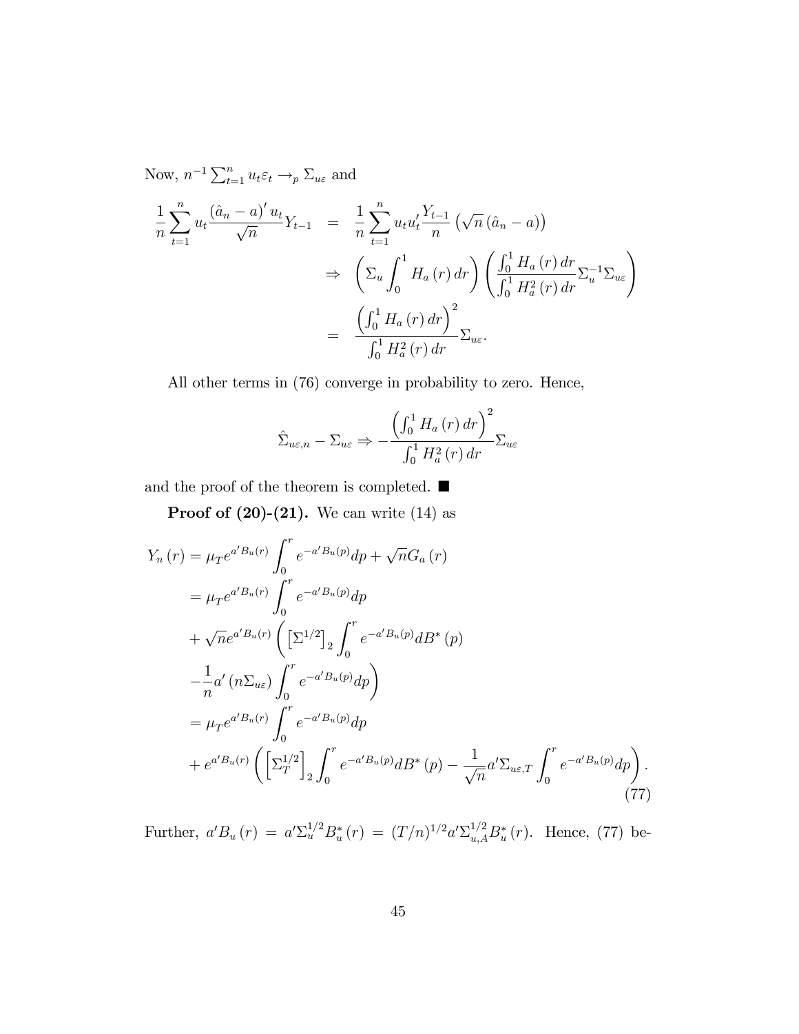Now, $n^{-1}\sum_{t=1}^{n} u_t \varepsilon_t \to_p \Sigma_{u\varepsilon}$ and

$$
\begin{aligned}
\frac{1}{n}\sum_{t=1}^{n} u_t \frac{(\hat{a}_n - a)' u_t}{\sqrt{n}} Y_{t-1} &= \frac{1}{n}\sum_{t=1}^{n} u_t u_t' \frac{Y_{t-1}}{n}\left(\sqrt{n}\left(\hat{a}_n - a\right)\right) \\
&\Rightarrow \left(\Sigma_u \int_0^1 H_a(r)\, dr\right)\left(\frac{\int_0^1 H_a(r)\, dr}{\int_0^1 H_a^2(r)\, dr}\Sigma_u^{-1}\Sigma_{u\varepsilon}\right) \\
&= \frac{\left(\int_0^1 H_a(r)\, dr\right)^2}{\int_0^1 H_a^2(r)\, dr}\Sigma_{u\varepsilon}.
\end{aligned}
$$

All other terms in (76) converge in probability to zero. Hence,

$$
\hat{\Sigma}_{u\varepsilon,n} - \Sigma_{u\varepsilon} \Rightarrow -\frac{\left(\int_0^1 H_a(r)\, dr\right)^2}{\int_0^1 H_a^2(r)\, dr}\Sigma_{u\varepsilon}
$$

and the proof of the theorem is completed. ■

**Proof of (20)-(21).** We can write (14) as

$$
\begin{aligned}
Y_n(r) &= \mu_T e^{a'B_u(r)} \int_0^r e^{-a'B_u(p)} dp + \sqrt{n} G_a(r) \\
&= \mu_T e^{a'B_u(r)} \int_0^r e^{-a'B_u(p)} dp \\
&+ \sqrt{n} e^{a'B_u(r)} \left(\left[\Sigma^{1/2}\right]_2 \int_0^r e^{-a'B_u(p)} dB^*(p)\right. \\
&\left. - \frac{1}{n} a' \left(n\Sigma_{u\varepsilon}\right) \int_0^r e^{-a'B_u(p)} dp\right) \\
&= \mu_T e^{a'B_u(r)} \int_0^r e^{-a'B_u(p)} dp \\
&+ e^{a'B_u(r)} \left(\left[\Sigma_T^{1/2}\right]_2 \int_0^r e^{-a'B_u(p)} dB^*(p) - \frac{1}{\sqrt{n}} a' \Sigma_{u\varepsilon,T} \int_0^r e^{-a'B_u(p)} dp\right).
\end{aligned}
\tag{77}
$$

Further, $a'B_u(r) = a'\Sigma_u^{1/2} B_u^*(r) = (T/n)^{1/2} a' \Sigma_{u,A}^{1/2} B_u^*(r)$. Hence, (77) be-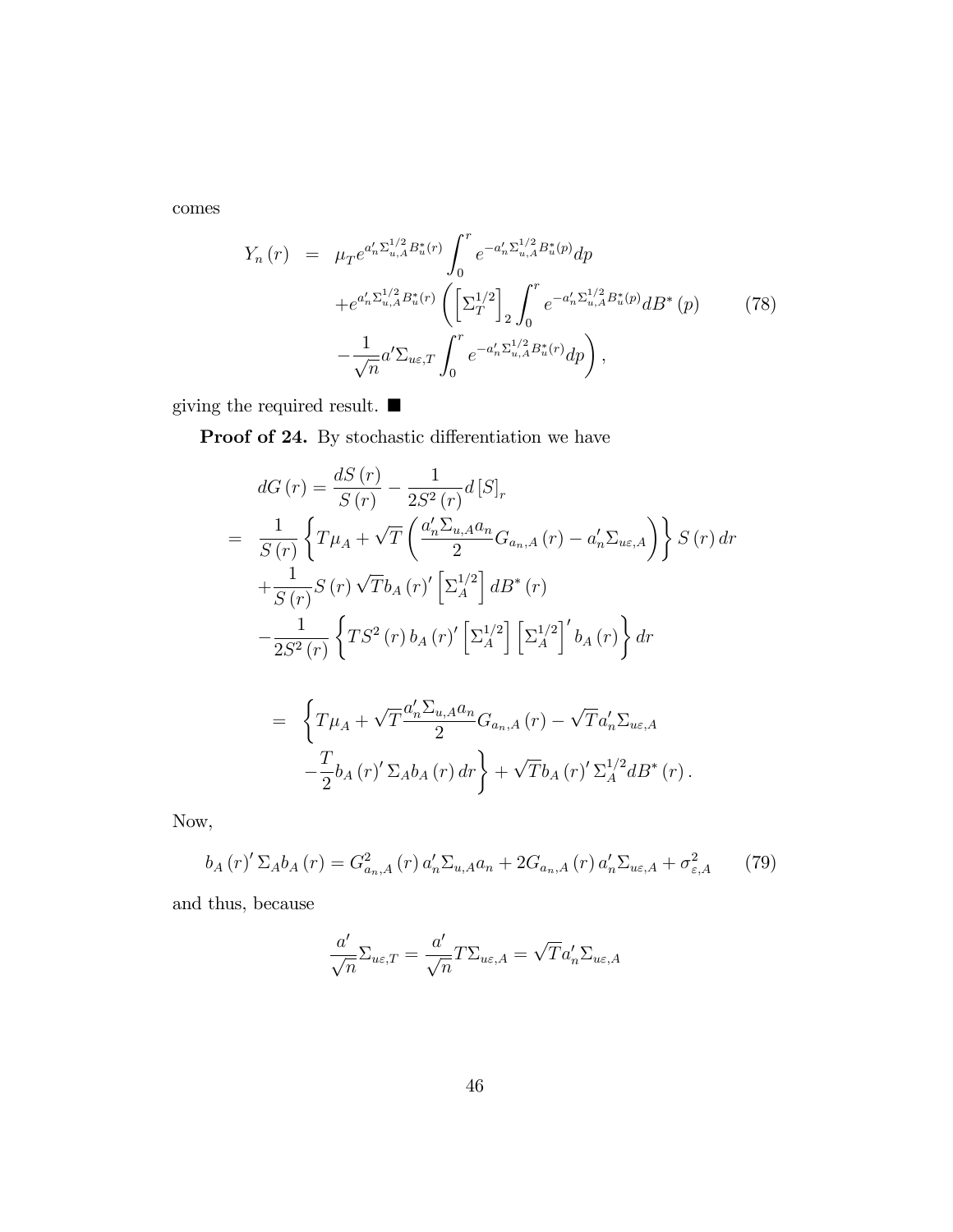comes

$$
\begin{aligned}
Y_n(r) \;=\; & \mu_T e^{a_n' \Sigma_{u,A}^{1/2} B_u^*(r)} \int_0^r e^{-a_n' \Sigma_{u,A}^{1/2} B_u^*(p)} dp \\
& + e^{a_n' \Sigma_{u,A}^{1/2} B_u^*(r)} \left( \left[ \Sigma_T^{1/2} \right]_2 \int_0^r e^{-a_n' \Sigma_{u,A}^{1/2} B_u^*(p)} dB^*(p) \right. \\
& \left. - \frac{1}{\sqrt{n}} a' \Sigma_{u\varepsilon,T} \int_0^r e^{-a_n' \Sigma_{u,A}^{1/2} B_u^*(r)} dp \right),
\end{aligned} \tag{78}
$$

giving the required result. ■

**Proof of 24.** By stochastic differentiation we have

$$
\begin{aligned}
& dG(r) = \frac{dS(r)}{S(r)} - \frac{1}{2S^2(r)} d[S]_r \\
= \; & \frac{1}{S(r)} \left\{ T\mu_A + \sqrt{T} \left( \frac{a_n' \Sigma_{u,A} a_n}{2} G_{a_n,A}(r) - a_n' \Sigma_{u\varepsilon,A} \right) \right\} S(r)\, dr \\
& + \frac{1}{S(r)} S(r) \sqrt{T} b_A(r)' \left[ \Sigma_A^{1/2} \right] dB^*(r) \\
& - \frac{1}{2S^2(r)} \left\{ T S^2(r)\, b_A(r)' \left[ \Sigma_A^{1/2} \right] \left[ \Sigma_A^{1/2} \right]' b_A(r) \right\} dr
\end{aligned}
$$

$$
\begin{aligned}
= \; & \left\{ T\mu_A + \sqrt{T} \frac{a_n' \Sigma_{u,A} a_n}{2} G_{a_n,A}(r) - \sqrt{T} a_n' \Sigma_{u\varepsilon,A} \right. \\
& \left. - \frac{T}{2} b_A(r)' \Sigma_A b_A(r)\, dr \right\} + \sqrt{T} b_A(r)' \Sigma_A^{1/2} dB^*(r).
\end{aligned}
$$

Now,

$$
b_A(r)' \Sigma_A b_A(r) = G_{a_n,A}^2(r)\, a_n' \Sigma_{u,A} a_n + 2 G_{a_n,A}(r)\, a_n' \Sigma_{u\varepsilon,A} + \sigma_{\varepsilon,A}^2 \tag{79}
$$

and thus, because

$$
\frac{a'}{\sqrt{n}} \Sigma_{u\varepsilon,T} = \frac{a'}{\sqrt{n}} T \Sigma_{u\varepsilon,A} = \sqrt{T} a_n' \Sigma_{u\varepsilon,A}
$$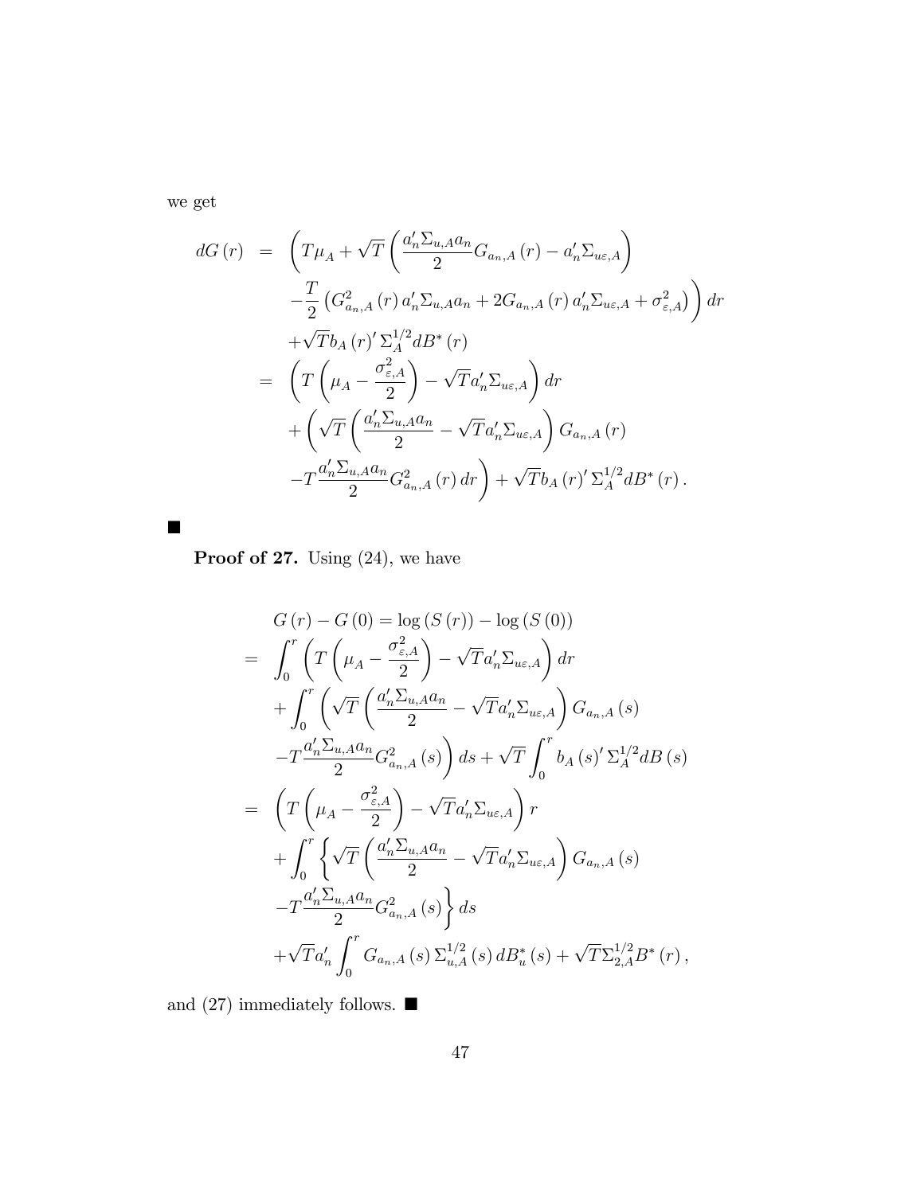we get

$$
\begin{aligned}
dG(r) &= \Bigg( T\mu_A + \sqrt{T}\left( \frac{a_n'\Sigma_{u,A}a_n}{2} G_{a_n,A}(r) - a_n'\Sigma_{u\varepsilon,A} \right) \\
&\quad - \frac{T}{2}\left( G_{a_n,A}^2(r)\, a_n'\Sigma_{u,A}a_n + 2G_{a_n,A}(r)\, a_n'\Sigma_{u\varepsilon,A} + \sigma_{\varepsilon,A}^2 \right) \Bigg) dr \\
&\quad + \sqrt{T} b_A(r)' \Sigma_A^{1/2} dB^*(r) \\
&= \left( T\left( \mu_A - \frac{\sigma_{\varepsilon,A}^2}{2} \right) - \sqrt{T} a_n'\Sigma_{u\varepsilon,A} \right) dr \\
&\quad + \Bigg( \sqrt{T}\left( \frac{a_n'\Sigma_{u,A}a_n}{2} - \sqrt{T} a_n'\Sigma_{u\varepsilon,A} \right) G_{a_n,A}(r) \\
&\quad - T\frac{a_n'\Sigma_{u,A}a_n}{2} G_{a_n,A}^2(r)\, dr \Bigg) + \sqrt{T} b_A(r)' \Sigma_A^{1/2} dB^*(r).
\end{aligned}
$$

■

**Proof of 27.** Using (24), we have

$$
\begin{aligned}
& G(r) - G(0) = \log(S(r)) - \log(S(0)) \\
&= \int_0^r \left( T\left( \mu_A - \frac{\sigma_{\varepsilon,A}^2}{2} \right) - \sqrt{T} a_n'\Sigma_{u\varepsilon,A} \right) dr \\
&\quad + \int_0^r \Bigg( \sqrt{T}\left( \frac{a_n'\Sigma_{u,A}a_n}{2} - \sqrt{T} a_n'\Sigma_{u\varepsilon,A} \right) G_{a_n,A}(s) \\
&\quad - T\frac{a_n'\Sigma_{u,A}a_n}{2} G_{a_n,A}^2(s) \Bigg) ds + \sqrt{T}\int_0^r b_A(s)' \Sigma_A^{1/2} dB(s) \\
&= \left( T\left( \mu_A - \frac{\sigma_{\varepsilon,A}^2}{2} \right) - \sqrt{T} a_n'\Sigma_{u\varepsilon,A} \right) r \\
&\quad + \int_0^r \Bigg\{ \sqrt{T}\left( \frac{a_n'\Sigma_{u,A}a_n}{2} - \sqrt{T} a_n'\Sigma_{u\varepsilon,A} \right) G_{a_n,A}(s) \\
&\quad - T\frac{a_n'\Sigma_{u,A}a_n}{2} G_{a_n,A}^2(s) \Bigg\} ds \\
&\quad + \sqrt{T} a_n' \int_0^r G_{a_n,A}(s)\, \Sigma_{u,A}^{1/2}(s)\, dB_u^*(s) + \sqrt{T}\Sigma_{2,A}^{1/2} B^*(r),
\end{aligned}
$$

and (27) immediately follows. ■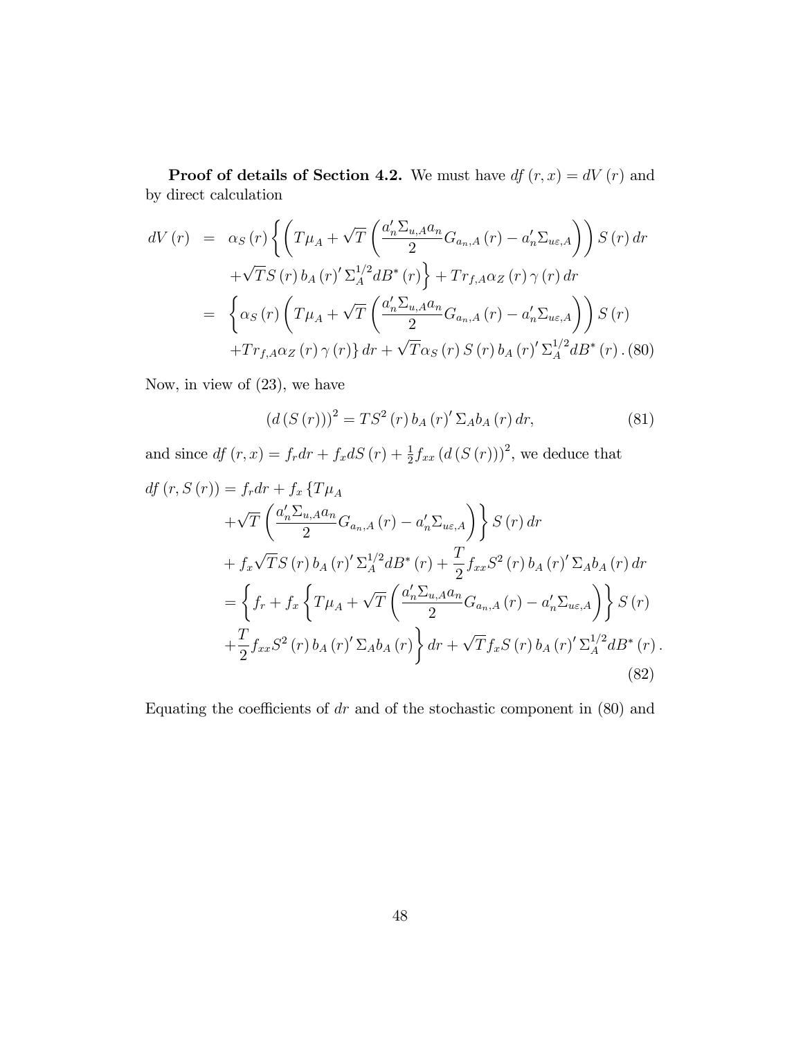**Proof of details of Section 4.2.** We must have $df(r,x) = dV(r)$ and by direct calculation

$$
\begin{aligned}
dV(r) &= \alpha_S(r)\left\{\left(T\mu_A + \sqrt{T}\left(\frac{a_n'\Sigma_{u,A}a_n}{2}G_{a_n,A}(r) - a_n'\Sigma_{u\varepsilon,A}\right)\right)S(r)\,dr\right. \\
&\quad \left. +\sqrt{T}S(r)\,b_A(r)'\,\Sigma_A^{1/2}dB^*(r)\right\} + Tr_{f,A}\alpha_Z(r)\,\gamma(r)\,dr \\
&= \left\{\alpha_S(r)\left(T\mu_A + \sqrt{T}\left(\frac{a_n'\Sigma_{u,A}a_n}{2}G_{a_n,A}(r) - a_n'\Sigma_{u\varepsilon,A}\right)\right)S(r)\right. \\
&\quad \left. +Tr_{f,A}\alpha_Z(r)\,\gamma(r)\right\}dr + \sqrt{T}\alpha_S(r)\,S(r)\,b_A(r)'\,\Sigma_A^{1/2}dB^*(r). \qquad (80)
\end{aligned}
$$

Now, in view of (23), we have

$$
(d(S(r)))^2 = TS^2(r)\,b_A(r)'\,\Sigma_A b_A(r)\,dr, \qquad (81)
$$

and since $df(r,x) = f_r dr + f_x dS(r) + \frac{1}{2}f_{xx}(d(S(r)))^2$, we deduce that

$$
\begin{aligned}
df(r,S(r)) &= f_r dr + f_x\left\{T\mu_A\right. \\
&\quad \left. +\sqrt{T}\left(\frac{a_n'\Sigma_{u,A}a_n}{2}G_{a_n,A}(r) - a_n'\Sigma_{u\varepsilon,A}\right)\right\}S(r)\,dr \\
&\quad + f_x\sqrt{T}S(r)\,b_A(r)'\,\Sigma_A^{1/2}dB^*(r) + \frac{T}{2}f_{xx}S^2(r)\,b_A(r)'\,\Sigma_A b_A(r)\,dr \\
&= \left\{f_r + f_x\left\{T\mu_A + \sqrt{T}\left(\frac{a_n'\Sigma_{u,A}a_n}{2}G_{a_n,A}(r) - a_n'\Sigma_{u\varepsilon,A}\right)\right\}S(r)\right. \\
&\quad \left. +\frac{T}{2}f_{xx}S^2(r)\,b_A(r)'\,\Sigma_A b_A(r)\right\}dr + \sqrt{T}f_x S(r)\,b_A(r)'\,\Sigma_A^{1/2}dB^*(r).
\end{aligned}
\qquad (82)
$$

Equating the coefficients of $dr$ and of the stochastic component in (80) and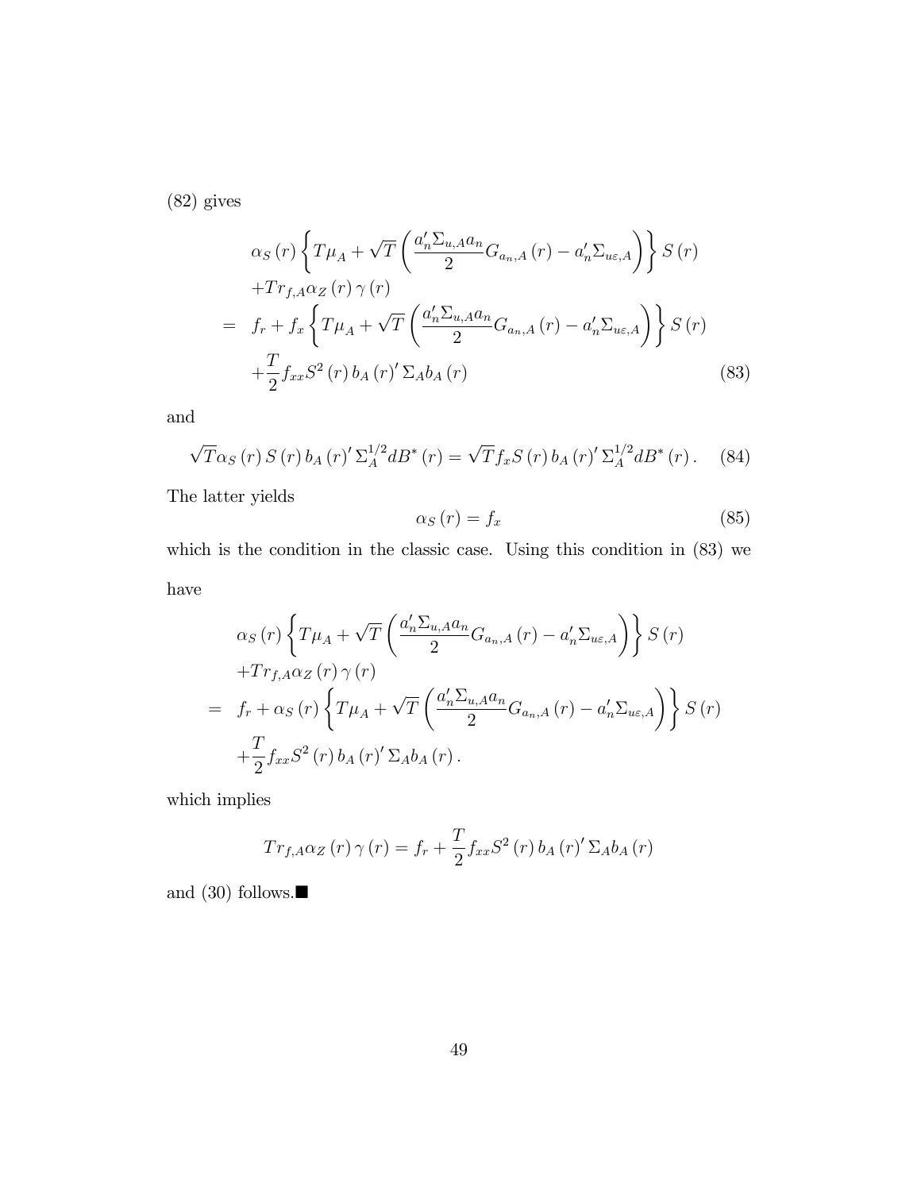(82) gives

$$
\begin{aligned}
& \alpha_S(r)\left\{T\mu_A + \sqrt{T}\left(\frac{a_n' \Sigma_{u,A} a_n}{2} G_{a_n,A}(r) - a_n' \Sigma_{u\varepsilon,A}\right)\right\} S(r) \\
& + T r_{f,A} \alpha_Z(r) \gamma(r) \\
= \; & f_r + f_x \left\{T\mu_A + \sqrt{T}\left(\frac{a_n' \Sigma_{u,A} a_n}{2} G_{a_n,A}(r) - a_n' \Sigma_{u\varepsilon,A}\right)\right\} S(r) \\
& + \frac{T}{2} f_{xx} S^2(r) b_A(r)' \Sigma_A b_A(r)
\end{aligned} \tag{83}
$$

and

$$
\sqrt{T}\alpha_S(r) S(r) b_A(r)' \Sigma_A^{1/2} dB^*(r) = \sqrt{T} f_x S(r) b_A(r)' \Sigma_A^{1/2} dB^*(r). \tag{84}
$$

The latter yields

$$
\alpha_S(r) = f_x \tag{85}
$$

which is the condition in the classic case. Using this condition in (83) we have

$$
\begin{aligned}
& \alpha_S(r)\left\{T\mu_A + \sqrt{T}\left(\frac{a_n' \Sigma_{u,A} a_n}{2} G_{a_n,A}(r) - a_n' \Sigma_{u\varepsilon,A}\right)\right\} S(r) \\
& + T r_{f,A} \alpha_Z(r) \gamma(r) \\
= \; & f_r + \alpha_S(r) \left\{T\mu_A + \sqrt{T}\left(\frac{a_n' \Sigma_{u,A} a_n}{2} G_{a_n,A}(r) - a_n' \Sigma_{u\varepsilon,A}\right)\right\} S(r) \\
& + \frac{T}{2} f_{xx} S^2(r) b_A(r)' \Sigma_A b_A(r).
\end{aligned}
$$

which implies

$$
T r_{f,A} \alpha_Z(r) \gamma(r) = f_r + \frac{T}{2} f_{xx} S^2(r) b_A(r)' \Sigma_A b_A(r)
$$

and (30) follows.■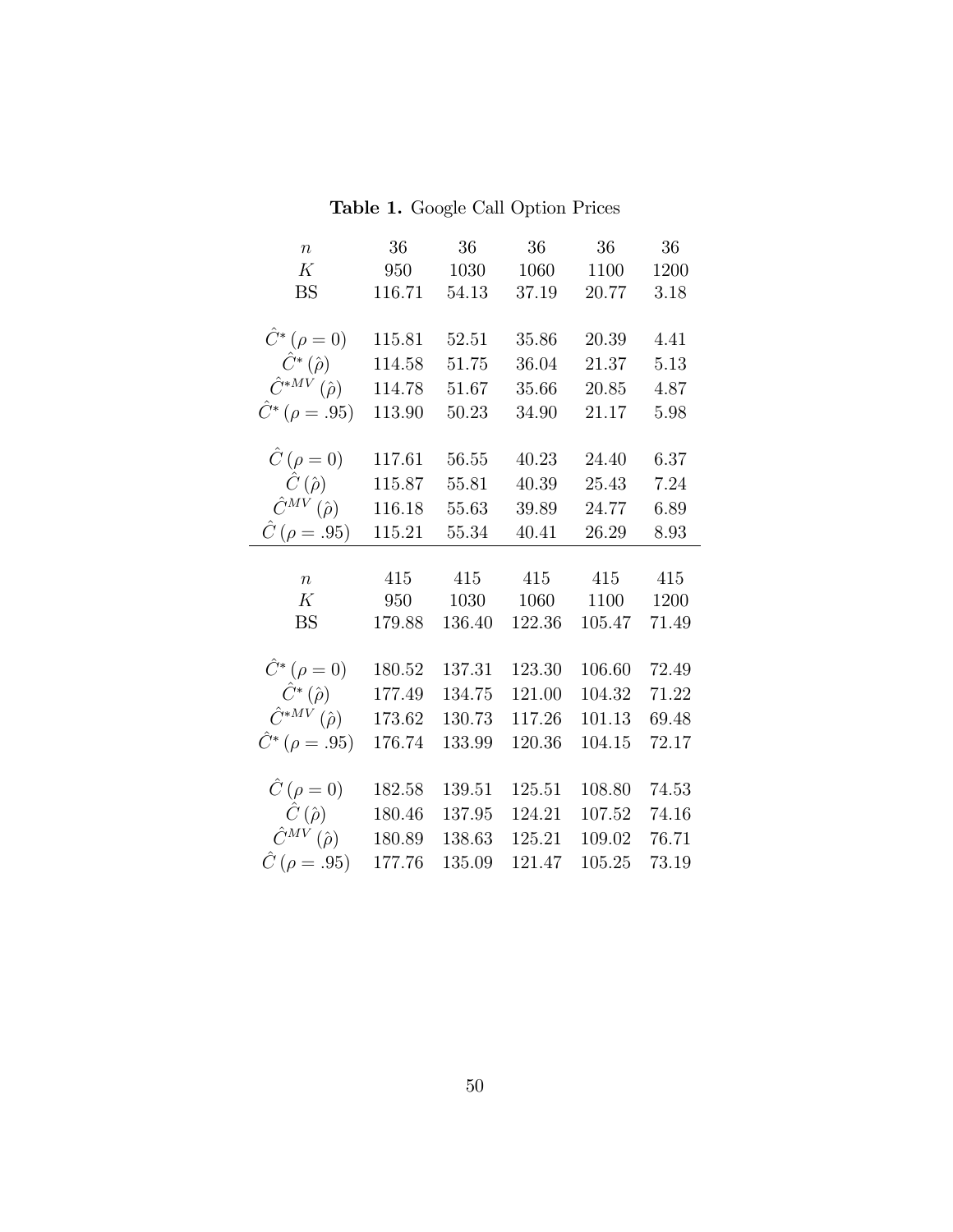**Table 1.** Google Call Option Prices

| $n$ | 36 | 36 | 36 | 36 | 36 |
|---|---|---|---|---|---|
| $K$ | 950 | 1030 | 1060 | 1100 | 1200 |
| BS | 116.71 | 54.13 | 37.19 | 20.77 | 3.18 |
| | | | | | |
| $\hat{C}^*(\rho=0)$ | 115.81 | 52.51 | 35.86 | 20.39 | 4.41 |
| $\hat{C}^*(\hat{\rho})$ | 114.58 | 51.75 | 36.04 | 21.37 | 5.13 |
| $\hat{C}^{*MV}(\hat{\rho})$ | 114.78 | 51.67 | 35.66 | 20.85 | 4.87 |
| $\hat{C}^*(\rho=.95)$ | 113.90 | 50.23 | 34.90 | 21.17 | 5.98 |
| | | | | | |
| $\hat{C}(\rho=0)$ | 117.61 | 56.55 | 40.23 | 24.40 | 6.37 |
| $\hat{C}(\hat{\rho})$ | 115.87 | 55.81 | 40.39 | 25.43 | 7.24 |
| $\hat{C}^{MV}(\hat{\rho})$ | 116.18 | 55.63 | 39.89 | 24.77 | 6.89 |
| $\hat{C}(\rho=.95)$ | 115.21 | 55.34 | 40.41 | 26.29 | 8.93 |

| $n$ | 415 | 415 | 415 | 415 | 415 |
|---|---|---|---|---|---|
| $K$ | 950 | 1030 | 1060 | 1100 | 1200 |
| BS | 179.88 | 136.40 | 122.36 | 105.47 | 71.49 |
| | | | | | |
| $\hat{C}^*(\rho=0)$ | 180.52 | 137.31 | 123.30 | 106.60 | 72.49 |
| $\hat{C}^*(\hat{\rho})$ | 177.49 | 134.75 | 121.00 | 104.32 | 71.22 |
| $\hat{C}^{*MV}(\hat{\rho})$ | 173.62 | 130.73 | 117.26 | 101.13 | 69.48 |
| $\hat{C}^*(\rho=.95)$ | 176.74 | 133.99 | 120.36 | 104.15 | 72.17 |
| | | | | | |
| $\hat{C}(\rho=0)$ | 182.58 | 139.51 | 125.51 | 108.80 | 74.53 |
| $\hat{C}(\hat{\rho})$ | 180.46 | 137.95 | 124.21 | 107.52 | 74.16 |
| $\hat{C}^{MV}(\hat{\rho})$ | 180.89 | 138.63 | 125.21 | 109.02 | 76.71 |
| $\hat{C}(\rho=.95)$ | 177.76 | 135.09 | 121.47 | 105.25 | 73.19 |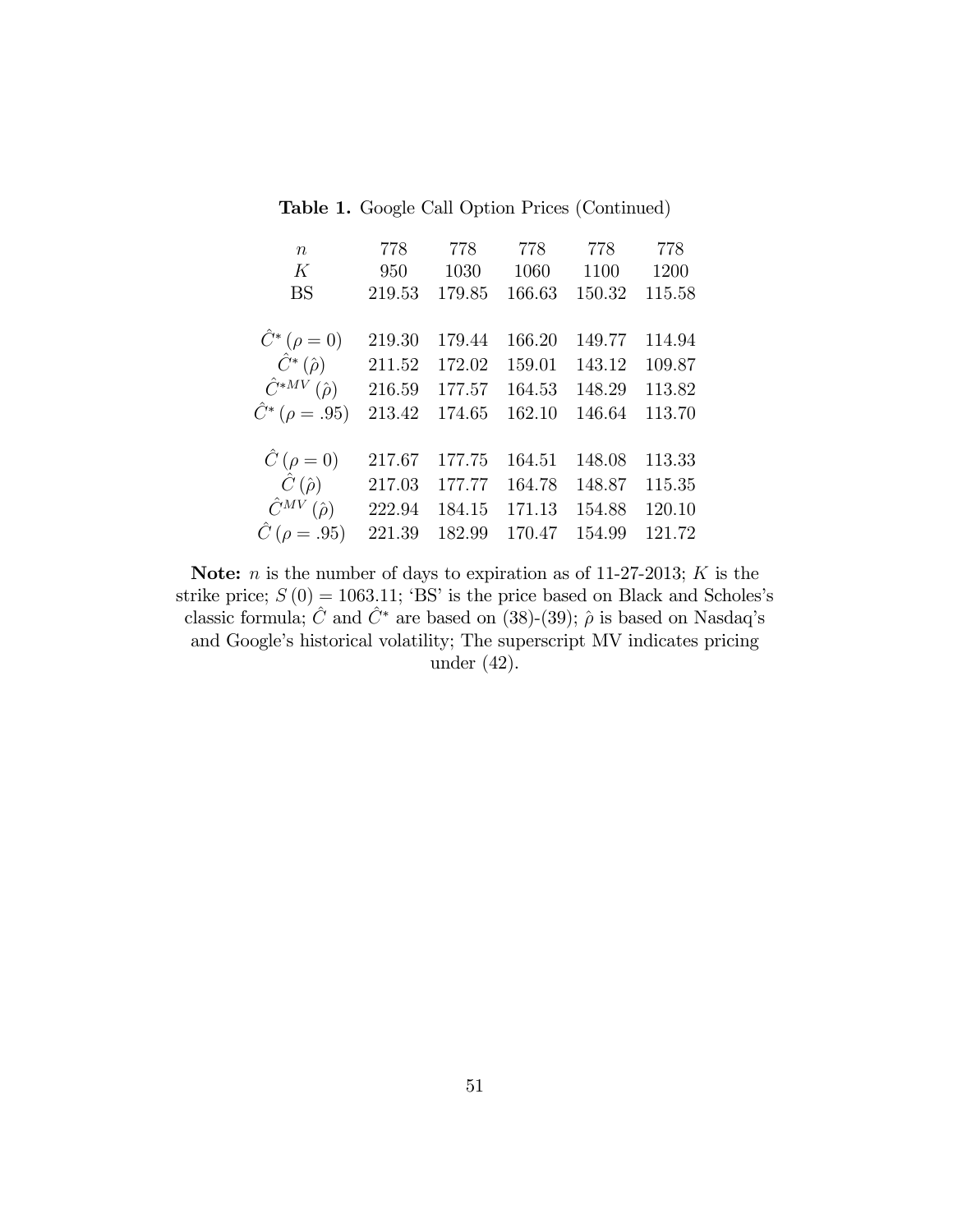**Table 1.** Google Call Option Prices (Continued)

| $n$ | 778 | 778 | 778 | 778 | 778 |
|---|---|---|---|---|---|
| $K$ | 950 | 1030 | 1060 | 1100 | 1200 |
| BS | 219.53 | 179.85 | 166.63 | 150.32 | 115.58 |
| | | | | | |
| $\hat{C}^*(\rho = 0)$ | 219.30 | 179.44 | 166.20 | 149.77 | 114.94 |
| $\hat{C}^*(\hat{\rho})$ | 211.52 | 172.02 | 159.01 | 143.12 | 109.87 |
| $\hat{C}^{*MV}(\hat{\rho})$ | 216.59 | 177.57 | 164.53 | 148.29 | 113.82 |
| $\hat{C}^*(\rho = .95)$ | 213.42 | 174.65 | 162.10 | 146.64 | 113.70 |
| | | | | | |
| $\hat{C}(\rho = 0)$ | 217.67 | 177.75 | 164.51 | 148.08 | 113.33 |
| $\hat{C}(\hat{\rho})$ | 217.03 | 177.77 | 164.78 | 148.87 | 115.35 |
| $\hat{C}^{MV}(\hat{\rho})$ | 222.94 | 184.15 | 171.13 | 154.88 | 120.10 |
| $\hat{C}(\rho = .95)$ | 221.39 | 182.99 | 170.47 | 154.99 | 121.72 |

**Note:** $n$ is the number of days to expiration as of 11-27-2013; $K$ is the strike price; $S(0) = 1063.11$; 'BS' is the price based on Black and Scholes's classic formula; $\hat{C}$ and $\hat{C}^*$ are based on (38)-(39); $\hat{\rho}$ is based on Nasdaq's and Google's historical volatility; The superscript MV indicates pricing under (42).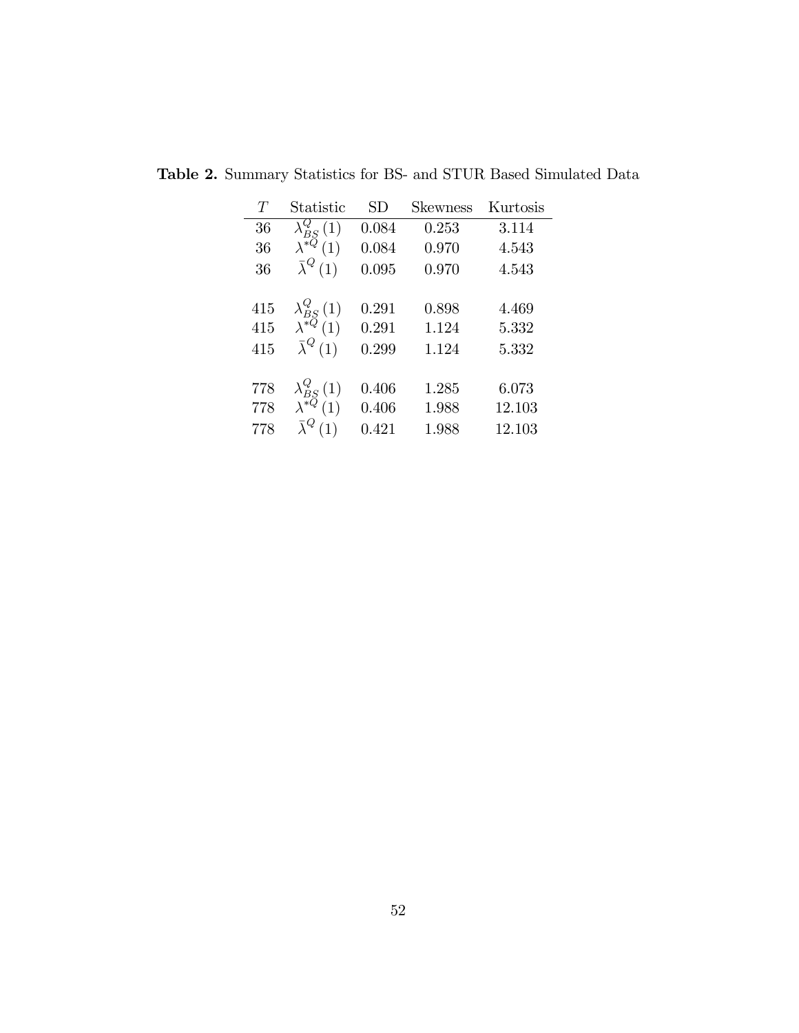**Table 2.** Summary Statistics for BS- and STUR Based Simulated Data

| $T$ | Statistic | SD | Skewness | Kurtosis |
|---|---|---|---|---|
| 36 | $\lambda_{BS}^{Q}(1)$ | 0.084 | 0.253 | 3.114 |
| 36 | $\lambda^{*Q}(1)$ | 0.084 | 0.970 | 4.543 |
| 36 | $\bar{\lambda}^{Q}(1)$ | 0.095 | 0.970 | 4.543 |
| | | | | |
| 415 | $\lambda_{BS}^{Q}(1)$ | 0.291 | 0.898 | 4.469 |
| 415 | $\lambda^{*Q}(1)$ | 0.291 | 1.124 | 5.332 |
| 415 | $\bar{\lambda}^{Q}(1)$ | 0.299 | 1.124 | 5.332 |
| | | | | |
| 778 | $\lambda_{BS}^{Q}(1)$ | 0.406 | 1.285 | 6.073 |
| 778 | $\lambda^{*Q}(1)$ | 0.406 | 1.988 | 12.103 |
| 778 | $\bar{\lambda}^{Q}(1)$ | 0.421 | 1.988 | 12.103 |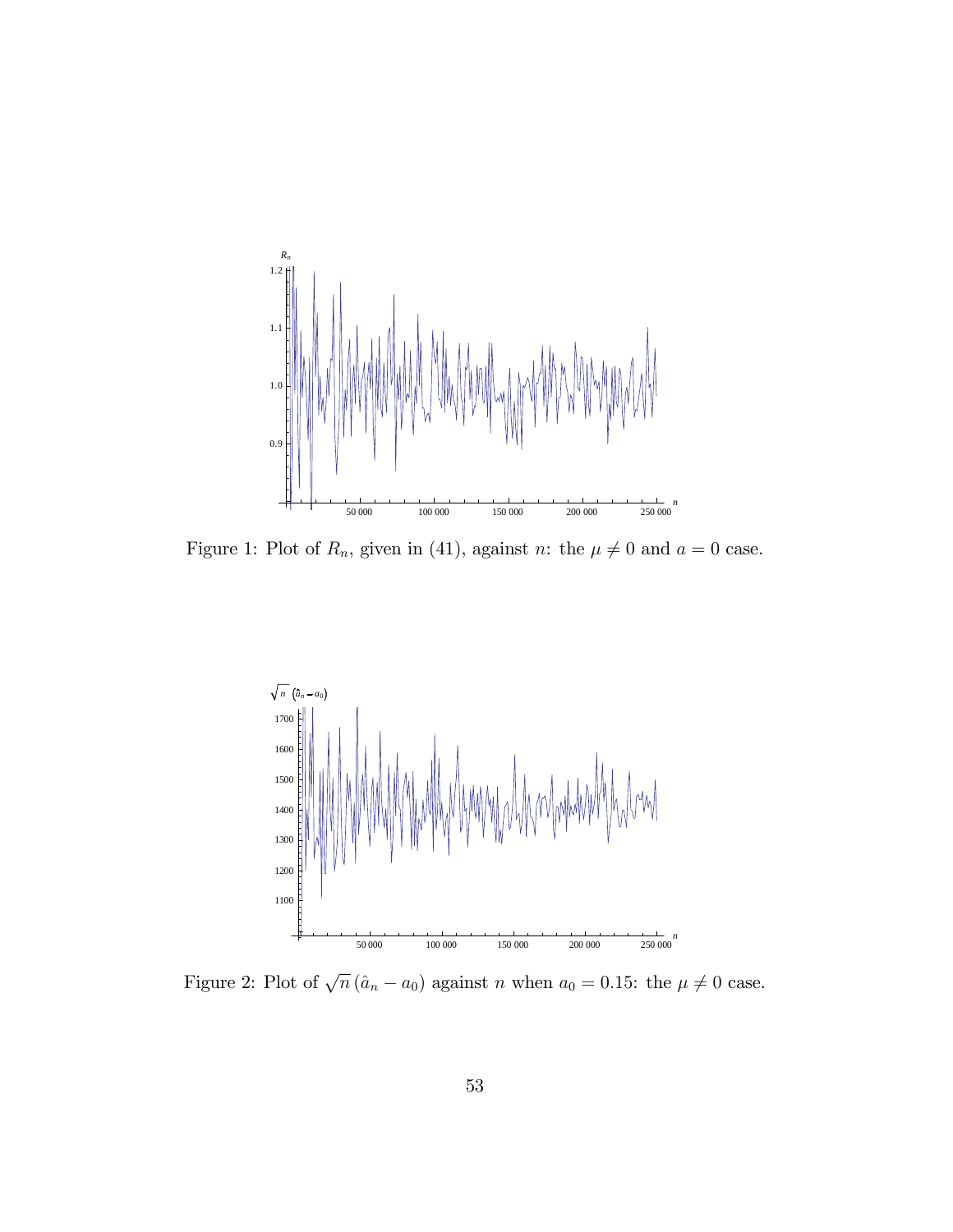Figure 1: Plot of $R_n$, given in (41), against $n$: the $\mu \neq 0$ and $a = 0$ case.

Figure 2: Plot of $\sqrt{n}\,(\hat{a}_n - a_0)$ against $n$ when $a_0 = 0.15$: the $\mu \neq 0$ case.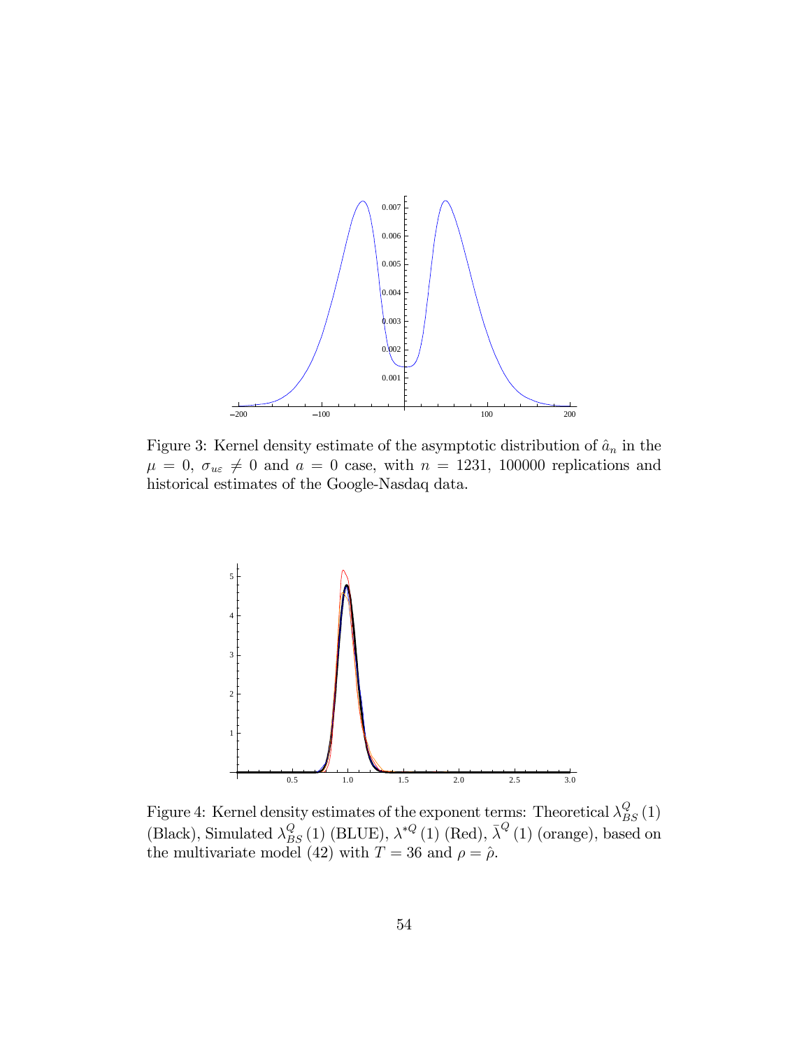Figure 3: Kernel density estimate of the asymptotic distribution of $\hat{a}_n$ in the $\mu = 0$, $\sigma_{u\varepsilon} \neq 0$ and $a = 0$ case, with $n = 1231$, 100000 replications and historical estimates of the Google-Nasdaq data.

Figure 4: Kernel density estimates of the exponent terms: Theoretical $\lambda_{BS}^{Q}(1)$ (Black), Simulated $\lambda_{BS}^{Q}(1)$ (BLUE), $\lambda^{*Q}(1)$ (Red), $\bar{\lambda}^{Q}(1)$ (orange), based on the multivariate model (42) with $T = 36$ and $\rho = \hat{\rho}$.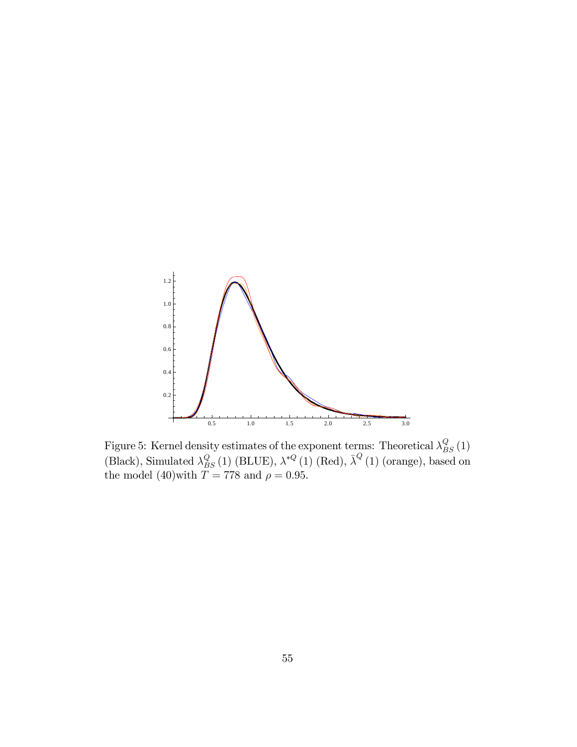1.2

1.0

0.8

0.6

0.4

0.2

0.5 1.0 1.5 2.0 2.5 3.0

Figure 5: Kernel density estimates of the exponent terms: Theoretical $\lambda_{BS}^{Q}(1)$ (Black), Simulated $\lambda_{BS}^{Q}(1)$ (BLUE), $\lambda^{*Q}(1)$ (Red), $\bar{\lambda}^{Q}(1)$ (orange), based on the model (40)with $T = 778$ and $\rho = 0.95$.